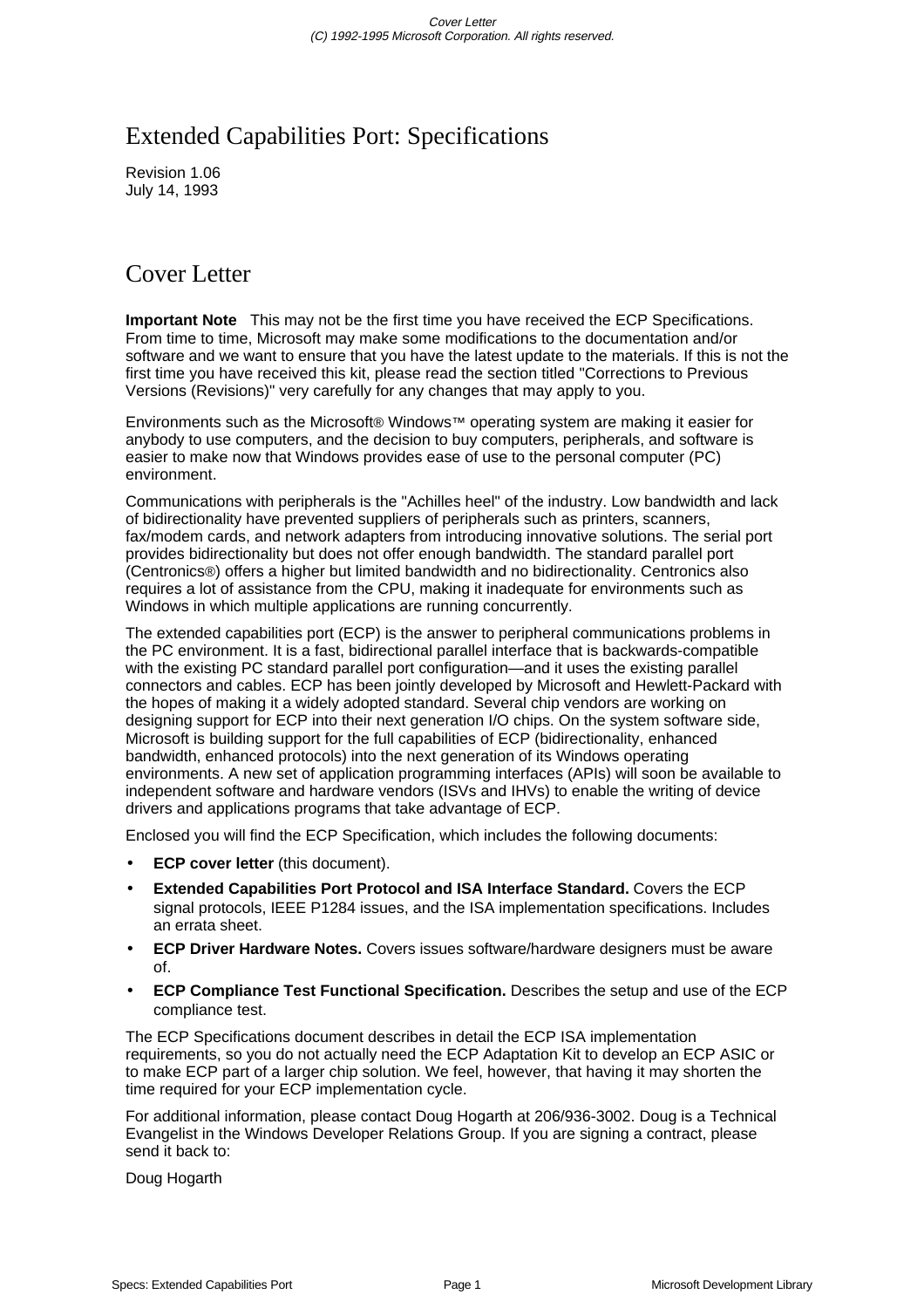# Extended Capabilities Port: Specifications

Revision 1.06
July 14, 1993

# Cover Letter

**Important Note** This may not be the first time you have received the ECP Specifications. From time to time, Microsoft may make some modifications to the documentation and/or software and we want to ensure that you have the latest update to the materials. If this is not the first time you have received this kit, please read the section titled "Corrections to Previous Versions (Revisions)" very carefully for any changes that may apply to you.

Environments such as the Microsoft® Windows™ operating system are making it easier for anybody to use computers, and the decision to buy computers, peripherals, and software is easier to make now that Windows provides ease of use to the personal computer (PC) environment.

Communications with peripherals is the "Achilles heel" of the industry. Low bandwidth and lack of bidirectionality have prevented suppliers of peripherals such as printers, scanners, fax/modem cards, and network adapters from introducing innovative solutions. The serial port provides bidirectionality but does not offer enough bandwidth. The standard parallel port (Centronics®) offers a higher but limited bandwidth and no bidirectionality. Centronics also requires a lot of assistance from the CPU, making it inadequate for environments such as Windows in which multiple applications are running concurrently.

The extended capabilities port (ECP) is the answer to peripheral communications problems in the PC environment. It is a fast, bidirectional parallel interface that is backwards-compatible with the existing PC standard parallel port configuration—and it uses the existing parallel connectors and cables. ECP has been jointly developed by Microsoft and Hewlett-Packard with the hopes of making it a widely adopted standard. Several chip vendors are working on designing support for ECP into their next generation I/O chips. On the system software side, Microsoft is building support for the full capabilities of ECP (bidirectionality, enhanced bandwidth, enhanced protocols) into the next generation of its Windows operating environments. A new set of application programming interfaces (APIs) will soon be available to independent software and hardware vendors (ISVs and IHVs) to enable the writing of device drivers and applications programs that take advantage of ECP.

Enclosed you will find the ECP Specification, which includes the following documents:

- **ECP cover letter** (this document).
- **Extended Capabilities Port Protocol and ISA Interface Standard.** Covers the ECP signal protocols, IEEE P1284 issues, and the ISA implementation specifications. Includes an errata sheet.
- **ECP Driver Hardware Notes.** Covers issues software/hardware designers must be aware of.
- **ECP Compliance Test Functional Specification.** Describes the setup and use of the ECP compliance test.

The ECP Specifications document describes in detail the ECP ISA implementation requirements, so you do not actually need the ECP Adaptation Kit to develop an ECP ASIC or to make ECP part of a larger chip solution. We feel, however, that having it may shorten the time required for your ECP implementation cycle.

For additional information, please contact Doug Hogarth at 206/936-3002. Doug is a Technical Evangelist in the Windows Developer Relations Group. If you are signing a contract, please send it back to:

Doug Hogarth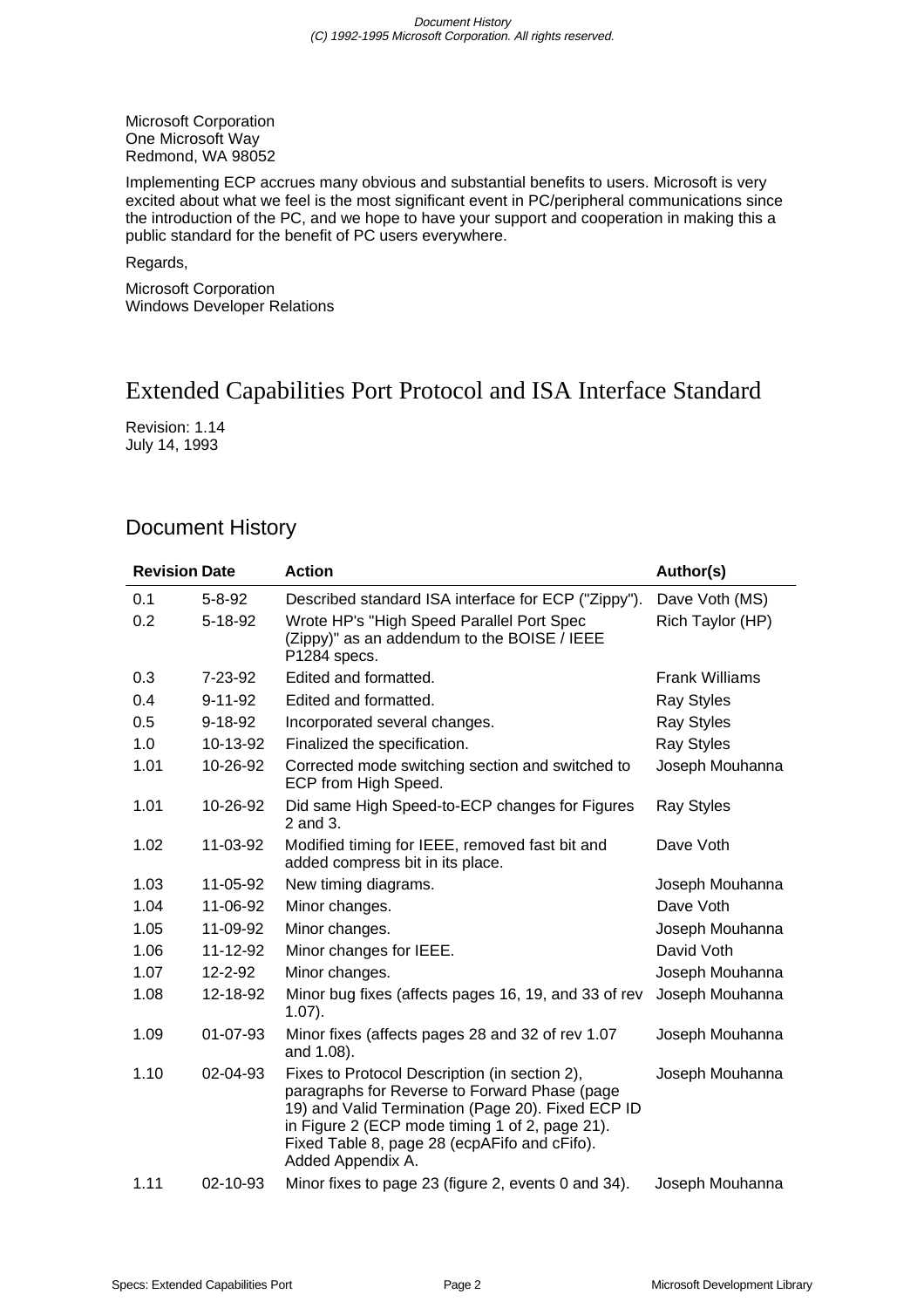Microsoft Corporation
One Microsoft Way
Redmond, WA 98052

Implementing ECP accrues many obvious and substantial benefits to users. Microsoft is very excited about what we feel is the most significant event in PC/peripheral communications since the introduction of the PC, and we hope to have your support and cooperation in making this a public standard for the benefit of PC users everywhere.

Regards,

Microsoft Corporation
Windows Developer Relations

# Extended Capabilities Port Protocol and ISA Interface Standard

Revision: 1.14
July 14, 1993

## Document History

| Revision | Date | Action | Author(s) |
|---|---|---|---|
| 0.1 | 5-8-92 | Described standard ISA interface for ECP ("Zippy"). | Dave Voth (MS) |
| 0.2 | 5-18-92 | Wrote HP's "High Speed Parallel Port Spec (Zippy)" as an addendum to the BOISE / IEEE P1284 specs. | Rich Taylor (HP) |
| 0.3 | 7-23-92 | Edited and formatted. | Frank Williams |
| 0.4 | 9-11-92 | Edited and formatted. | Ray Styles |
| 0.5 | 9-18-92 | Incorporated several changes. | Ray Styles |
| 1.0 | 10-13-92 | Finalized the specification. | Ray Styles |
| 1.01 | 10-26-92 | Corrected mode switching section and switched to ECP from High Speed. | Joseph Mouhanna |
| 1.01 | 10-26-92 | Did same High Speed-to-ECP changes for Figures 2 and 3. | Ray Styles |
| 1.02 | 11-03-92 | Modified timing for IEEE, removed fast bit and added compress bit in its place. | Dave Voth |
| 1.03 | 11-05-92 | New timing diagrams. | Joseph Mouhanna |
| 1.04 | 11-06-92 | Minor changes. | Dave Voth |
| 1.05 | 11-09-92 | Minor changes. | Joseph Mouhanna |
| 1.06 | 11-12-92 | Minor changes for IEEE. | David Voth |
| 1.07 | 12-2-92 | Minor changes. | Joseph Mouhanna |
| 1.08 | 12-18-92 | Minor bug fixes (affects pages 16, 19, and 33 of rev 1.07). | Joseph Mouhanna |
| 1.09 | 01-07-93 | Minor fixes (affects pages 28 and 32 of rev 1.07 and 1.08). | Joseph Mouhanna |
| 1.10 | 02-04-93 | Fixes to Protocol Description (in section 2), paragraphs for Reverse to Forward Phase (page 19) and Valid Termination (Page 20). Fixed ECP ID in Figure 2 (ECP mode timing 1 of 2, page 21). Fixed Table 8, page 28 (ecpAFifo and cFifo). Added Appendix A. | Joseph Mouhanna |
| 1.11 | 02-10-93 | Minor fixes to page 23 (figure 2, events 0 and 34). | Joseph Mouhanna |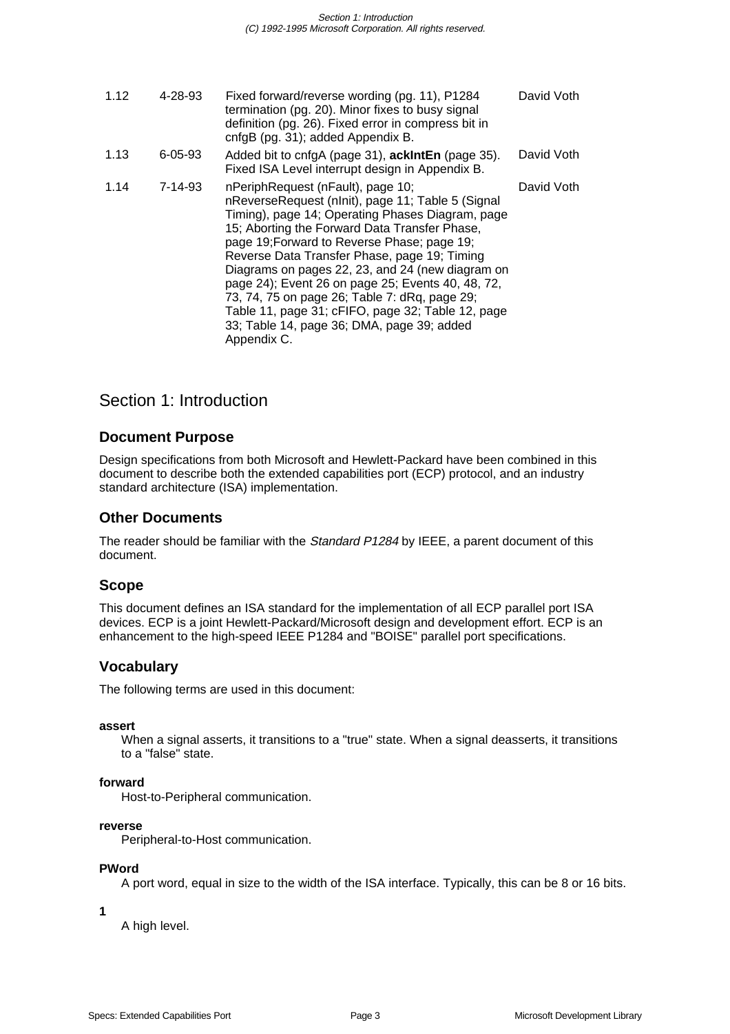| | | | |
|---|---|---|---|
| 1.12 | 4-28-93 | Fixed forward/reverse wording (pg. 11), P1284 termination (pg. 20). Minor fixes to busy signal definition (pg. 26). Fixed error in compress bit in cnfgB (pg. 31); added Appendix B. | David Voth |
| 1.13 | 6-05-93 | Added bit to cnfgA (page 31), **ackIntEn** (page 35). Fixed ISA Level interrupt design in Appendix B. | David Voth |
| 1.14 | 7-14-93 | nPeriphRequest (nFault), page 10; nReverseRequest (nInit), page 11; Table 5 (Signal Timing), page 14; Operating Phases Diagram, page 15; Aborting the Forward Data Transfer Phase, page 19;Forward to Reverse Phase; page 19; Reverse Data Transfer Phase, page 19; Timing Diagrams on pages 22, 23, and 24 (new diagram on page 24); Event 26 on page 25; Events 40, 48, 72, 73, 74, 75 on page 26; Table 7: dRq, page 29; Table 11, page 31; cFIFO, page 32; Table 12, page 33; Table 14, page 36; DMA, page 39; added Appendix C. | David Voth |

# Section 1: Introduction

## Document Purpose

Design specifications from both Microsoft and Hewlett-Packard have been combined in this document to describe both the extended capabilities port (ECP) protocol, and an industry standard architecture (ISA) implementation.

## Other Documents

The reader should be familiar with the *Standard P1284* by IEEE, a parent document of this document.

## Scope

This document defines an ISA standard for the implementation of all ECP parallel port ISA devices. ECP is a joint Hewlett-Packard/Microsoft design and development effort. ECP is an enhancement to the high-speed IEEE P1284 and "BOISE" parallel port specifications.

## Vocabulary

The following terms are used in this document:

**assert**
When a signal asserts, it transitions to a "true" state. When a signal deasserts, it transitions to a "false" state.

**forward**
Host-to-Peripheral communication.

**reverse**
Peripheral-to-Host communication.

**PWord**
A port word, equal in size to the width of the ISA interface. Typically, this can be 8 or 16 bits.

**1**
A high level.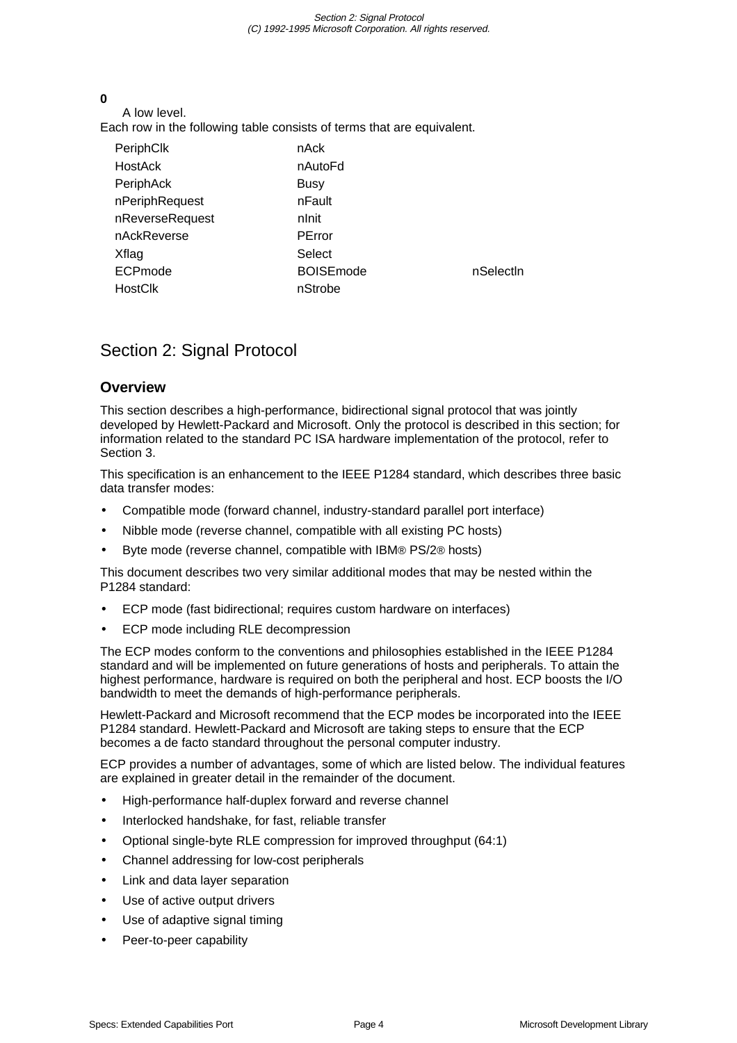**0**

A low level.

Each row in the following table consists of terms that are equivalent.

| | | |
|---|---|---|
| PeriphClk | nAck | |
| HostAck | nAutoFd | |
| PeriphAck | Busy | |
| nPeriphRequest | nFault | |
| nReverseRequest | nInit | |
| nAckReverse | PError | |
| Xflag | Select | |
| ECPmode | BOISEmode | nSelectln |
| HostClk | nStrobe | |

# Section 2: Signal Protocol

## Overview

This section describes a high-performance, bidirectional signal protocol that was jointly developed by Hewlett-Packard and Microsoft. Only the protocol is described in this section; for information related to the standard PC ISA hardware implementation of the protocol, refer to Section 3.

This specification is an enhancement to the IEEE P1284 standard, which describes three basic data transfer modes:

- Compatible mode (forward channel, industry-standard parallel port interface)
- Nibble mode (reverse channel, compatible with all existing PC hosts)
- Byte mode (reverse channel, compatible with IBM® PS/2® hosts)

This document describes two very similar additional modes that may be nested within the P1284 standard:

- ECP mode (fast bidirectional; requires custom hardware on interfaces)
- ECP mode including RLE decompression

The ECP modes conform to the conventions and philosophies established in the IEEE P1284 standard and will be implemented on future generations of hosts and peripherals. To attain the highest performance, hardware is required on both the peripheral and host. ECP boosts the I/O bandwidth to meet the demands of high-performance peripherals.

Hewlett-Packard and Microsoft recommend that the ECP modes be incorporated into the IEEE P1284 standard. Hewlett-Packard and Microsoft are taking steps to ensure that the ECP becomes a de facto standard throughout the personal computer industry.

ECP provides a number of advantages, some of which are listed below. The individual features are explained in greater detail in the remainder of the document.

- High-performance half-duplex forward and reverse channel
- Interlocked handshake, for fast, reliable transfer
- Optional single-byte RLE compression for improved throughput (64:1)
- Channel addressing for low-cost peripherals
- Link and data layer separation
- Use of active output drivers
- Use of adaptive signal timing
- Peer-to-peer capability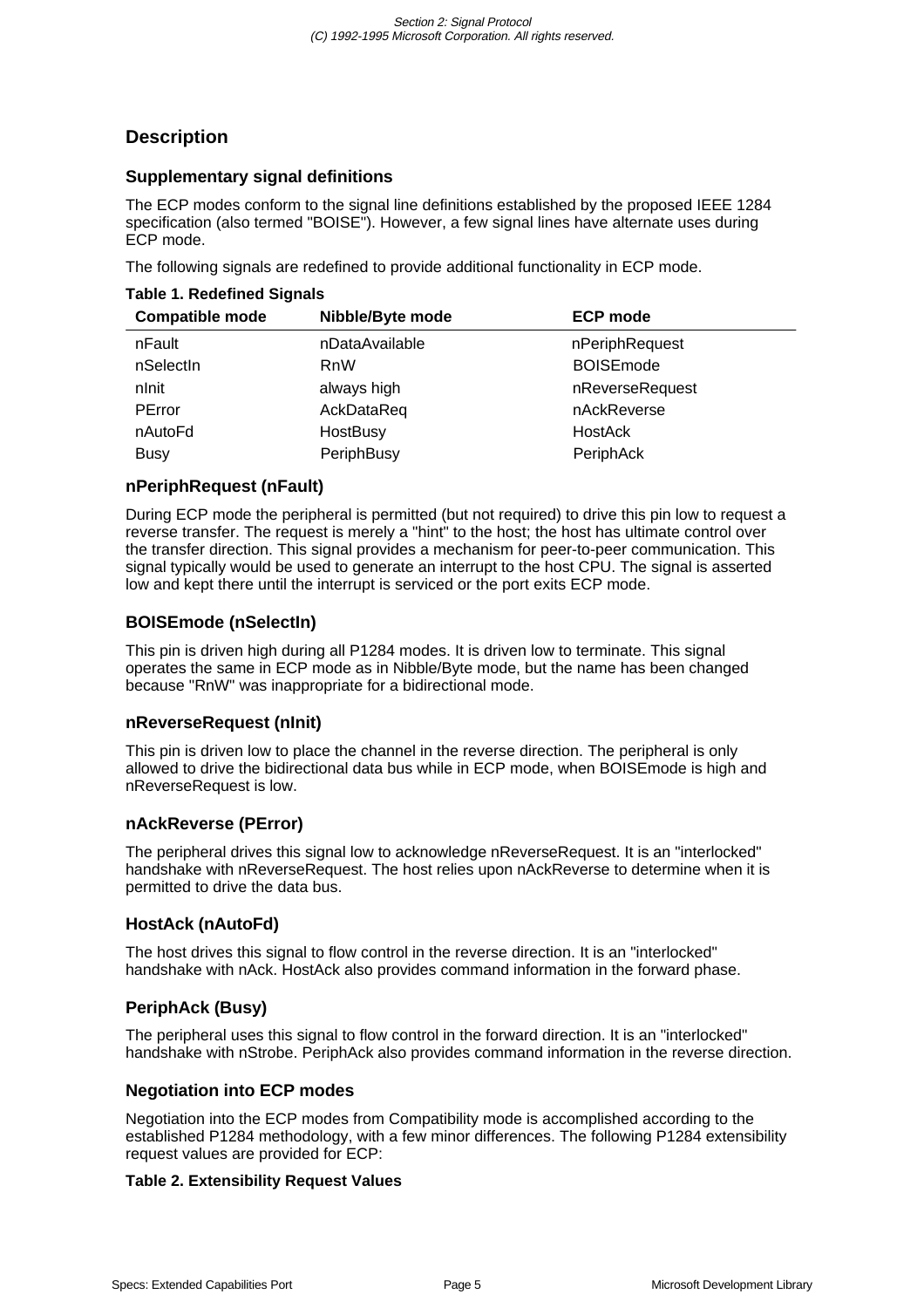## Description

### Supplementary signal definitions

The ECP modes conform to the signal line definitions established by the proposed IEEE 1284 specification (also termed "BOISE"). However, a few signal lines have alternate uses during ECP mode.

The following signals are redefined to provide additional functionality in ECP mode.

**Table 1. Redefined Signals**

| Compatible mode | Nibble/Byte mode | ECP mode |
|---|---|---|
| nFault | nDataAvailable | nPeriphRequest |
| nSelectIn | RnW | BOISEmode |
| nInit | always high | nReverseRequest |
| PError | AckDataReq | nAckReverse |
| nAutoFd | HostBusy | HostAck |
| Busy | PeriphBusy | PeriphAck |

### nPeriphRequest (nFault)

During ECP mode the peripheral is permitted (but not required) to drive this pin low to request a reverse transfer. The request is merely a "hint" to the host; the host has ultimate control over the transfer direction. This signal provides a mechanism for peer-to-peer communication. This signal typically would be used to generate an interrupt to the host CPU. The signal is asserted low and kept there until the interrupt is serviced or the port exits ECP mode.

### BOISEmode (nSelectIn)

This pin is driven high during all P1284 modes. It is driven low to terminate. This signal operates the same in ECP mode as in Nibble/Byte mode, but the name has been changed because "RnW" was inappropriate for a bidirectional mode.

### nReverseRequest (nInit)

This pin is driven low to place the channel in the reverse direction. The peripheral is only allowed to drive the bidirectional data bus while in ECP mode, when BOISEmode is high and nReverseRequest is low.

### nAckReverse (PError)

The peripheral drives this signal low to acknowledge nReverseRequest. It is an "interlocked" handshake with nReverseRequest. The host relies upon nAckReverse to determine when it is permitted to drive the data bus.

### HostAck (nAutoFd)

The host drives this signal to flow control in the reverse direction. It is an "interlocked" handshake with nAck. HostAck also provides command information in the forward phase.

### PeriphAck (Busy)

The peripheral uses this signal to flow control in the forward direction. It is an "interlocked" handshake with nStrobe. PeriphAck also provides command information in the reverse direction.

### Negotiation into ECP modes

Negotiation into the ECP modes from Compatibility mode is accomplished according to the established P1284 methodology, with a few minor differences. The following P1284 extensibility request values are provided for ECP:

**Table 2. Extensibility Request Values**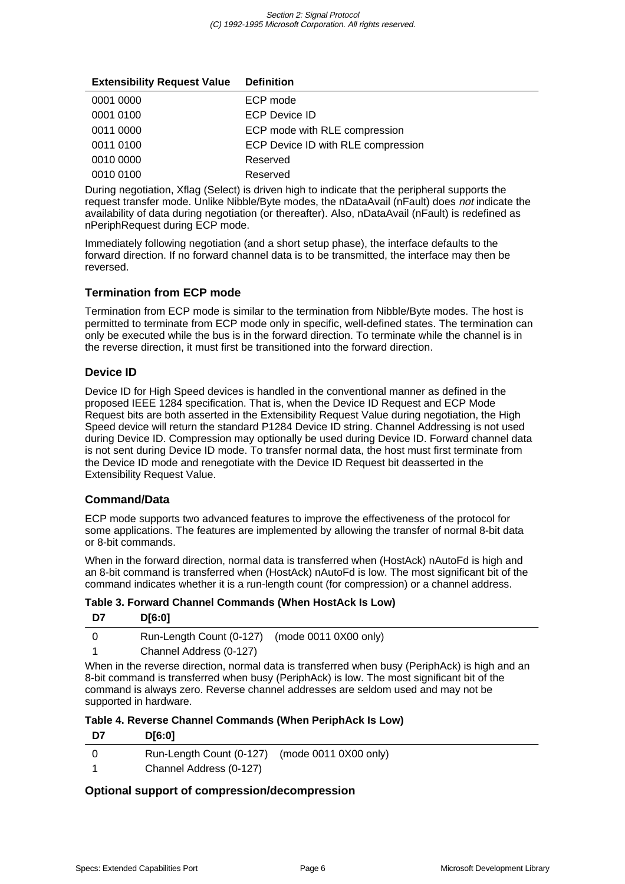| Extensibility Request Value | Definition |
|---|---|
| 0001 0000 | ECP mode |
| 0001 0100 | ECP Device ID |
| 0011 0000 | ECP mode with RLE compression |
| 0011 0100 | ECP Device ID with RLE compression |
| 0010 0000 | Reserved |
| 0010 0100 | Reserved |

During negotiation, Xflag (Select) is driven high to indicate that the peripheral supports the request transfer mode. Unlike Nibble/Byte modes, the nDataAvail (nFault) does *not* indicate the availability of data during negotiation (or thereafter). Also, nDataAvail (nFault) is redefined as nPeriphRequest during ECP mode.

Immediately following negotiation (and a short setup phase), the interface defaults to the forward direction. If no forward channel data is to be transmitted, the interface may then be reversed.

### Termination from ECP mode

Termination from ECP mode is similar to the termination from Nibble/Byte modes. The host is permitted to terminate from ECP mode only in specific, well-defined states. The termination can only be executed while the bus is in the forward direction. To terminate while the channel is in the reverse direction, it must first be transitioned into the forward direction.

### Device ID

Device ID for High Speed devices is handled in the conventional manner as defined in the proposed IEEE 1284 specification. That is, when the Device ID Request and ECP Mode Request bits are both asserted in the Extensibility Request Value during negotiation, the High Speed device will return the standard P1284 Device ID string. Channel Addressing is not used during Device ID. Compression may optionally be used during Device ID. Forward channel data is not sent during Device ID mode. To transfer normal data, the host must first terminate from the Device ID mode and renegotiate with the Device ID Request bit deasserted in the Extensibility Request Value.

### Command/Data

ECP mode supports two advanced features to improve the effectiveness of the protocol for some applications. The features are implemented by allowing the transfer of normal 8-bit data or 8-bit commands.

When in the forward direction, normal data is transferred when (HostAck) nAutoFd is high and an 8-bit command is transferred when (HostAck) nAutoFd is low. The most significant bit of the command indicates whether it is a run-length count (for compression) or a channel address.

**Table 3. Forward Channel Commands (When HostAck Is Low)**

| D7 | D[6:0] |
|---|---|
| 0 | Run-Length Count (0-127) (mode 0011 0X00 only) |
| 1 | Channel Address (0-127) |

When in the reverse direction, normal data is transferred when busy (PeriphAck) is high and an 8-bit command is transferred when busy (PeriphAck) is low. The most significant bit of the command is always zero. Reverse channel addresses are seldom used and may not be supported in hardware.

**Table 4. Reverse Channel Commands (When PeriphAck Is Low)**

| D7 | D[6:0] |
|---|---|
| 0 | Run-Length Count (0-127) (mode 0011 0X00 only) |
| 1 | Channel Address (0-127) |

### Optional support of compression/decompression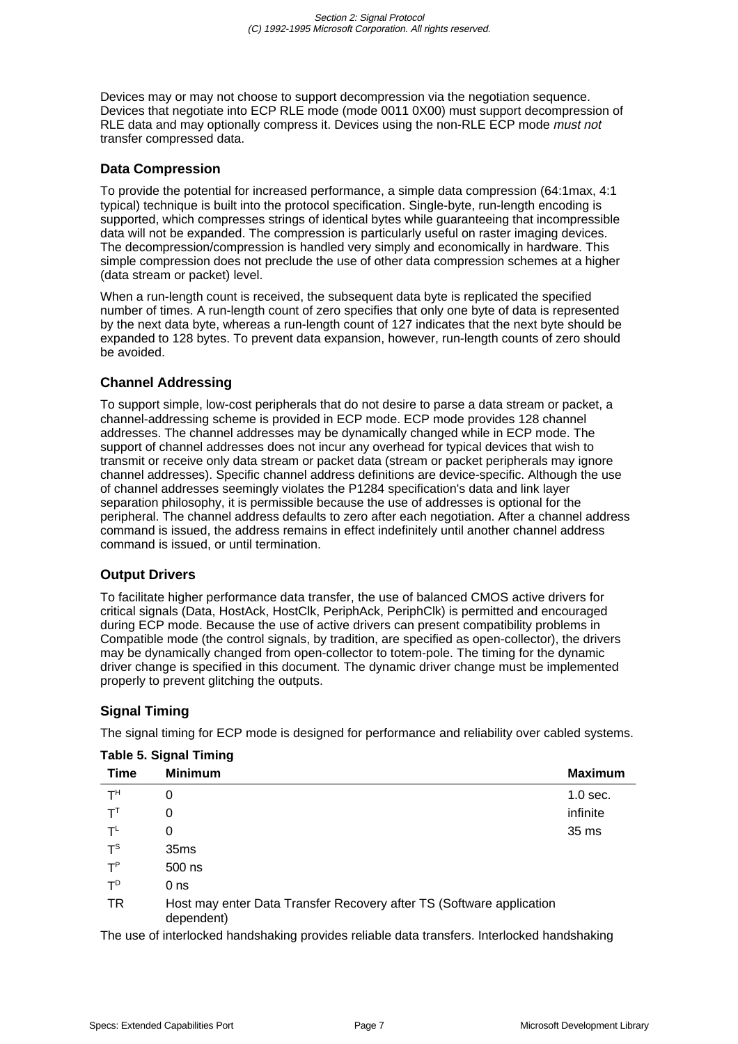Devices may or may not choose to support decompression via the negotiation sequence. Devices that negotiate into ECP RLE mode (mode 0011 0X00) must support decompression of RLE data and may optionally compress it. Devices using the non-RLE ECP mode *must not* transfer compressed data.

### Data Compression

To provide the potential for increased performance, a simple data compression (64:1max, 4:1 typical) technique is built into the protocol specification. Single-byte, run-length encoding is supported, which compresses strings of identical bytes while guaranteeing that incompressible data will not be expanded. The compression is particularly useful on raster imaging devices. The decompression/compression is handled very simply and economically in hardware. This simple compression does not preclude the use of other data compression schemes at a higher (data stream or packet) level.

When a run-length count is received, the subsequent data byte is replicated the specified number of times. A run-length count of zero specifies that only one byte of data is represented by the next data byte, whereas a run-length count of 127 indicates that the next byte should be expanded to 128 bytes. To prevent data expansion, however, run-length counts of zero should be avoided.

### Channel Addressing

To support simple, low-cost peripherals that do not desire to parse a data stream or packet, a channel-addressing scheme is provided in ECP mode. ECP mode provides 128 channel addresses. The channel addresses may be dynamically changed while in ECP mode. The support of channel addresses does not incur any overhead for typical devices that wish to transmit or receive only data stream or packet data (stream or packet peripherals may ignore channel addresses). Specific channel address definitions are device-specific. Although the use of channel addresses seemingly violates the P1284 specification's data and link layer separation philosophy, it is permissible because the use of addresses is optional for the peripheral. The channel address defaults to zero after each negotiation. After a channel address command is issued, the address remains in effect indefinitely until another channel address command is issued, or until termination.

### Output Drivers

To facilitate higher performance data transfer, the use of balanced CMOS active drivers for critical signals (Data, HostAck, HostClk, PeriphAck, PeriphClk) is permitted and encouraged during ECP mode. Because the use of active drivers can present compatibility problems in Compatible mode (the control signals, by tradition, are specified as open-collector), the drivers may be dynamically changed from open-collector to totem-pole. The timing for the dynamic driver change is specified in this document. The dynamic driver change must be implemented properly to prevent glitching the outputs.

### Signal Timing

The signal timing for ECP mode is designed for performance and reliability over cabled systems.

**Table 5. Signal Timing**

| Time | Minimum | Maximum |
|---|---|---|
| $T^H$ | 0 | 1.0 sec. |
| $T^T$ | 0 | infinite |
| $T^L$ | 0 | 35 ms |
| $T^S$ | 35ms | |
| $T^P$ | 500 ns | |
| $T^D$ | 0 ns | |
| TR | Host may enter Data Transfer Recovery after TS (Software application dependent) | |

The use of interlocked handshaking provides reliable data transfers. Interlocked handshaking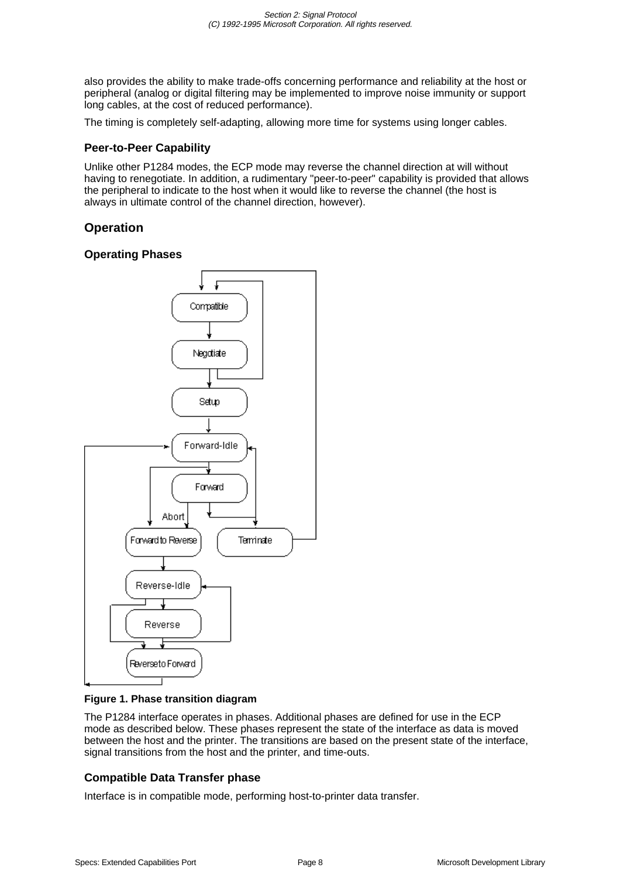also provides the ability to make trade-offs concerning performance and reliability at the host or peripheral (analog or digital filtering may be implemented to improve noise immunity or support long cables, at the cost of reduced performance).

The timing is completely self-adapting, allowing more time for systems using longer cables.

### Peer-to-Peer Capability

Unlike other P1284 modes, the ECP mode may reverse the channel direction at will without having to renegotiate. In addition, a rudimentary "peer-to-peer" capability is provided that allows the peripheral to indicate to the host when it would like to reverse the channel (the host is always in ultimate control of the channel direction, however).

## Operation

### Operating Phases

**Figure 1. Phase transition diagram**

The P1284 interface operates in phases. Additional phases are defined for use in the ECP mode as described below. These phases represent the state of the interface as data is moved between the host and the printer. The transitions are based on the present state of the interface, signal transitions from the host and the printer, and time-outs.

### Compatible Data Transfer phase

Interface is in compatible mode, performing host-to-printer data transfer.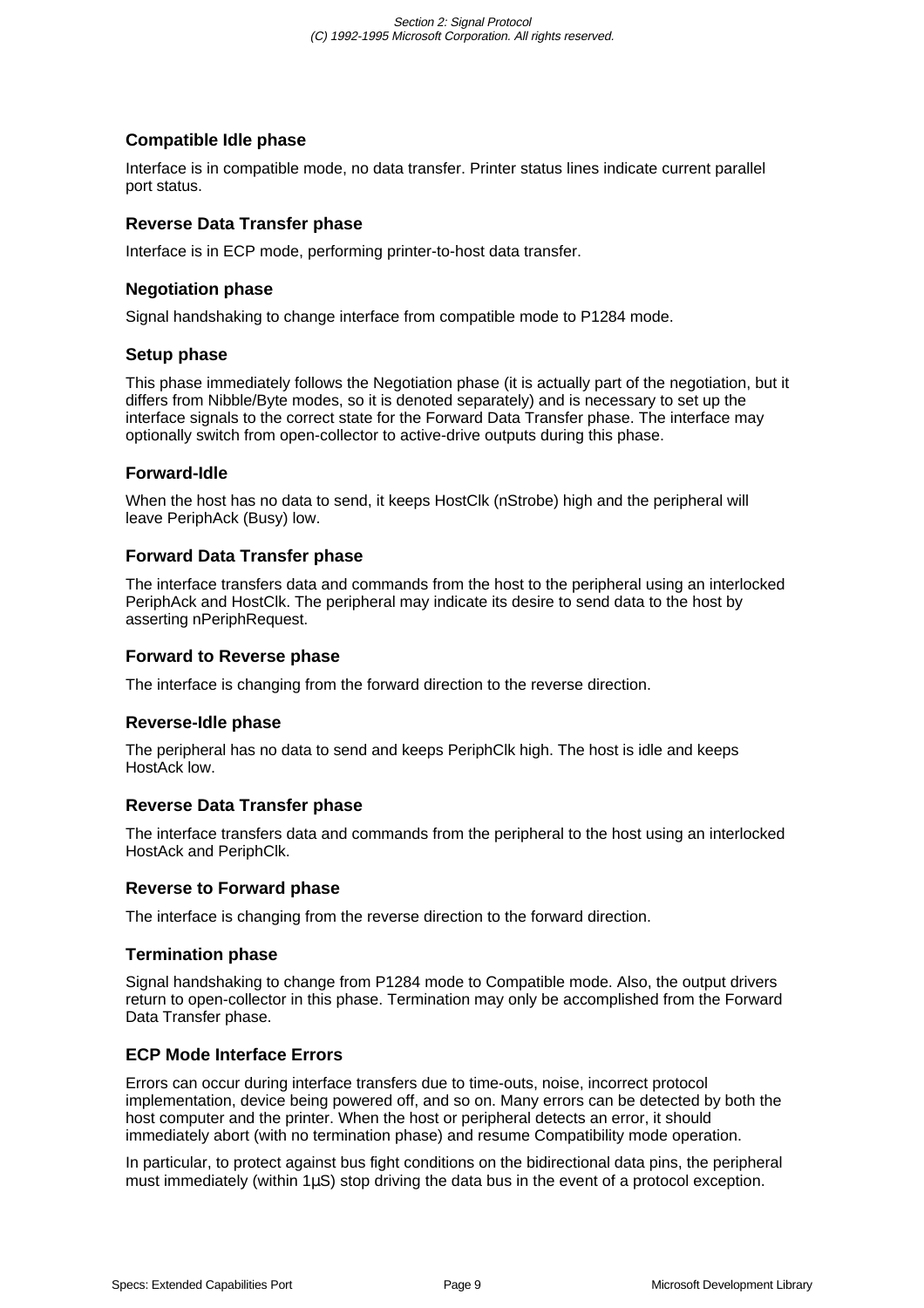### Compatible Idle phase

Interface is in compatible mode, no data transfer. Printer status lines indicate current parallel port status.

### Reverse Data Transfer phase

Interface is in ECP mode, performing printer-to-host data transfer.

### Negotiation phase

Signal handshaking to change interface from compatible mode to P1284 mode.

### Setup phase

This phase immediately follows the Negotiation phase (it is actually part of the negotiation, but it differs from Nibble/Byte modes, so it is denoted separately) and is necessary to set up the interface signals to the correct state for the Forward Data Transfer phase. The interface may optionally switch from open-collector to active-drive outputs during this phase.

### Forward-Idle

When the host has no data to send, it keeps HostClk (nStrobe) high and the peripheral will leave PeriphAck (Busy) low.

### Forward Data Transfer phase

The interface transfers data and commands from the host to the peripheral using an interlocked PeriphAck and HostClk. The peripheral may indicate its desire to send data to the host by asserting nPeriphRequest.

### Forward to Reverse phase

The interface is changing from the forward direction to the reverse direction.

### Reverse-Idle phase

The peripheral has no data to send and keeps PeriphClk high. The host is idle and keeps HostAck low.

### Reverse Data Transfer phase

The interface transfers data and commands from the peripheral to the host using an interlocked HostAck and PeriphClk.

### Reverse to Forward phase

The interface is changing from the reverse direction to the forward direction.

### Termination phase

Signal handshaking to change from P1284 mode to Compatible mode. Also, the output drivers return to open-collector in this phase. Termination may only be accomplished from the Forward Data Transfer phase.

### ECP Mode Interface Errors

Errors can occur during interface transfers due to time-outs, noise, incorrect protocol implementation, device being powered off, and so on. Many errors can be detected by both the host computer and the printer. When the host or peripheral detects an error, it should immediately abort (with no termination phase) and resume Compatibility mode operation.

In particular, to protect against bus fight conditions on the bidirectional data pins, the peripheral must immediately (within 1µS) stop driving the data bus in the event of a protocol exception.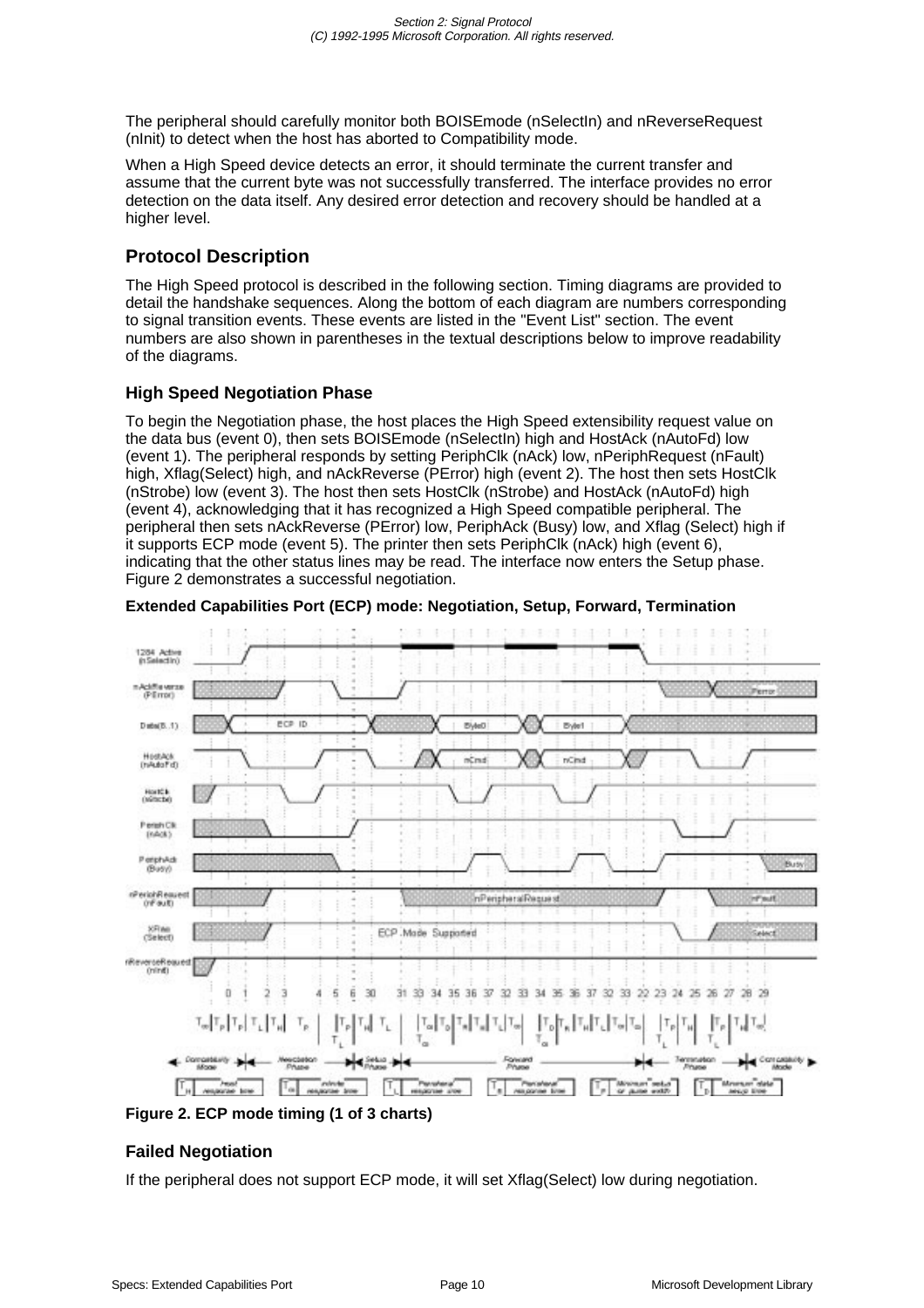The peripheral should carefully monitor both BOISEmode (nSelectIn) and nReverseRequest (nInit) to detect when the host has aborted to Compatibility mode.

When a High Speed device detects an error, it should terminate the current transfer and assume that the current byte was not successfully transferred. The interface provides no error detection on the data itself. Any desired error detection and recovery should be handled at a higher level.

## Protocol Description

The High Speed protocol is described in the following section. Timing diagrams are provided to detail the handshake sequences. Along the bottom of each diagram are numbers corresponding to signal transition events. These events are listed in the "Event List" section. The event numbers are also shown in parentheses in the textual descriptions below to improve readability of the diagrams.

### High Speed Negotiation Phase

To begin the Negotiation phase, the host places the High Speed extensibility request value on the data bus (event 0), then sets BOISEmode (nSelectIn) high and HostAck (nAutoFd) low (event 1). The peripheral responds by setting PeriphClk (nAck) low, nPeriphRequest (nFault) high, Xflag(Select) high, and nAckReverse (PError) high (event 2). The host then sets HostClk (nStrobe) low (event 3). The host then sets HostClk (nStrobe) and HostAck (nAutoFd) high (event 4), acknowledging that it has recognized a High Speed compatible peripheral. The peripheral then sets nAckReverse (PError) low, PeriphAck (Busy) low, and Xflag (Select) high if it supports ECP mode (event 5). The printer then sets PeriphClk (nAck) high (event 6), indicating that the other status lines may be read. The interface now enters the Setup phase. Figure 2 demonstrates a successful negotiation.

**Extended Capabilities Port (ECP) mode: Negotiation, Setup, Forward, Termination**

**Figure 2. ECP mode timing (1 of 3 charts)**

### Failed Negotiation

If the peripheral does not support ECP mode, it will set Xflag(Select) low during negotiation.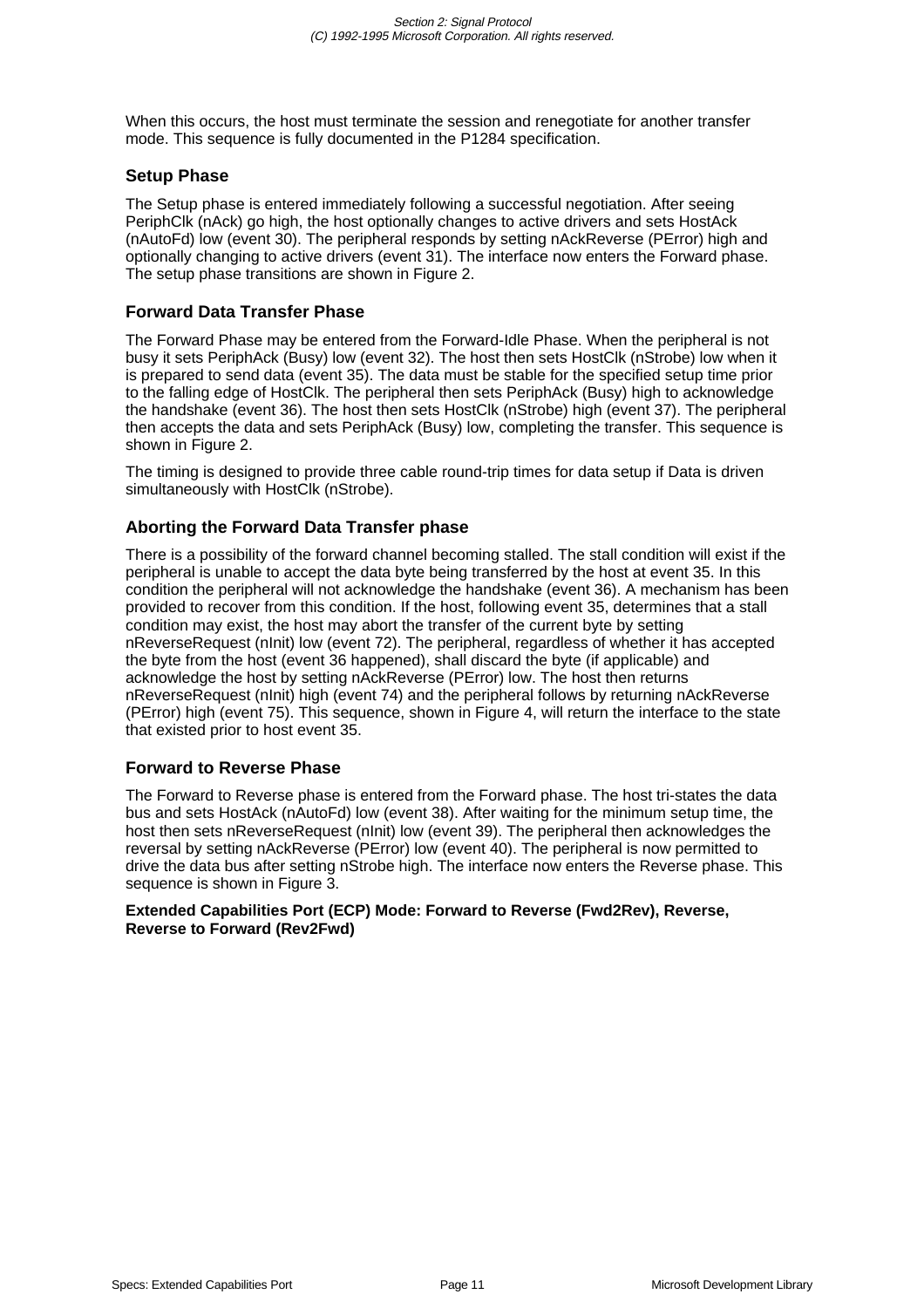When this occurs, the host must terminate the session and renegotiate for another transfer mode. This sequence is fully documented in the P1284 specification.

### Setup Phase

The Setup phase is entered immediately following a successful negotiation. After seeing PeriphClk (nAck) go high, the host optionally changes to active drivers and sets HostAck (nAutoFd) low (event 30). The peripheral responds by setting nAckReverse (PError) high and optionally changing to active drivers (event 31). The interface now enters the Forward phase. The setup phase transitions are shown in Figure 2.

### Forward Data Transfer Phase

The Forward Phase may be entered from the Forward-Idle Phase. When the peripheral is not busy it sets PeriphAck (Busy) low (event 32). The host then sets HostClk (nStrobe) low when it is prepared to send data (event 35). The data must be stable for the specified setup time prior to the falling edge of HostClk. The peripheral then sets PeriphAck (Busy) high to acknowledge the handshake (event 36). The host then sets HostClk (nStrobe) high (event 37). The peripheral then accepts the data and sets PeriphAck (Busy) low, completing the transfer. This sequence is shown in Figure 2.

The timing is designed to provide three cable round-trip times for data setup if Data is driven simultaneously with HostClk (nStrobe).

### Aborting the Forward Data Transfer phase

There is a possibility of the forward channel becoming stalled. The stall condition will exist if the peripheral is unable to accept the data byte being transferred by the host at event 35. In this condition the peripheral will not acknowledge the handshake (event 36). A mechanism has been provided to recover from this condition. If the host, following event 35, determines that a stall condition may exist, the host may abort the transfer of the current byte by setting nReverseRequest (nInit) low (event 72). The peripheral, regardless of whether it has accepted the byte from the host (event 36 happened), shall discard the byte (if applicable) and acknowledge the host by setting nAckReverse (PError) low. The host then returns nReverseRequest (nInit) high (event 74) and the peripheral follows by returning nAckReverse (PError) high (event 75). This sequence, shown in Figure 4, will return the interface to the state that existed prior to host event 35.

### Forward to Reverse Phase

The Forward to Reverse phase is entered from the Forward phase. The host tri-states the data bus and sets HostAck (nAutoFd) low (event 38). After waiting for the minimum setup time, the host then sets nReverseRequest (nInit) low (event 39). The peripheral then acknowledges the reversal by setting nAckReverse (PError) low (event 40). The peripheral is now permitted to drive the data bus after setting nStrobe high. The interface now enters the Reverse phase. This sequence is shown in Figure 3.

**Extended Capabilities Port (ECP) Mode: Forward to Reverse (Fwd2Rev), Reverse, Reverse to Forward (Rev2Fwd)**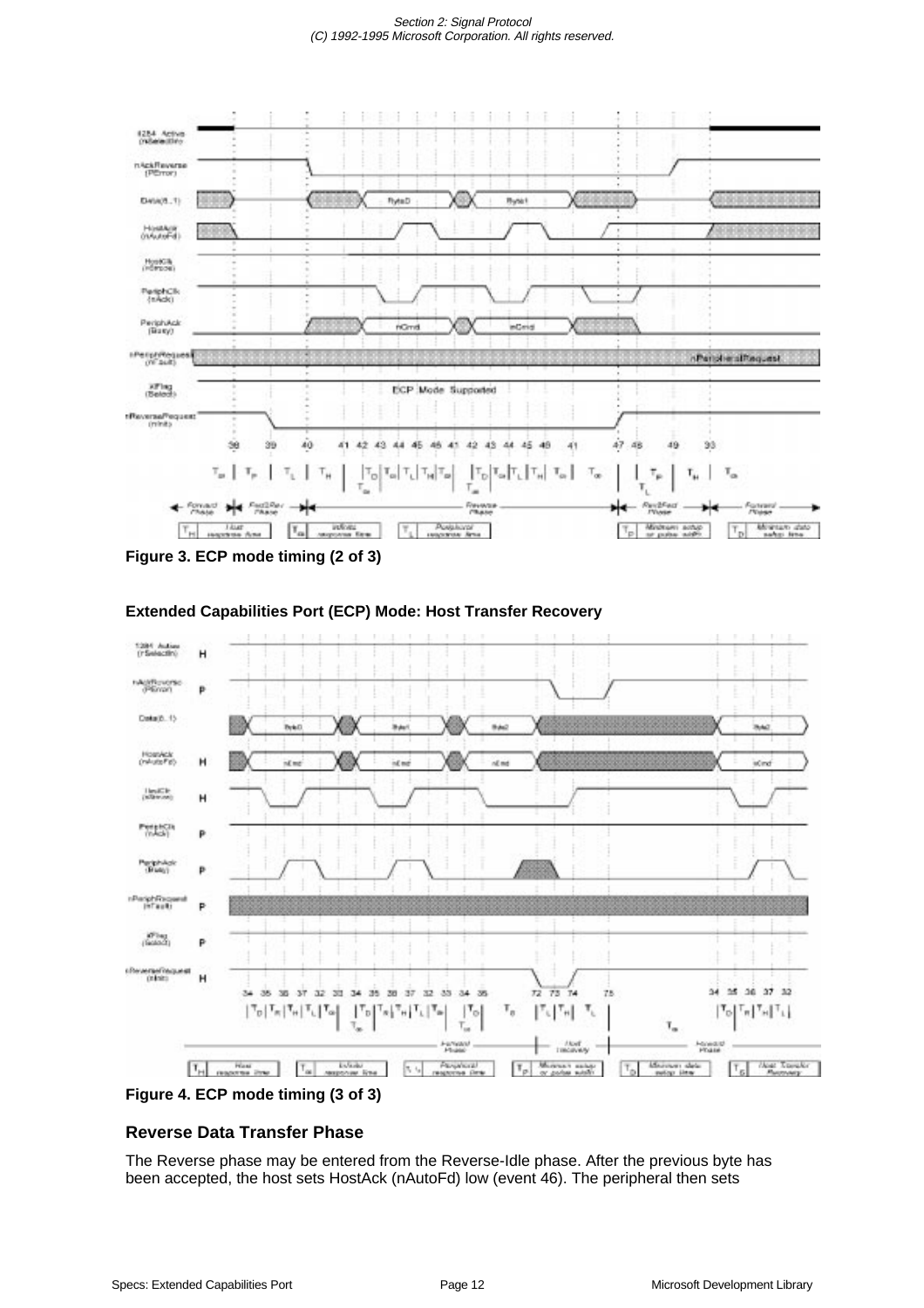**Figure 3. ECP mode timing (2 of 3)**

**Extended Capabilities Port (ECP) Mode: Host Transfer Recovery**

**Figure 4. ECP mode timing (3 of 3)**

### Reverse Data Transfer Phase

The Reverse phase may be entered from the Reverse-Idle phase. After the previous byte has been accepted, the host sets HostAck (nAutoFd) low (event 46). The peripheral then sets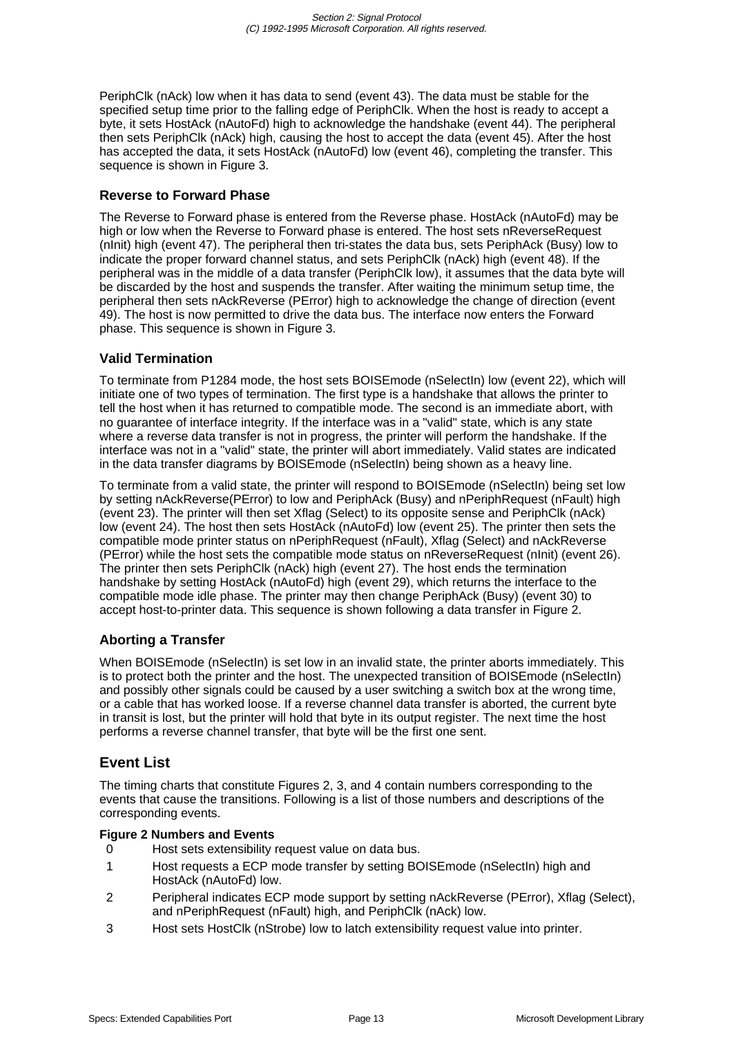PeriphClk (nAck) low when it has data to send (event 43). The data must be stable for the specified setup time prior to the falling edge of PeriphClk. When the host is ready to accept a byte, it sets HostAck (nAutoFd) high to acknowledge the handshake (event 44). The peripheral then sets PeriphClk (nAck) high, causing the host to accept the data (event 45). After the host has accepted the data, it sets HostAck (nAutoFd) low (event 46), completing the transfer. This sequence is shown in Figure 3.

### Reverse to Forward Phase

The Reverse to Forward phase is entered from the Reverse phase. HostAck (nAutoFd) may be high or low when the Reverse to Forward phase is entered. The host sets nReverseRequest (nInit) high (event 47). The peripheral then tri-states the data bus, sets PeriphAck (Busy) low to indicate the proper forward channel status, and sets PeriphClk (nAck) high (event 48). If the peripheral was in the middle of a data transfer (PeriphClk low), it assumes that the data byte will be discarded by the host and suspends the transfer. After waiting the minimum setup time, the peripheral then sets nAckReverse (PError) high to acknowledge the change of direction (event 49). The host is now permitted to drive the data bus. The interface now enters the Forward phase. This sequence is shown in Figure 3.

### Valid Termination

To terminate from P1284 mode, the host sets BOISEmode (nSelectIn) low (event 22), which will initiate one of two types of termination. The first type is a handshake that allows the printer to tell the host when it has returned to compatible mode. The second is an immediate abort, with no guarantee of interface integrity. If the interface was in a "valid" state, which is any state where a reverse data transfer is not in progress, the printer will perform the handshake. If the interface was not in a "valid" state, the printer will abort immediately. Valid states are indicated in the data transfer diagrams by BOISEmode (nSelectIn) being shown as a heavy line.

To terminate from a valid state, the printer will respond to BOISEmode (nSelectIn) being set low by setting nAckReverse(PError) to low and PeriphAck (Busy) and nPeriphRequest (nFault) high (event 23). The printer will then set Xflag (Select) to its opposite sense and PeriphClk (nAck) low (event 24). The host then sets HostAck (nAutoFd) low (event 25). The printer then sets the compatible mode printer status on nPeriphRequest (nFault), Xflag (Select) and nAckReverse (PError) while the host sets the compatible mode status on nReverseRequest (nInit) (event 26). The printer then sets PeriphClk (nAck) high (event 27). The host ends the termination handshake by setting HostAck (nAutoFd) high (event 29), which returns the interface to the compatible mode idle phase. The printer may then change PeriphAck (Busy) (event 30) to accept host-to-printer data. This sequence is shown following a data transfer in Figure 2.

### Aborting a Transfer

When BOISEmode (nSelectIn) is set low in an invalid state, the printer aborts immediately. This is to protect both the printer and the host. The unexpected transition of BOISEmode (nSelectIn) and possibly other signals could be caused by a user switching a switch box at the wrong time, or a cable that has worked loose. If a reverse channel data transfer is aborted, the current byte in transit is lost, but the printer will hold that byte in its output register. The next time the host performs a reverse channel transfer, that byte will be the first one sent.

## Event List

The timing charts that constitute Figures 2, 3, and 4 contain numbers corresponding to the events that cause the transitions. Following is a list of those numbers and descriptions of the corresponding events.

**Figure 2 Numbers and Events**

- 0 Host sets extensibility request value on data bus.
- 1 Host requests a ECP mode transfer by setting BOISEmode (nSelectIn) high and HostAck (nAutoFd) low.
- 2 Peripheral indicates ECP mode support by setting nAckReverse (PError), Xflag (Select), and nPeriphRequest (nFault) high, and PeriphClk (nAck) low.
- 3 Host sets HostClk (nStrobe) low to latch extensibility request value into printer.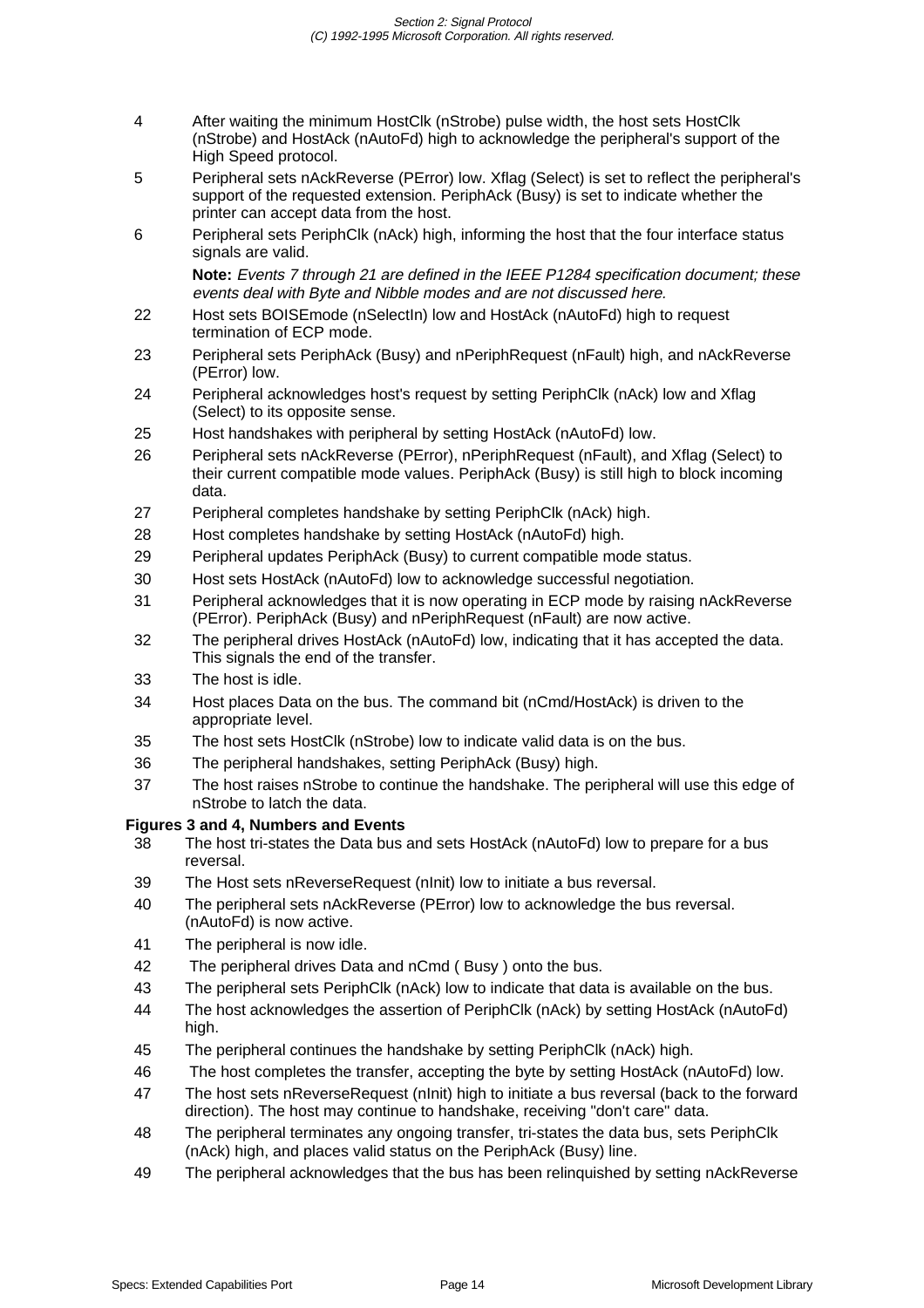4 After waiting the minimum HostClk (nStrobe) pulse width, the host sets HostClk (nStrobe) and HostAck (nAutoFd) high to acknowledge the peripheral's support of the High Speed protocol.

5 Peripheral sets nAckReverse (PError) low. Xflag (Select) is set to reflect the peripheral's support of the requested extension. PeriphAck (Busy) is set to indicate whether the printer can accept data from the host.

6 Peripheral sets PeriphClk (nAck) high, informing the host that the four interface status signals are valid.

**Note:** *Events 7 through 21 are defined in the IEEE P1284 specification document; these events deal with Byte and Nibble modes and are not discussed here.*

22 Host sets BOISEmode (nSelectIn) low and HostAck (nAutoFd) high to request termination of ECP mode.

23 Peripheral sets PeriphAck (Busy) and nPeriphRequest (nFault) high, and nAckReverse (PError) low.

24 Peripheral acknowledges host's request by setting PeriphClk (nAck) low and Xflag (Select) to its opposite sense.

25 Host handshakes with peripheral by setting HostAck (nAutoFd) low.

26 Peripheral sets nAckReverse (PError), nPeriphRequest (nFault), and Xflag (Select) to their current compatible mode values. PeriphAck (Busy) is still high to block incoming data.

27 Peripheral completes handshake by setting PeriphClk (nAck) high.

28 Host completes handshake by setting HostAck (nAutoFd) high.

29 Peripheral updates PeriphAck (Busy) to current compatible mode status.

30 Host sets HostAck (nAutoFd) low to acknowledge successful negotiation.

31 Peripheral acknowledges that it is now operating in ECP mode by raising nAckReverse (PError). PeriphAck (Busy) and nPeriphRequest (nFault) are now active.

32 The peripheral drives HostAck (nAutoFd) low, indicating that it has accepted the data. This signals the end of the transfer.

33 The host is idle.

34 Host places Data on the bus. The command bit (nCmd/HostAck) is driven to the appropriate level.

35 The host sets HostClk (nStrobe) low to indicate valid data is on the bus.

36 The peripheral handshakes, setting PeriphAck (Busy) high.

37 The host raises nStrobe to continue the handshake. The peripheral will use this edge of nStrobe to latch the data.

**Figures 3 and 4, Numbers and Events**

38 The host tri-states the Data bus and sets HostAck (nAutoFd) low to prepare for a bus reversal.

39 The Host sets nReverseRequest (nInit) low to initiate a bus reversal.

40 The peripheral sets nAckReverse (PError) low to acknowledge the bus reversal. (nAutoFd) is now active.

41 The peripheral is now idle.

42 The peripheral drives Data and nCmd ( Busy ) onto the bus.

43 The peripheral sets PeriphClk (nAck) low to indicate that data is available on the bus.

44 The host acknowledges the assertion of PeriphClk (nAck) by setting HostAck (nAutoFd) high.

45 The peripheral continues the handshake by setting PeriphClk (nAck) high.

46 The host completes the transfer, accepting the byte by setting HostAck (nAutoFd) low.

47 The host sets nReverseRequest (nInit) high to initiate a bus reversal (back to the forward direction). The host may continue to handshake, receiving "don't care" data.

48 The peripheral terminates any ongoing transfer, tri-states the data bus, sets PeriphClk (nAck) high, and places valid status on the PeriphAck (Busy) line.

49 The peripheral acknowledges that the bus has been relinquished by setting nAckReverse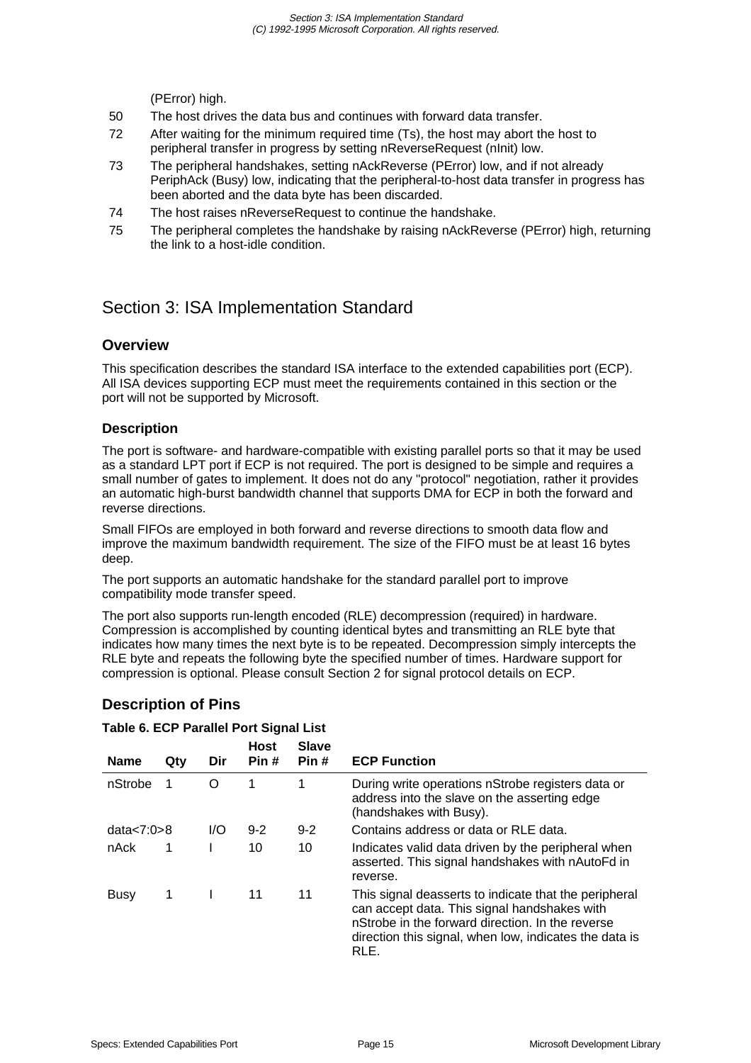(PError) high.

50 The host drives the data bus and continues with forward data transfer.

72 After waiting for the minimum required time (Ts), the host may abort the host to peripheral transfer in progress by setting nReverseRequest (nInit) low.

73 The peripheral handshakes, setting nAckReverse (PError) low, and if not already PeriphAck (Busy) low, indicating that the peripheral-to-host data transfer in progress has been aborted and the data byte has been discarded.

74 The host raises nReverseRequest to continue the handshake.

75 The peripheral completes the handshake by raising nAckReverse (PError) high, returning the link to a host-idle condition.

# Section 3: ISA Implementation Standard

## Overview

This specification describes the standard ISA interface to the extended capabilities port (ECP). All ISA devices supporting ECP must meet the requirements contained in this section or the port will not be supported by Microsoft.

## Description

The port is software- and hardware-compatible with existing parallel ports so that it may be used as a standard LPT port if ECP is not required. The port is designed to be simple and requires a small number of gates to implement. It does not do any "protocol" negotiation, rather it provides an automatic high-burst bandwidth channel that supports DMA for ECP in both the forward and reverse directions.

Small FIFOs are employed in both forward and reverse directions to smooth data flow and improve the maximum bandwidth requirement. The size of the FIFO must be at least 16 bytes deep.

The port supports an automatic handshake for the standard parallel port to improve compatibility mode transfer speed.

The port also supports run-length encoded (RLE) decompression (required) in hardware. Compression is accomplished by counting identical bytes and transmitting an RLE byte that indicates how many times the next byte is to be repeated. Decompression simply intercepts the RLE byte and repeats the following byte the specified number of times. Hardware support for compression is optional. Please consult Section 2 for signal protocol details on ECP.

## Description of Pins

**Table 6. ECP Parallel Port Signal List**

| Name | Qty | Dir | Host Pin # | Slave Pin # | ECP Function |
|---|---|---|---|---|---|
| nStrobe | 1 | O | 1 | 1 | During write operations nStrobe registers data or address into the slave on the asserting edge (handshakes with Busy). |
| data<7:0> | 8 | I/O | 9-2 | 9-2 | Contains address or data or RLE data. |
| nAck | 1 | I | 10 | 10 | Indicates valid data driven by the peripheral when asserted. This signal handshakes with nAutoFd in reverse. |
| Busy | 1 | I | 11 | 11 | This signal deasserts to indicate that the peripheral can accept data. This signal handshakes with nStrobe in the forward direction. In the reverse direction this signal, when low, indicates the data is RLE. |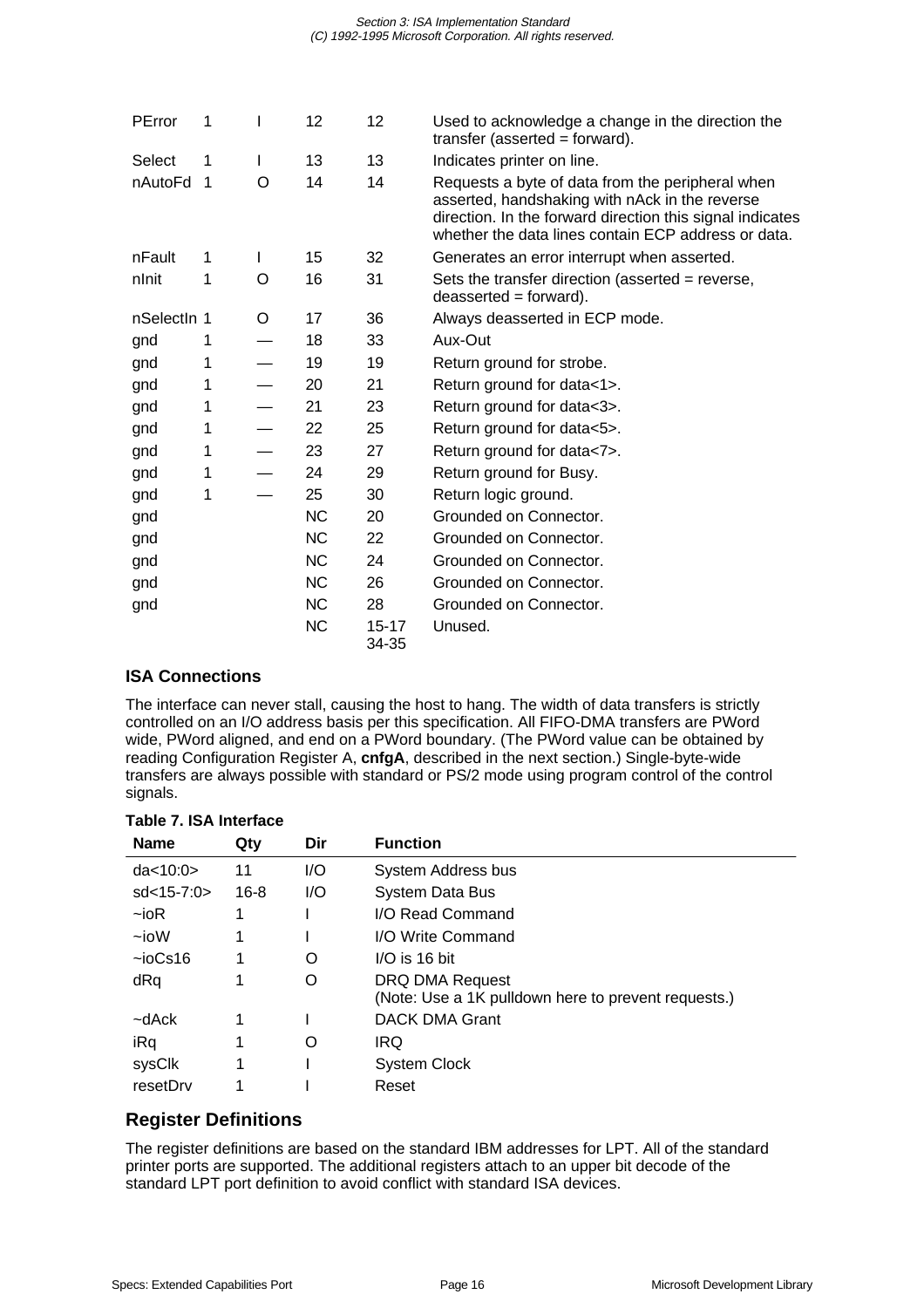| | | | | | |
|---|---|---|---|---|---|
| PError | 1 | I | 12 | 12 | Used to acknowledge a change in the direction the transfer (asserted = forward). |
| Select | 1 | I | 13 | 13 | Indicates printer on line. |
| nAutoFd | 1 | O | 14 | 14 | Requests a byte of data from the peripheral when asserted, handshaking with nAck in the reverse direction. In the forward direction this signal indicates whether the data lines contain ECP address or data. |
| nFault | 1 | I | 15 | 32 | Generates an error interrupt when asserted. |
| nInit | 1 | O | 16 | 31 | Sets the transfer direction (asserted = reverse, deasserted = forward). |
| nSelectIn | 1 | O | 17 | 36 | Always deasserted in ECP mode. |
| gnd | 1 | — | 18 | 33 | Aux-Out |
| gnd | 1 | — | 19 | 19 | Return ground for strobe. |
| gnd | 1 | — | 20 | 21 | Return ground for data<1>. |
| gnd | 1 | — | 21 | 23 | Return ground for data<3>. |
| gnd | 1 | — | 22 | 25 | Return ground for data<5>. |
| gnd | 1 | — | 23 | 27 | Return ground for data<7>. |
| gnd | 1 | — | 24 | 29 | Return ground for Busy. |
| gnd | 1 | — | 25 | 30 | Return logic ground. |
| gnd | | | NC | 20 | Grounded on Connector. |
| gnd | | | NC | 22 | Grounded on Connector. |
| gnd | | | NC | 24 | Grounded on Connector. |
| gnd | | | NC | 26 | Grounded on Connector. |
| gnd | | | NC | 28 | Grounded on Connector. |
| | | | NC | 15-17 34-35 | Unused. |

### ISA Connections

The interface can never stall, causing the host to hang. The width of data transfers is strictly controlled on an I/O address basis per this specification. All FIFO-DMA transfers are PWord wide, PWord aligned, and end on a PWord boundary. (The PWord value can be obtained by reading Configuration Register A, **cnfgA**, described in the next section.) Single-byte-wide transfers are always possible with standard or PS/2 mode using program control of the control signals.

**Table 7. ISA Interface**

| Name | Qty | Dir | Function |
|---|---|---|---|
| da<10:0> | 11 | I/O | System Address bus |
| sd<15-7:0> | 16-8 | I/O | System Data Bus |
| ~ioR | 1 | I | I/O Read Command |
| ~ioW | 1 | I | I/O Write Command |
| ~ioCs16 | 1 | O | I/O is 16 bit |
| dRq | 1 | O | DRQ DMA Request<br>(Note: Use a 1K pulldown here to prevent requests.) |
| ~dAck | 1 | I | DACK DMA Grant |
| iRq | 1 | O | IRQ |
| sysClk | 1 | I | System Clock |
| resetDrv | 1 | I | Reset |

## Register Definitions

The register definitions are based on the standard IBM addresses for LPT. All of the standard printer ports are supported. The additional registers attach to an upper bit decode of the standard LPT port definition to avoid conflict with standard ISA devices.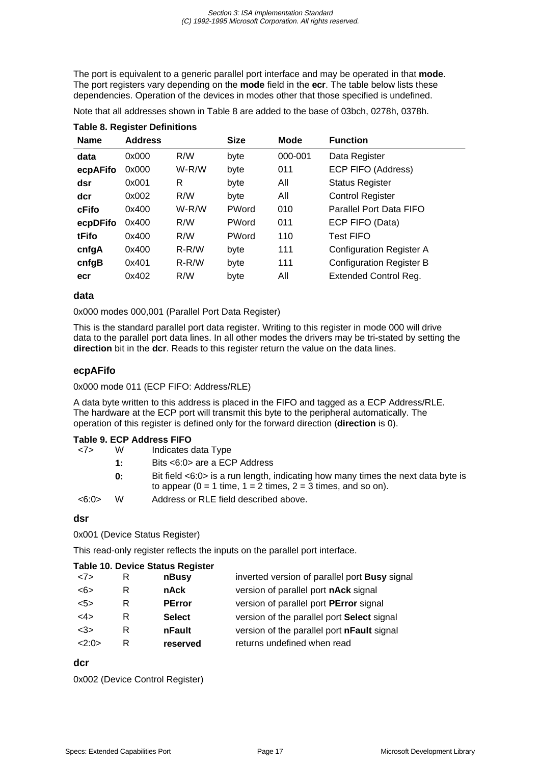The port is equivalent to a generic parallel port interface and may be operated in that **mode**. The port registers vary depending on the **mode** field in the **ecr**. The table below lists these dependencies. Operation of the devices in modes other that those specified is undefined.

Note that all addresses shown in Table 8 are added to the base of 03bch, 0278h, 0378h.

**Table 8. Register Definitions**

| Name | Address | | Size | Mode | Function |
|---|---|---|---|---|---|
| **data** | 0x000 | R/W | byte | 000-001 | Data Register |
| **ecpAFifo** | 0x000 | W-R/W | byte | 011 | ECP FIFO (Address) |
| **dsr** | 0x001 | R | byte | All | Status Register |
| **dcr** | 0x002 | R/W | byte | All | Control Register |
| **cFifo** | 0x400 | W-R/W | PWord | 010 | Parallel Port Data FIFO |
| **ecpDFifo** | 0x400 | R/W | PWord | 011 | ECP FIFO (Data) |
| **tFifo** | 0x400 | R/W | PWord | 110 | Test FIFO |
| **cnfgA** | 0x400 | R-R/W | byte | 111 | Configuration Register A |
| **cnfgB** | 0x401 | R-R/W | byte | 111 | Configuration Register B |
| **ecr** | 0x402 | R/W | byte | All | Extended Control Reg. |

### data

0x000 modes 000,001 (Parallel Port Data Register)

This is the standard parallel port data register. Writing to this register in mode 000 will drive data to the parallel port data lines. In all other modes the drivers may be tri-stated by setting the **direction** bit in the **dcr**. Reads to this register return the value on the data lines.

### ecpAFifo

0x000 mode 011 (ECP FIFO: Address/RLE)

A data byte written to this address is placed in the FIFO and tagged as a ECP Address/RLE. The hardware at the ECP port will transmit this byte to the peripheral automatically. The operation of this register is defined only for the forward direction (**direction** is 0).

**Table 9. ECP Address FIFO**

| | | |
|---|---|---|
| <7> | W | Indicates data Type |
| | **1:** | Bits <6:0> are a ECP Address |
| | **0:** | Bit field <6:0> is a run length, indicating how many times the next data byte is to appear (0 = 1 time, 1 = 2 times, 2 = 3 times, and so on). |
| <6:0> | W | Address or RLE field described above. |

### dsr

0x001 (Device Status Register)

This read-only register reflects the inputs on the parallel port interface.

**Table 10. Device Status Register**

| | | | |
|---|---|---|---|
| <7> | R | **nBusy** | inverted version of parallel port **Busy** signal |
| <6> | R | **nAck** | version of parallel port **nAck** signal |
| <5> | R | **PError** | version of parallel port **PError** signal |
| <4> | R | **Select** | version of the parallel port **Select** signal |
| <3> | R | **nFault** | version of the parallel port **nFault** signal |
| <2:0> | R | **reserved** | returns undefined when read |

### dcr

0x002 (Device Control Register)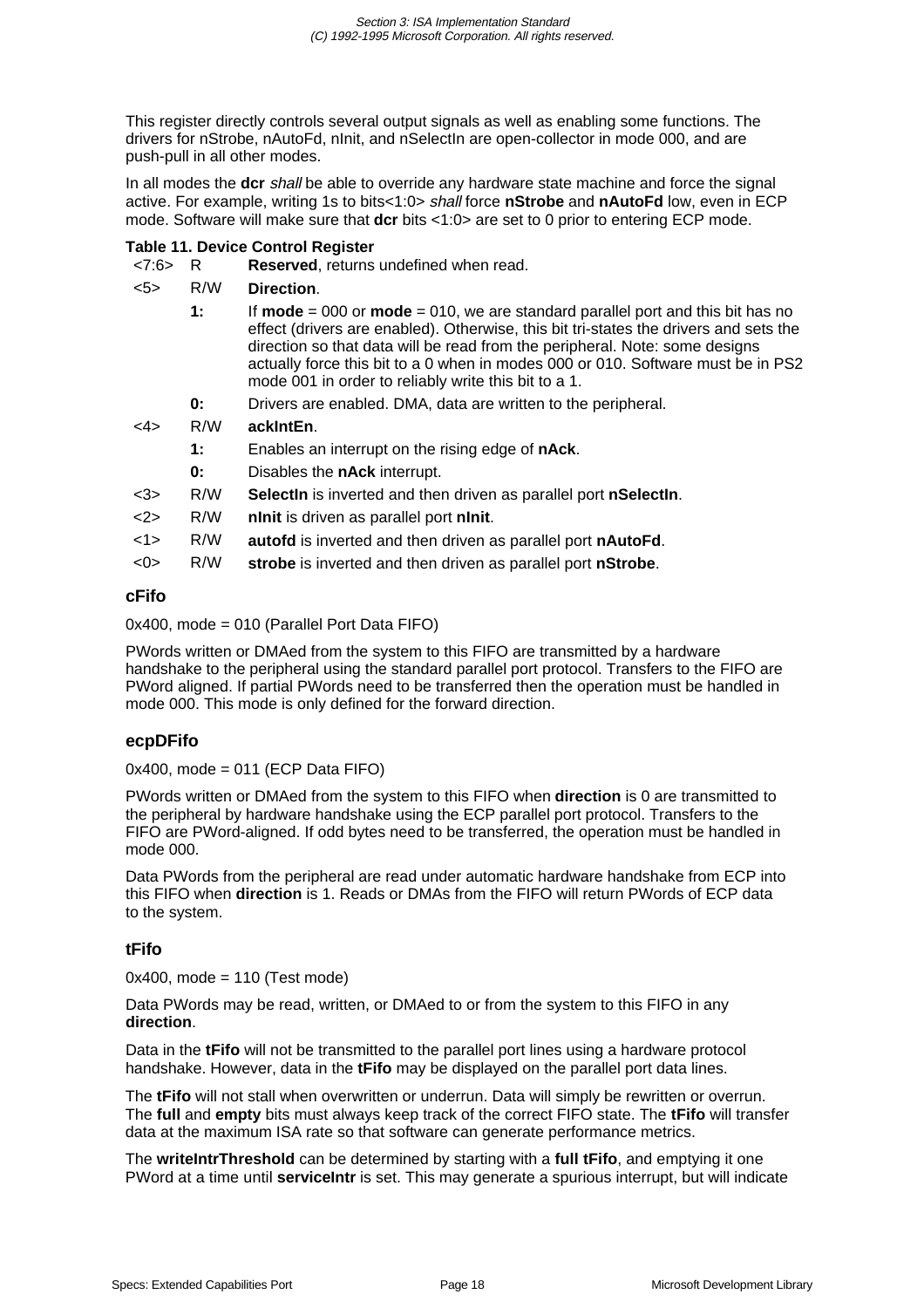This register directly controls several output signals as well as enabling some functions. The drivers for nStrobe, nAutoFd, nInit, and nSelectIn are open-collector in mode 000, and are push-pull in all other modes.

In all modes the **dcr** *shall* be able to override any hardware state machine and force the signal active. For example, writing 1s to bits<1:0> *shall* force **nStrobe** and **nAutoFd** low, even in ECP mode. Software will make sure that **dcr** bits <1:0> are set to 0 prior to entering ECP mode.

**Table 11. Device Control Register**

| Bits | Access | Description |
|---|---|---|
| <7:6> | R | **Reserved**, returns undefined when read. |
| <5> | R/W | **Direction**. |
| | **1:** | If **mode** = 000 or **mode** = 010, we are standard parallel port and this bit has no effect (drivers are enabled). Otherwise, this bit tri-states the drivers and sets the direction so that data will be read from the peripheral. Note: some designs actually force this bit to a 0 when in modes 000 or 010. Software must be in PS2 mode 001 in order to reliably write this bit to a 1. |
| | **0:** | Drivers are enabled. DMA, data are written to the peripheral. |
| <4> | R/W | **ackIntEn**. |
| | **1:** | Enables an interrupt on the rising edge of **nAck**. |
| | **0:** | Disables the **nAck** interrupt. |
| <3> | R/W | **SelectIn** is inverted and then driven as parallel port **nSelectIn**. |
| <2> | R/W | **nInit** is driven as parallel port **nInit**. |
| <1> | R/W | **autofd** is inverted and then driven as parallel port **nAutoFd**. |
| <0> | R/W | **strobe** is inverted and then driven as parallel port **nStrobe**. |

### cFifo

0x400, mode = 010 (Parallel Port Data FIFO)

PWords written or DMAed from the system to this FIFO are transmitted by a hardware handshake to the peripheral using the standard parallel port protocol. Transfers to the FIFO are PWord aligned. If partial PWords need to be transferred then the operation must be handled in mode 000. This mode is only defined for the forward direction.

### ecpDFifo

0x400, mode = 011 (ECP Data FIFO)

PWords written or DMAed from the system to this FIFO when **direction** is 0 are transmitted to the peripheral by hardware handshake using the ECP parallel port protocol. Transfers to the FIFO are PWord-aligned. If odd bytes need to be transferred, the operation must be handled in mode 000.

Data PWords from the peripheral are read under automatic hardware handshake from ECP into this FIFO when **direction** is 1. Reads or DMAs from the FIFO will return PWords of ECP data to the system.

### tFifo

0x400, mode = 110 (Test mode)

Data PWords may be read, written, or DMAed to or from the system to this FIFO in any **direction**.

Data in the **tFifo** will not be transmitted to the parallel port lines using a hardware protocol handshake. However, data in the **tFifo** may be displayed on the parallel port data lines.

The **tFifo** will not stall when overwritten or underrun. Data will simply be rewritten or overrun. The **full** and **empty** bits must always keep track of the correct FIFO state. The **tFifo** will transfer data at the maximum ISA rate so that software can generate performance metrics.

The **writeIntrThreshold** can be determined by starting with a **full tFifo**, and emptying it one PWord at a time until **serviceIntr** is set. This may generate a spurious interrupt, but will indicate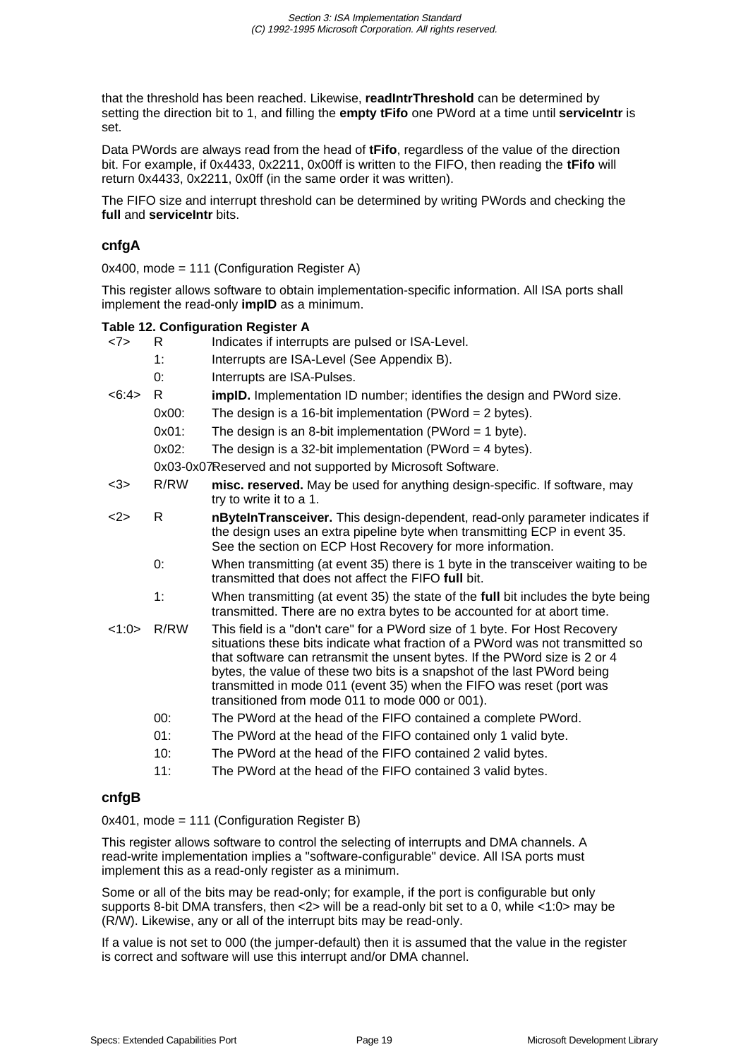that the threshold has been reached. Likewise, **readIntrThreshold** can be determined by setting the direction bit to 1, and filling the **empty tFifo** one PWord at a time until **serviceIntr** is set.

Data PWords are always read from the head of **tFifo**, regardless of the value of the direction bit. For example, if 0x4433, 0x2211, 0x00ff is written to the FIFO, then reading the **tFifo** will return 0x4433, 0x2211, 0x0ff (in the same order it was written).

The FIFO size and interrupt threshold can be determined by writing PWords and checking the **full** and **serviceIntr** bits.

### cnfgA

0x400, mode = 111 (Configuration Register A)

This register allows software to obtain implementation-specific information. All ISA ports shall implement the read-only **impID** as a minimum.

**Table 12. Configuration Register A**

| Bit | Access/Value | Description |
|---|---|---|
| <7> | R | Indicates if interrupts are pulsed or ISA-Level. |
| | 1: | Interrupts are ISA-Level (See Appendix B). |
| | 0: | Interrupts are ISA-Pulses. |
| <6:4> | R | **impID.** Implementation ID number; identifies the design and PWord size. |
| | 0x00: | The design is a 16-bit implementation (PWord = 2 bytes). |
| | 0x01: | The design is an 8-bit implementation (PWord = 1 byte). |
| | 0x02: | The design is a 32-bit implementation (PWord = 4 bytes). |
| | 0x03-0x07 | Reserved and not supported by Microsoft Software. |
| <3> | R/RW | **misc. reserved.** May be used for anything design-specific. If software, may try to write it to a 1. |
| <2> | R | **nByteInTransceiver.** This design-dependent, read-only parameter indicates if the design uses an extra pipeline byte when transmitting ECP in event 35. See the section on ECP Host Recovery for more information. |
| | 0: | When transmitting (at event 35) there is 1 byte in the transceiver waiting to be transmitted that does not affect the FIFO **full** bit. |
| | 1: | When transmitting (at event 35) the state of the **full** bit includes the byte being transmitted. There are no extra bytes to be accounted for at abort time. |
| <1:0> | R/RW | This field is a "don't care" for a PWord size of 1 byte. For Host Recovery situations these bits indicate what fraction of a PWord was not transmitted so that software can retransmit the unsent bytes. If the PWord size is 2 or 4 bytes, the value of these two bits is a snapshot of the last PWord being transmitted in mode 011 (event 35) when the FIFO was reset (port was transitioned from mode 011 to mode 000 or 001). |
| | 00: | The PWord at the head of the FIFO contained a complete PWord. |
| | 01: | The PWord at the head of the FIFO contained only 1 valid byte. |
| | 10: | The PWord at the head of the FIFO contained 2 valid bytes. |
| | 11: | The PWord at the head of the FIFO contained 3 valid bytes. |

### cnfgB

0x401, mode = 111 (Configuration Register B)

This register allows software to control the selecting of interrupts and DMA channels. A read-write implementation implies a "software-configurable" device. All ISA ports must implement this as a read-only register as a minimum.

Some or all of the bits may be read-only; for example, if the port is configurable but only supports 8-bit DMA transfers, then <2> will be a read-only bit set to a 0, while <1:0> may be (R/W). Likewise, any or all of the interrupt bits may be read-only.

If a value is not set to 000 (the jumper-default) then it is assumed that the value in the register is correct and software will use this interrupt and/or DMA channel.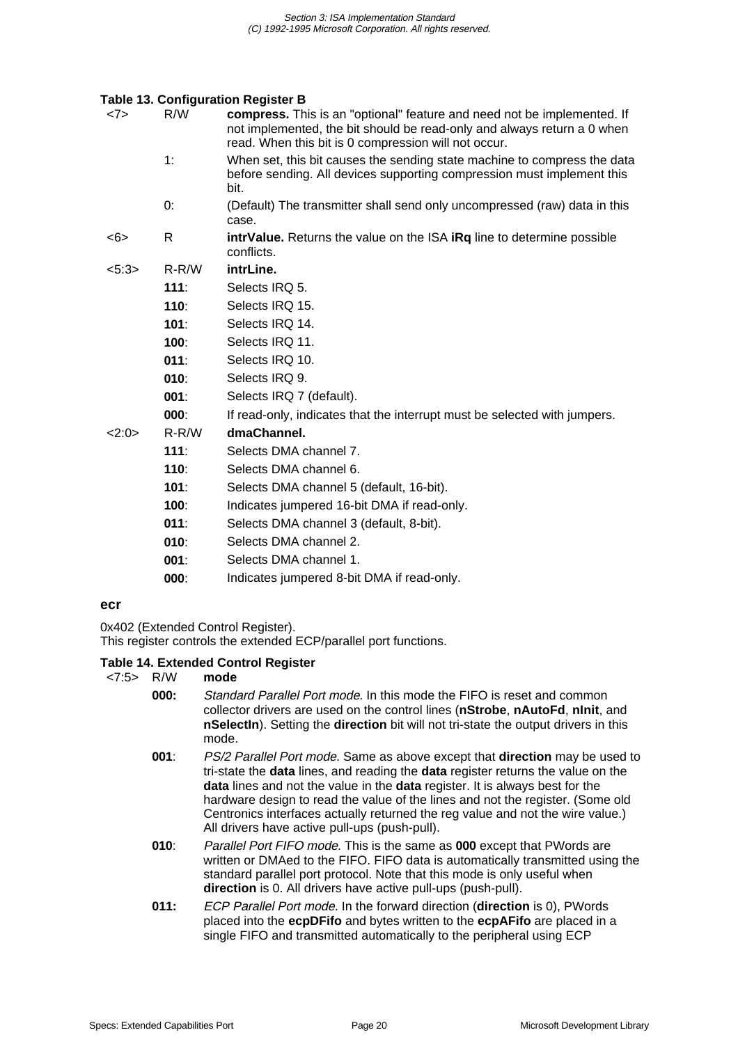**Table 13. Configuration Register B**

| | | |
|---|---|---|
| <7> | R/W | **compress.** This is an "optional" feature and need not be implemented. If not implemented, the bit should be read-only and always return a 0 when read. When this bit is 0 compression will not occur. |
| | 1: | When set, this bit causes the sending state machine to compress the data before sending. All devices supporting compression must implement this bit. |
| | 0: | (Default) The transmitter shall send only uncompressed (raw) data in this case. |
| <6> | R | **intrValue.** Returns the value on the ISA **iRq** line to determine possible conflicts. |
| <5:3> | R-R/W | **intrLine.** |
| | **111**: | Selects IRQ 5. |
| | **110**: | Selects IRQ 15. |
| | **101**: | Selects IRQ 14. |
| | **100**: | Selects IRQ 11. |
| | **011**: | Selects IRQ 10. |
| | **010**: | Selects IRQ 9. |
| | **001**: | Selects IRQ 7 (default). |
| | **000**: | If read-only, indicates that the interrupt must be selected with jumpers. |
| <2:0> | R-R/W | **dmaChannel.** |
| | **111**: | Selects DMA channel 7. |
| | **110**: | Selects DMA channel 6. |
| | **101**: | Selects DMA channel 5 (default, 16-bit). |
| | **100**: | Indicates jumpered 16-bit DMA if read-only. |
| | **011**: | Selects DMA channel 3 (default, 8-bit). |
| | **010**: | Selects DMA channel 2. |
| | **001**: | Selects DMA channel 1. |
| | **000**: | Indicates jumpered 8-bit DMA if read-only. |

### ecr

0x402 (Extended Control Register).
This register controls the extended ECP/parallel port functions.

**Table 14. Extended Control Register**

| | | |
|---|---|---|
| <7:5> | R/W | **mode** |
| | **000:** | *Standard Parallel Port mode*. In this mode the FIFO is reset and common collector drivers are used on the control lines (**nStrobe**, **nAutoFd**, **nInit**, and **nSelectIn**). Setting the **direction** bit will not tri-state the output drivers in this mode. |
| | **001**: | *PS/2 Parallel Port mode*. Same as above except that **direction** may be used to tri-state the **data** lines, and reading the **data** register returns the value on the **data** lines and not the value in the **data** register. It is always best for the hardware design to read the value of the lines and not the register. (Some old Centronics interfaces actually returned the reg value and not the wire value.) All drivers have active pull-ups (push-pull). |
| | **010**: | *Parallel Port FIFO mode*. This is the same as **000** except that PWords are written or DMAed to the FIFO. FIFO data is automatically transmitted using the standard parallel port protocol. Note that this mode is only useful when **direction** is 0. All drivers have active pull-ups (push-pull). |
| | **011:** | *ECP Parallel Port mode*. In the forward direction (**direction** is 0), PWords placed into the **ecpDFifo** and bytes written to the **ecpAFifo** are placed in a single FIFO and transmitted automatically to the peripheral using ECP |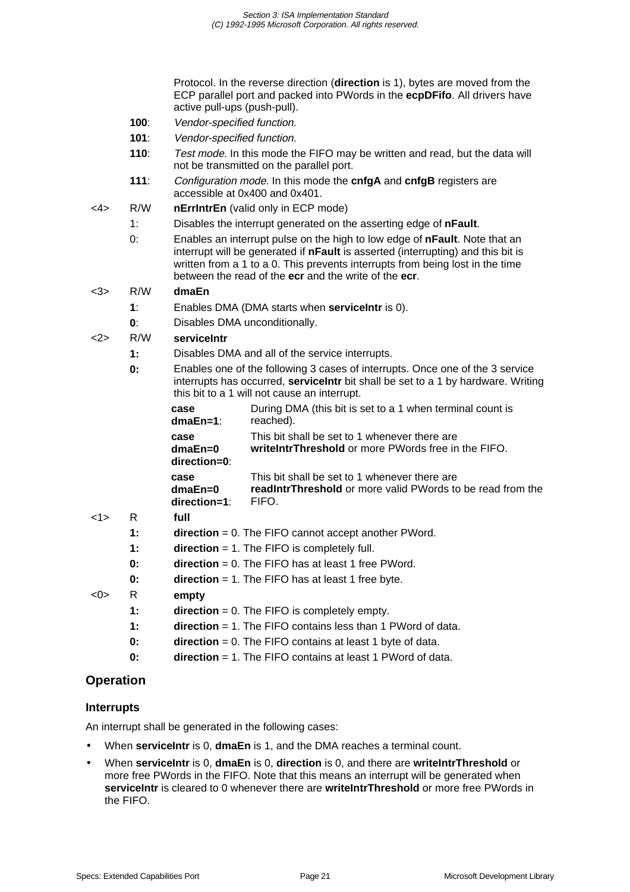Protocol. In the reverse direction (**direction** is 1), bytes are moved from the ECP parallel port and packed into PWords in the **ecpDFifo**. All drivers have active pull-ups (push-pull).

**100**: *Vendor-specified function.*

**101**: *Vendor-specified function.*

**110**: *Test mode.* In this mode the FIFO may be written and read, but the data will not be transmitted on the parallel port.

**111**: *Configuration mode.* In this mode the **cnfgA** and **cnfgB** registers are accessible at 0x400 and 0x401.

<4> R/W **nErrIntrEn** (valid only in ECP mode)

1: Disables the interrupt generated on the asserting edge of **nFault**.

0: Enables an interrupt pulse on the high to low edge of **nFault**. Note that an interrupt will be generated if **nFault** is asserted (interrupting) and this bit is written from a 1 to a 0. This prevents interrupts from being lost in the time between the read of the **ecr** and the write of the **ecr**.

<3> R/W **dmaEn**

**1**: Enables DMA (DMA starts when **serviceIntr** is 0).

**0**: Disables DMA unconditionally.

<2> R/W **serviceIntr**

**1:** Disables DMA and all of the service interrupts.

**0:** Enables one of the following 3 cases of interrupts. Once one of the 3 service interrupts has occurred, **serviceIntr** bit shall be set to a 1 by hardware. Writing this bit to a 1 will not cause an interrupt.

| | |
|---|---|
| **case dmaEn=1**: | During DMA (this bit is set to a 1 when terminal count is reached). |
| **case dmaEn=0 direction=0**: | This bit shall be set to 1 whenever there are **writeIntrThreshold** or more PWords free in the FIFO. |
| **case dmaEn=0 direction=1**: | This bit shall be set to 1 whenever there are **readIntrThreshold** or more valid PWords to be read from the FIFO. |

<1> R **full**

**1:** **direction** = 0. The FIFO cannot accept another PWord.

**1:** **direction** = 1. The FIFO is completely full.

**0:** **direction** = 0. The FIFO has at least 1 free PWord.

**0:** **direction** = 1. The FIFO has at least 1 free byte.

<0> R **empty**

**1:** **direction** = 0. The FIFO is completely empty.

**1:** **direction** = 1. The FIFO contains less than 1 PWord of data.

**0:** **direction** = 0. The FIFO contains at least 1 byte of data.

**0:** **direction** = 1. The FIFO contains at least 1 PWord of data.

## Operation

### Interrupts

An interrupt shall be generated in the following cases:

- When **serviceIntr** is 0, **dmaEn** is 1, and the DMA reaches a terminal count.
- When **serviceIntr** is 0, **dmaEn** is 0, **direction** is 0, and there are **writeIntrThreshold** or more free PWords in the FIFO. Note that this means an interrupt will be generated when **serviceIntr** is cleared to 0 whenever there are **writeIntrThreshold** or more free PWords in the FIFO.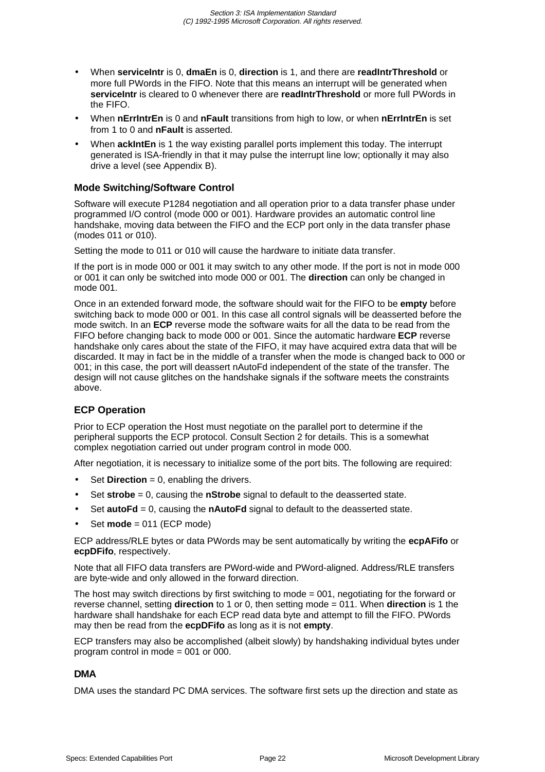- When **serviceIntr** is 0, **dmaEn** is 0, **direction** is 1, and there are **readIntrThreshold** or more full PWords in the FIFO. Note that this means an interrupt will be generated when **serviceIntr** is cleared to 0 whenever there are **readIntrThreshold** or more full PWords in the FIFO.
- When **nErrIntrEn** is 0 and **nFault** transitions from high to low, or when **nErrIntrEn** is set from 1 to 0 and **nFault** is asserted.
- When **ackIntEn** is 1 the way existing parallel ports implement this today. The interrupt generated is ISA-friendly in that it may pulse the interrupt line low; optionally it may also drive a level (see Appendix B).

### Mode Switching/Software Control

Software will execute P1284 negotiation and all operation prior to a data transfer phase under programmed I/O control (mode 000 or 001). Hardware provides an automatic control line handshake, moving data between the FIFO and the ECP port only in the data transfer phase (modes 011 or 010).

Setting the mode to 011 or 010 will cause the hardware to initiate data transfer.

If the port is in mode 000 or 001 it may switch to any other mode. If the port is not in mode 000 or 001 it can only be switched into mode 000 or 001. The **direction** can only be changed in mode 001.

Once in an extended forward mode, the software should wait for the FIFO to be **empty** before switching back to mode 000 or 001. In this case all control signals will be deasserted before the mode switch. In an **ECP** reverse mode the software waits for all the data to be read from the FIFO before changing back to mode 000 or 001. Since the automatic hardware **ECP** reverse handshake only cares about the state of the FIFO, it may have acquired extra data that will be discarded. It may in fact be in the middle of a transfer when the mode is changed back to 000 or 001; in this case, the port will deassert nAutoFd independent of the state of the transfer. The design will not cause glitches on the handshake signals if the software meets the constraints above.

### ECP Operation

Prior to ECP operation the Host must negotiate on the parallel port to determine if the peripheral supports the ECP protocol. Consult Section 2 for details. This is a somewhat complex negotiation carried out under program control in mode 000.

After negotiation, it is necessary to initialize some of the port bits. The following are required:

- Set **Direction** = 0, enabling the drivers.
- Set **strobe** = 0, causing the **nStrobe** signal to default to the deasserted state.
- Set **autoFd** = 0, causing the **nAutoFd** signal to default to the deasserted state.
- Set **mode** = 011 (ECP mode)

ECP address/RLE bytes or data PWords may be sent automatically by writing the **ecpAFifo** or **ecpDFifo**, respectively.

Note that all FIFO data transfers are PWord-wide and PWord-aligned. Address/RLE transfers are byte-wide and only allowed in the forward direction.

The host may switch directions by first switching to mode = 001, negotiating for the forward or reverse channel, setting **direction** to 1 or 0, then setting mode = 011. When **direction** is 1 the hardware shall handshake for each ECP read data byte and attempt to fill the FIFO. PWords may then be read from the **ecpDFifo** as long as it is not **empty**.

ECP transfers may also be accomplished (albeit slowly) by handshaking individual bytes under program control in mode = 001 or 000.

### DMA

DMA uses the standard PC DMA services. The software first sets up the direction and state as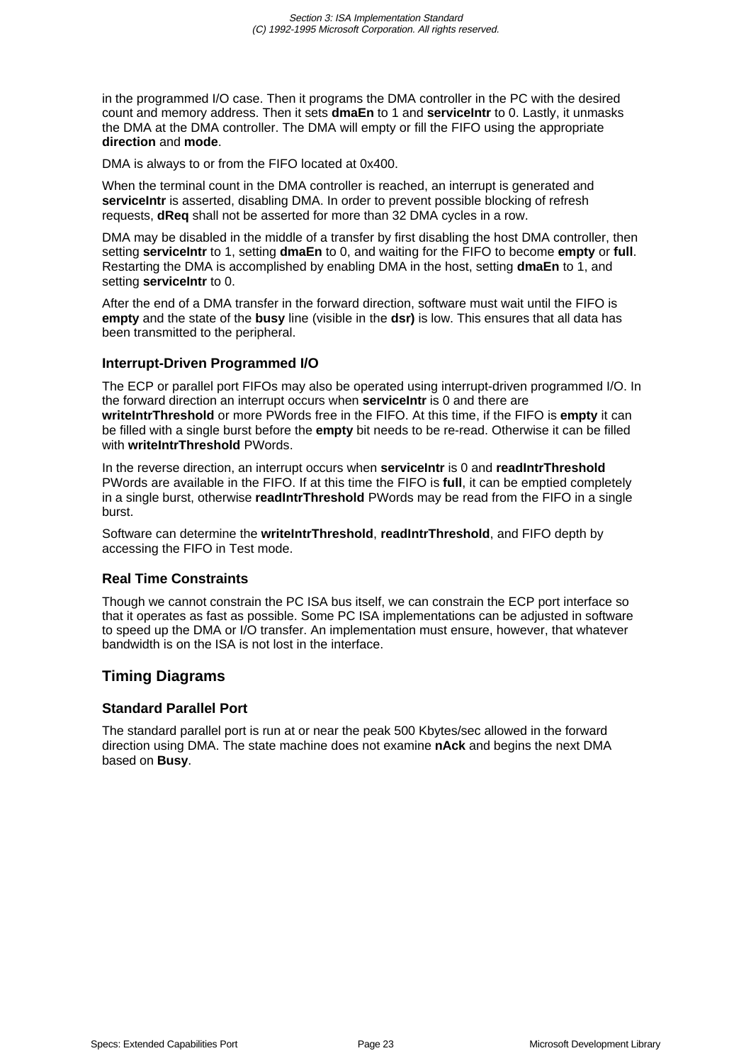in the programmed I/O case. Then it programs the DMA controller in the PC with the desired count and memory address. Then it sets **dmaEn** to 1 and **serviceIntr** to 0. Lastly, it unmasks the DMA at the DMA controller. The DMA will empty or fill the FIFO using the appropriate **direction** and **mode**.

DMA is always to or from the FIFO located at 0x400.

When the terminal count in the DMA controller is reached, an interrupt is generated and **serviceIntr** is asserted, disabling DMA. In order to prevent possible blocking of refresh requests, **dReq** shall not be asserted for more than 32 DMA cycles in a row.

DMA may be disabled in the middle of a transfer by first disabling the host DMA controller, then setting **serviceIntr** to 1, setting **dmaEn** to 0, and waiting for the FIFO to become **empty** or **full**. Restarting the DMA is accomplished by enabling DMA in the host, setting **dmaEn** to 1, and setting **serviceIntr** to 0.

After the end of a DMA transfer in the forward direction, software must wait until the FIFO is **empty** and the state of the **busy** line (visible in the **dsr)** is low. This ensures that all data has been transmitted to the peripheral.

### Interrupt-Driven Programmed I/O

The ECP or parallel port FIFOs may also be operated using interrupt-driven programmed I/O. In the forward direction an interrupt occurs when **serviceIntr** is 0 and there are **writeIntrThreshold** or more PWords free in the FIFO. At this time, if the FIFO is **empty** it can be filled with a single burst before the **empty** bit needs to be re-read. Otherwise it can be filled with **writeIntrThreshold** PWords.

In the reverse direction, an interrupt occurs when **serviceIntr** is 0 and **readIntrThreshold** PWords are available in the FIFO. If at this time the FIFO is **full**, it can be emptied completely in a single burst, otherwise **readIntrThreshold** PWords may be read from the FIFO in a single burst.

Software can determine the **writeIntrThreshold**, **readIntrThreshold**, and FIFO depth by accessing the FIFO in Test mode.

### Real Time Constraints

Though we cannot constrain the PC ISA bus itself, we can constrain the ECP port interface so that it operates as fast as possible. Some PC ISA implementations can be adjusted in software to speed up the DMA or I/O transfer. An implementation must ensure, however, that whatever bandwidth is on the ISA is not lost in the interface.

## Timing Diagrams

### Standard Parallel Port

The standard parallel port is run at or near the peak 500 Kbytes/sec allowed in the forward direction using DMA. The state machine does not examine **nAck** and begins the next DMA based on **Busy**.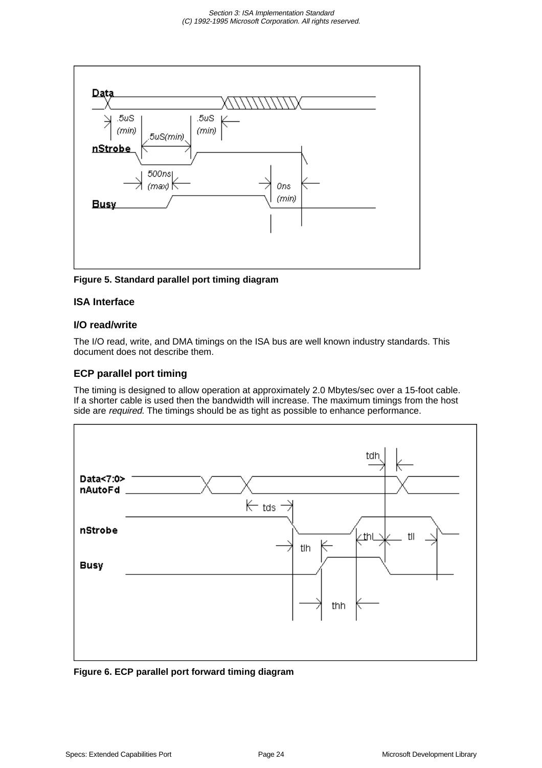Figure 5. Standard parallel port timing diagram

### ISA Interface

#### I/O read/write

The I/O read, write, and DMA timings on the ISA bus are well known industry standards. This document does not describe them.

### ECP parallel port timing

The timing is designed to allow operation at approximately 2.0 Mbytes/sec over a 15-foot cable. If a shorter cable is used then the bandwidth will increase. The maximum timings from the host side are *required.* The timings should be as tight as possible to enhance performance.

Figure 6. ECP parallel port forward timing diagram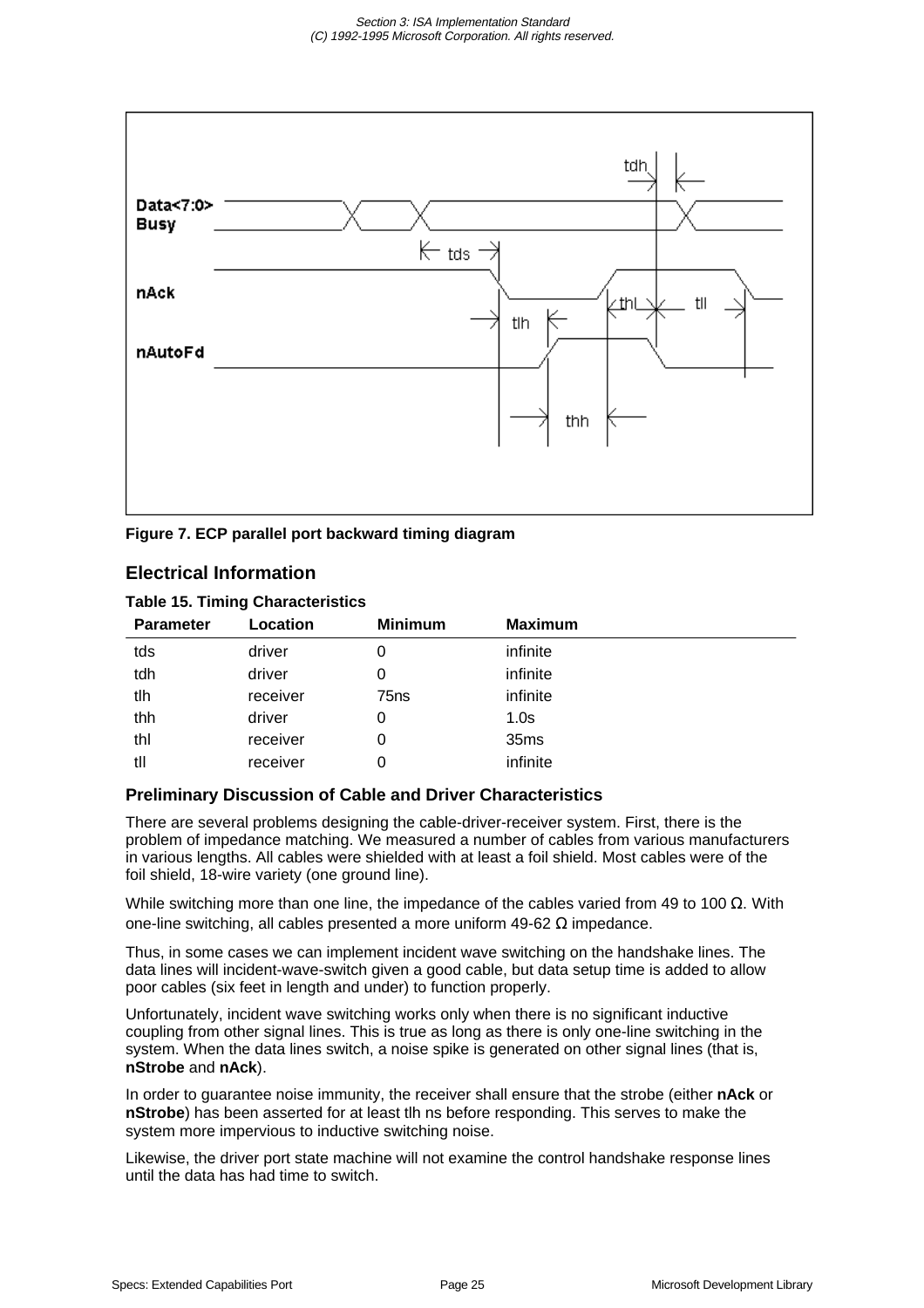Figure 7. ECP parallel port backward timing diagram

## Electrical Information

**Table 15. Timing Characteristics**

| Parameter | Location | Minimum | Maximum |
|---|---|---|---|
| tds | driver | 0 | infinite |
| tdh | driver | 0 | infinite |
| tlh | receiver | 75ns | infinite |
| thh | driver | 0 | 1.0s |
| thl | receiver | 0 | 35ms |
| tll | receiver | 0 | infinite |

### Preliminary Discussion of Cable and Driver Characteristics

There are several problems designing the cable-driver-receiver system. First, there is the problem of impedance matching. We measured a number of cables from various manufacturers in various lengths. All cables were shielded with at least a foil shield. Most cables were of the foil shield, 18-wire variety (one ground line).

While switching more than one line, the impedance of the cables varied from 49 to 100 Ω. With one-line switching, all cables presented a more uniform 49-62 Ω impedance.

Thus, in some cases we can implement incident wave switching on the handshake lines. The data lines will incident-wave-switch given a good cable, but data setup time is added to allow poor cables (six feet in length and under) to function properly.

Unfortunately, incident wave switching works only when there is no significant inductive coupling from other signal lines. This is true as long as there is only one-line switching in the system. When the data lines switch, a noise spike is generated on other signal lines (that is, **nStrobe** and **nAck**).

In order to guarantee noise immunity, the receiver shall ensure that the strobe (either **nAck** or **nStrobe**) has been asserted for at least tlh ns before responding. This serves to make the system more impervious to inductive switching noise.

Likewise, the driver port state machine will not examine the control handshake response lines until the data has had time to switch.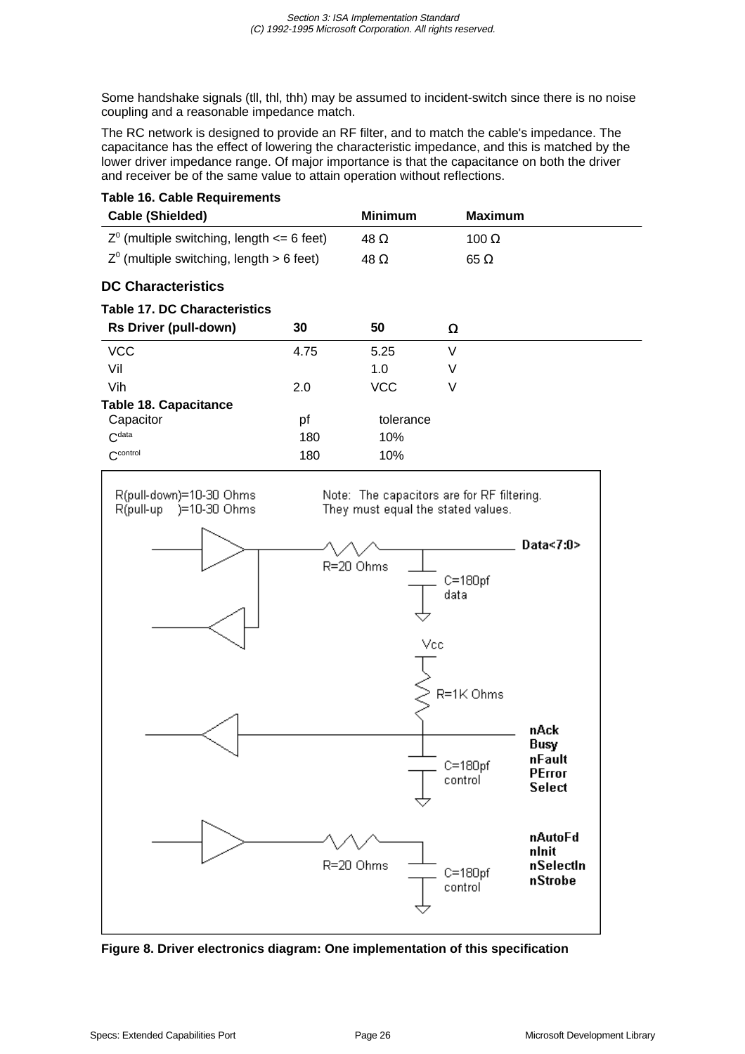Some handshake signals (tll, thl, thh) may be assumed to incident-switch since there is no noise coupling and a reasonable impedance match.

The RC network is designed to provide an RF filter, and to match the cable's impedance. The capacitance has the effect of lowering the characteristic impedance, and this is matched by the lower driver impedance range. Of major importance is that the capacitance on both the driver and receiver be of the same value to attain operation without reflections.

**Table 16. Cable Requirements**

| Cable (Shielded) | Minimum | Maximum |
|---|---|---|
| $Z^0$ (multiple switching, length <= 6 feet) | 48 Ω | 100 Ω |
| $Z^0$ (multiple switching, length > 6 feet) | 48 Ω | 65 Ω |

## DC Characteristics

**Table 17. DC Characteristics**

| Rs Driver (pull-down) | 30 | 50 | Ω |
|---|---|---|---|
| VCC | 4.75 | 5.25 | V |
| Vil | | 1.0 | V |
| Vih | 2.0 | VCC | V |

**Table 18. Capacitance**

| Capacitor | pf | tolerance |
|---|---|---|
| $C^{data}$ | 180 | 10% |
| $C^{control}$ | 180 | 10% |

**Figure 8. Driver electronics diagram: One implementation of this specification**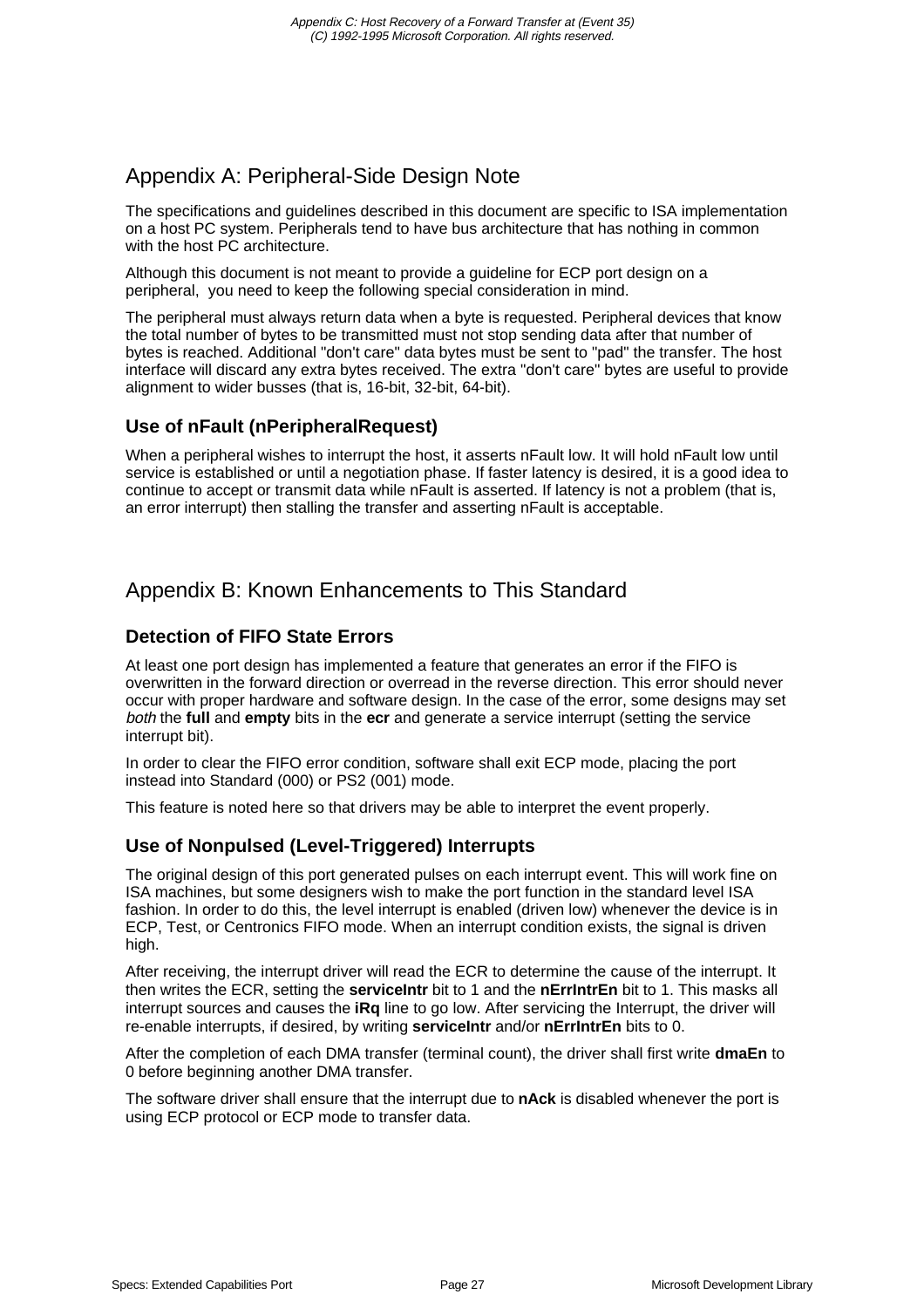# Appendix A: Peripheral-Side Design Note

The specifications and guidelines described in this document are specific to ISA implementation on a host PC system. Peripherals tend to have bus architecture that has nothing in common with the host PC architecture.

Although this document is not meant to provide a guideline for ECP port design on a peripheral, you need to keep the following special consideration in mind.

The peripheral must always return data when a byte is requested. Peripheral devices that know the total number of bytes to be transmitted must not stop sending data after that number of bytes is reached. Additional "don't care" data bytes must be sent to "pad" the transfer. The host interface will discard any extra bytes received. The extra "don't care" bytes are useful to provide alignment to wider busses (that is, 16-bit, 32-bit, 64-bit).

## Use of nFault (nPeripheralRequest)

When a peripheral wishes to interrupt the host, it asserts nFault low. It will hold nFault low until service is established or until a negotiation phase. If faster latency is desired, it is a good idea to continue to accept or transmit data while nFault is asserted. If latency is not a problem (that is, an error interrupt) then stalling the transfer and asserting nFault is acceptable.

# Appendix B: Known Enhancements to This Standard

## Detection of FIFO State Errors

At least one port design has implemented a feature that generates an error if the FIFO is overwritten in the forward direction or overread in the reverse direction. This error should never occur with proper hardware and software design. In the case of the error, some designs may set *both* the **full** and **empty** bits in the **ecr** and generate a service interrupt (setting the service interrupt bit).

In order to clear the FIFO error condition, software shall exit ECP mode, placing the port instead into Standard (000) or PS2 (001) mode.

This feature is noted here so that drivers may be able to interpret the event properly.

## Use of Nonpulsed (Level-Triggered) Interrupts

The original design of this port generated pulses on each interrupt event. This will work fine on ISA machines, but some designers wish to make the port function in the standard level ISA fashion. In order to do this, the level interrupt is enabled (driven low) whenever the device is in ECP, Test, or Centronics FIFO mode. When an interrupt condition exists, the signal is driven high.

After receiving, the interrupt driver will read the ECR to determine the cause of the interrupt. It then writes the ECR, setting the **serviceIntr** bit to 1 and the **nErrIntrEn** bit to 1. This masks all interrupt sources and causes the **iRq** line to go low. After servicing the Interrupt, the driver will re-enable interrupts, if desired, by writing **serviceIntr** and/or **nErrIntrEn** bits to 0.

After the completion of each DMA transfer (terminal count), the driver shall first write **dmaEn** to 0 before beginning another DMA transfer.

The software driver shall ensure that the interrupt due to **nAck** is disabled whenever the port is using ECP protocol or ECP mode to transfer data.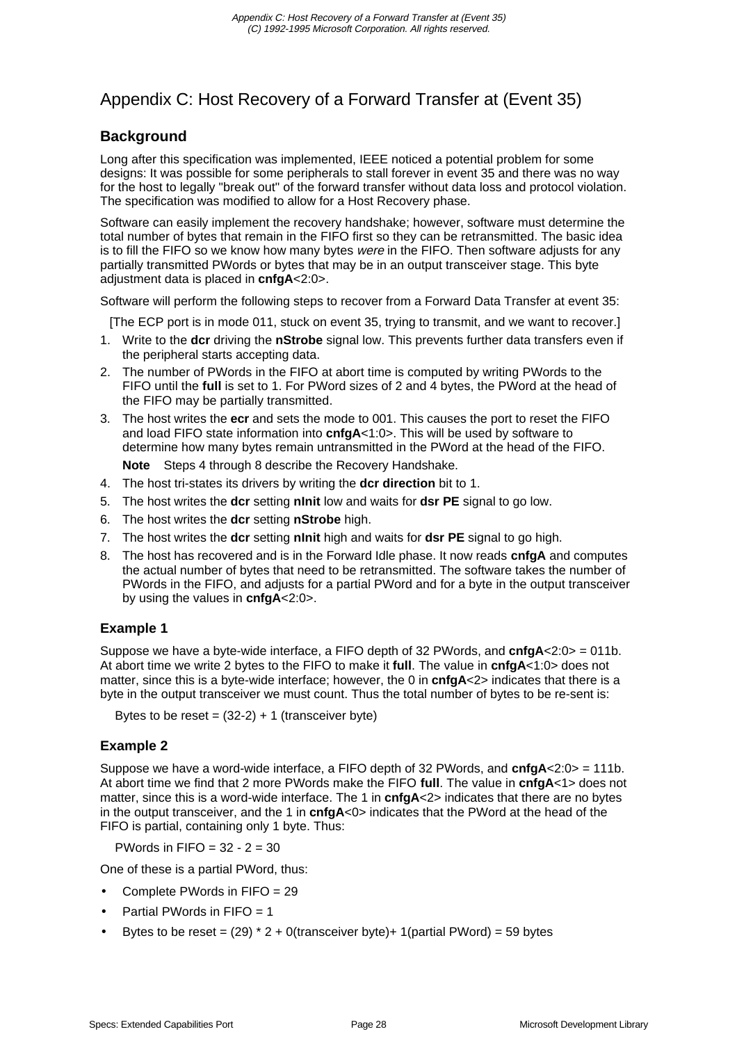# Appendix C: Host Recovery of a Forward Transfer at (Event 35)

## Background

Long after this specification was implemented, IEEE noticed a potential problem for some designs: It was possible for some peripherals to stall forever in event 35 and there was no way for the host to legally "break out" of the forward transfer without data loss and protocol violation. The specification was modified to allow for a Host Recovery phase.

Software can easily implement the recovery handshake; however, software must determine the total number of bytes that remain in the FIFO first so they can be retransmitted. The basic idea is to fill the FIFO so we know how many bytes *were* in the FIFO. Then software adjusts for any partially transmitted PWords or bytes that may be in an output transceiver stage. This byte adjustment data is placed in **cnfgA**<2:0>.

Software will perform the following steps to recover from a Forward Data Transfer at event 35:

[The ECP port is in mode 011, stuck on event 35, trying to transmit, and we want to recover.]

1. Write to the **dcr** driving the **nStrobe** signal low. This prevents further data transfers even if the peripheral starts accepting data.
2. The number of PWords in the FIFO at abort time is computed by writing PWords to the FIFO until the **full** is set to 1. For PWord sizes of 2 and 4 bytes, the PWord at the head of the FIFO may be partially transmitted.
3. The host writes the **ecr** and sets the mode to 001. This causes the port to reset the FIFO and load FIFO state information into **cnfgA**<1:0>. This will be used by software to determine how many bytes remain untransmitted in the PWord at the head of the FIFO.

   **Note** Steps 4 through 8 describe the Recovery Handshake.

4. The host tri-states its drivers by writing the **dcr direction** bit to 1.
5. The host writes the **dcr** setting **nInit** low and waits for **dsr PE** signal to go low.
6. The host writes the **dcr** setting **nStrobe** high.
7. The host writes the **dcr** setting **nInit** high and waits for **dsr PE** signal to go high.
8. The host has recovered and is in the Forward Idle phase. It now reads **cnfgA** and computes the actual number of bytes that need to be retransmitted. The software takes the number of PWords in the FIFO, and adjusts for a partial PWord and for a byte in the output transceiver by using the values in **cnfgA**<2:0>.

### Example 1

Suppose we have a byte-wide interface, a FIFO depth of 32 PWords, and **cnfgA**<2:0> = 011b. At abort time we write 2 bytes to the FIFO to make it **full**. The value in **cnfgA**<1:0> does not matter, since this is a byte-wide interface; however, the 0 in **cnfgA**<2> indicates that there is a byte in the output transceiver we must count. Thus the total number of bytes to be re-sent is:

Bytes to be reset = (32-2) + 1 (transceiver byte)

### Example 2

Suppose we have a word-wide interface, a FIFO depth of 32 PWords, and **cnfgA**<2:0> = 111b. At abort time we find that 2 more PWords make the FIFO **full**. The value in **cnfgA**<1> does not matter, since this is a word-wide interface. The 1 in **cnfgA**<2> indicates that there are no bytes in the output transceiver, and the 1 in **cnfgA**<0> indicates that the PWord at the head of the FIFO is partial, containing only 1 byte. Thus:

PWords in FIFO = 32 - 2 = 30

One of these is a partial PWord, thus:

- Complete PWords in FIFO = 29
- Partial PWords in FIFO = 1
- Bytes to be reset = (29) * 2 + 0(transceiver byte)+ 1(partial PWord) = 59 bytes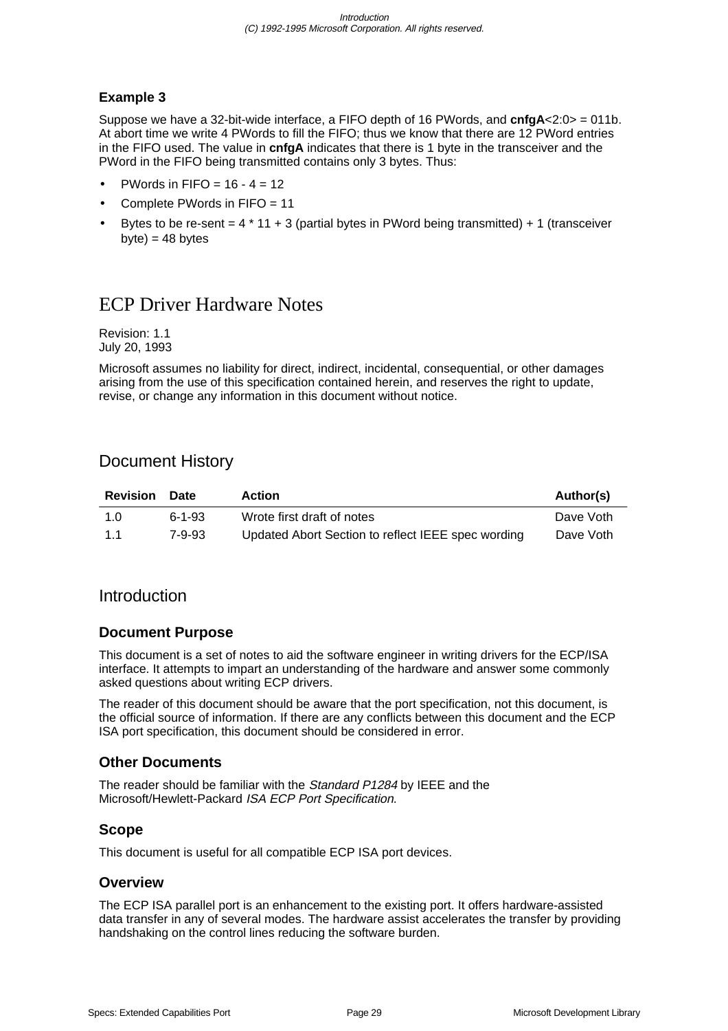**Example 3**

Suppose we have a 32-bit-wide interface, a FIFO depth of 16 PWords, and **cnfgA**<2:0> = 011b. At abort time we write 4 PWords to fill the FIFO; thus we know that there are 12 PWord entries in the FIFO used. The value in **cnfgA** indicates that there is 1 byte in the transceiver and the PWord in the FIFO being transmitted contains only 3 bytes. Thus:

- PWords in FIFO = 16 - 4 = 12
- Complete PWords in FIFO = 11
- Bytes to be re-sent = 4 * 11 + 3 (partial bytes in PWord being transmitted) + 1 (transceiver byte) = 48 bytes

# ECP Driver Hardware Notes

Revision: 1.1
July 20, 1993

Microsoft assumes no liability for direct, indirect, incidental, consequential, or other damages arising from the use of this specification contained herein, and reserves the right to update, revise, or change any information in this document without notice.

## Document History

| Revision | Date | Action | Author(s) |
|---|---|---|---|
| 1.0 | 6-1-93 | Wrote first draft of notes | Dave Voth |
| 1.1 | 7-9-93 | Updated Abort Section to reflect IEEE spec wording | Dave Voth |

## Introduction

### Document Purpose

This document is a set of notes to aid the software engineer in writing drivers for the ECP/ISA interface. It attempts to impart an understanding of the hardware and answer some commonly asked questions about writing ECP drivers.

The reader of this document should be aware that the port specification, not this document, is the official source of information. If there are any conflicts between this document and the ECP ISA port specification, this document should be considered in error.

### Other Documents

The reader should be familiar with the *Standard P1284* by IEEE and the Microsoft/Hewlett-Packard *ISA ECP Port Specification*.

### Scope

This document is useful for all compatible ECP ISA port devices.

### Overview

The ECP ISA parallel port is an enhancement to the existing port. It offers hardware-assisted data transfer in any of several modes. The hardware assist accelerates the transfer by providing handshaking on the control lines reducing the software burden.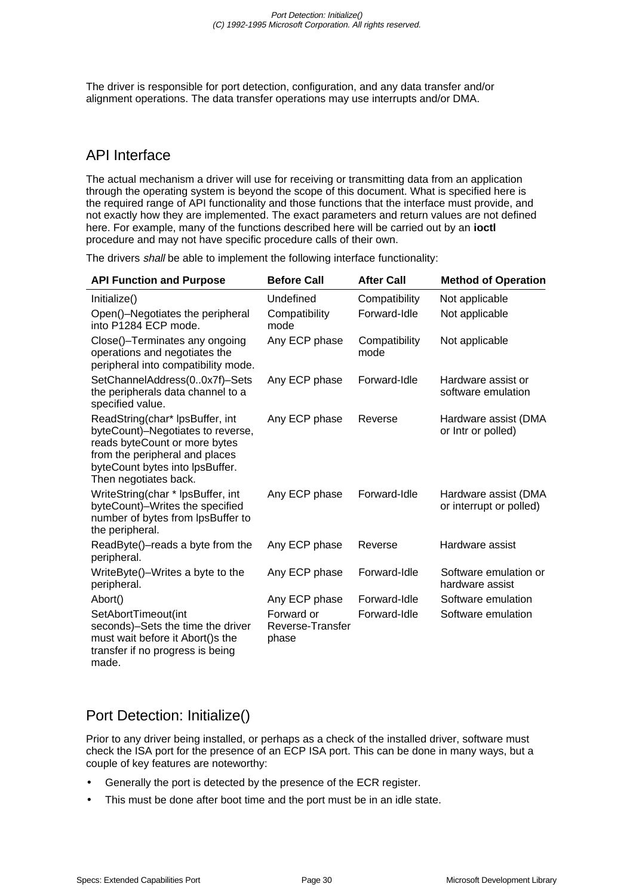The driver is responsible for port detection, configuration, and any data transfer and/or alignment operations. The data transfer operations may use interrupts and/or DMA.

## API Interface

The actual mechanism a driver will use for receiving or transmitting data from an application through the operating system is beyond the scope of this document. What is specified here is the required range of API functionality and those functions that the interface must provide, and not exactly how they are implemented. The exact parameters and return values are not defined here. For example, many of the functions described here will be carried out by an **ioctl** procedure and may not have specific procedure calls of their own.

The drivers *shall* be able to implement the following interface functionality:

| API Function and Purpose | Before Call | After Call | Method of Operation |
|---|---|---|---|
| Initialize() | Undefined | Compatibility | Not applicable |
| Open()–Negotiates the peripheral into P1284 ECP mode. | Compatibility mode | Forward-Idle | Not applicable |
| Close()–Terminates any ongoing operations and negotiates the peripheral into compatibility mode. | Any ECP phase | Compatibility mode | Not applicable |
| SetChannelAddress(0..0x7f)–Sets the peripherals data channel to a specified value. | Any ECP phase | Forward-Idle | Hardware assist or software emulation |
| ReadString(char* lpsBuffer, int byteCount)–Negotiates to reverse, reads byteCount or more bytes from the peripheral and places byteCount bytes into lpsBuffer. Then negotiates back. | Any ECP phase | Reverse | Hardware assist (DMA or Intr or polled) |
| WriteString(char * lpsBuffer, int byteCount)–Writes the specified number of bytes from lpsBuffer to the peripheral. | Any ECP phase | Forward-Idle | Hardware assist (DMA or interrupt or polled) |
| ReadByte()–reads a byte from the peripheral. | Any ECP phase | Reverse | Hardware assist |
| WriteByte()–Writes a byte to the peripheral. | Any ECP phase | Forward-Idle | Software emulation or hardware assist |
| Abort() | Any ECP phase | Forward-Idle | Software emulation |
| SetAbortTimeout(int seconds)–Sets the time the driver must wait before it Abort()s the transfer if no progress is being made. | Forward or Reverse-Transfer phase | Forward-Idle | Software emulation |

## Port Detection: Initialize()

Prior to any driver being installed, or perhaps as a check of the installed driver, software must check the ISA port for the presence of an ECP ISA port. This can be done in many ways, but a couple of key features are noteworthy:

- Generally the port is detected by the presence of the ECR register.
- This must be done after boot time and the port must be in an idle state.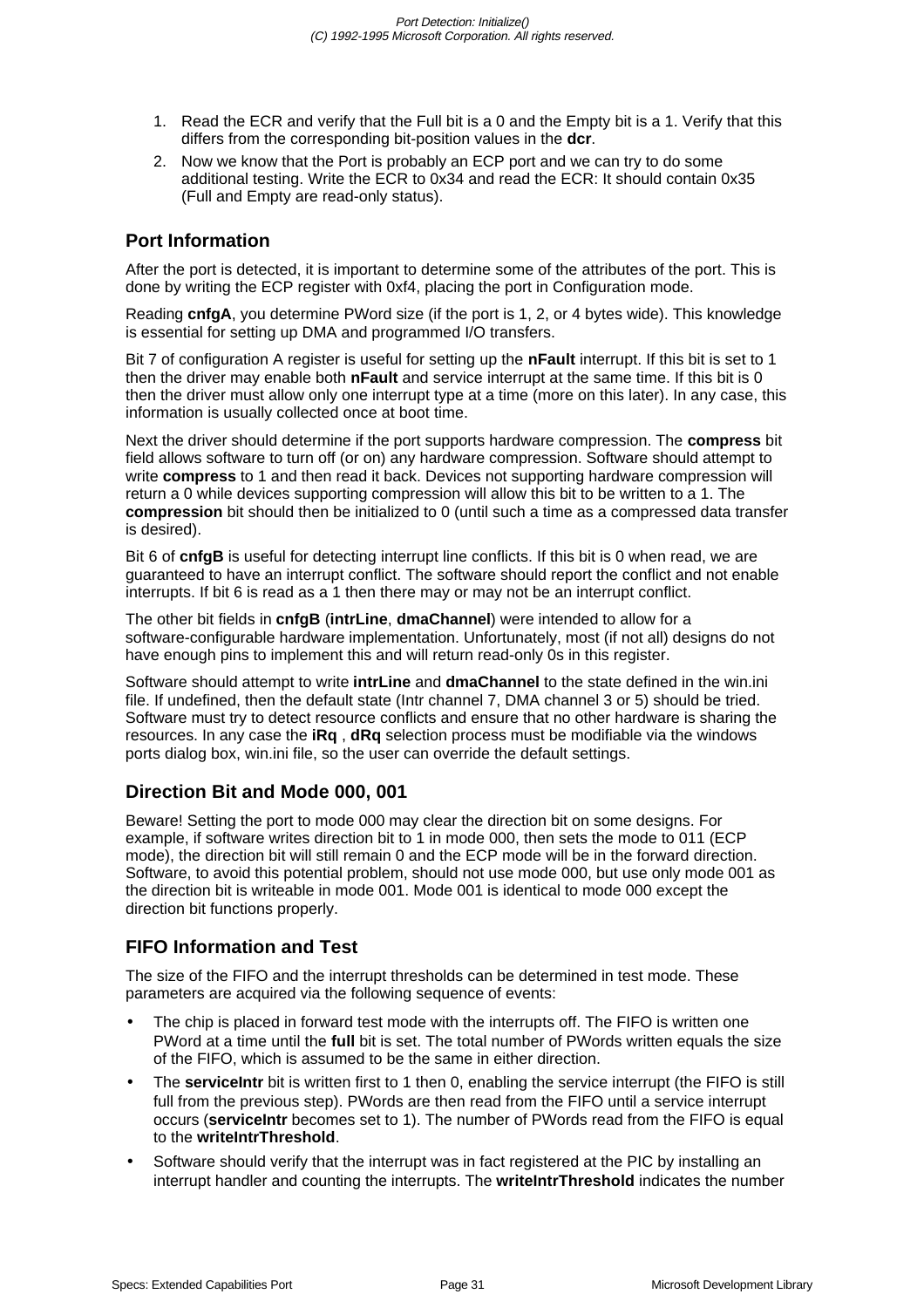1. Read the ECR and verify that the Full bit is a 0 and the Empty bit is a 1. Verify that this differs from the corresponding bit-position values in the **dcr**.
2. Now we know that the Port is probably an ECP port and we can try to do some additional testing. Write the ECR to 0x34 and read the ECR: It should contain 0x35 (Full and Empty are read-only status).

## Port Information

After the port is detected, it is important to determine some of the attributes of the port. This is done by writing the ECP register with 0xf4, placing the port in Configuration mode.

Reading **cnfgA**, you determine PWord size (if the port is 1, 2, or 4 bytes wide). This knowledge is essential for setting up DMA and programmed I/O transfers.

Bit 7 of configuration A register is useful for setting up the **nFault** interrupt. If this bit is set to 1 then the driver may enable both **nFault** and service interrupt at the same time. If this bit is 0 then the driver must allow only one interrupt type at a time (more on this later). In any case, this information is usually collected once at boot time.

Next the driver should determine if the port supports hardware compression. The **compress** bit field allows software to turn off (or on) any hardware compression. Software should attempt to write **compress** to 1 and then read it back. Devices not supporting hardware compression will return a 0 while devices supporting compression will allow this bit to be written to a 1. The **compression** bit should then be initialized to 0 (until such a time as a compressed data transfer is desired).

Bit 6 of **cnfgB** is useful for detecting interrupt line conflicts. If this bit is 0 when read, we are guaranteed to have an interrupt conflict. The software should report the conflict and not enable interrupts. If bit 6 is read as a 1 then there may or may not be an interrupt conflict.

The other bit fields in **cnfgB** (**intrLine**, **dmaChannel**) were intended to allow for a software-configurable hardware implementation. Unfortunately, most (if not all) designs do not have enough pins to implement this and will return read-only 0s in this register.

Software should attempt to write **intrLine** and **dmaChannel** to the state defined in the win.ini file. If undefined, then the default state (Intr channel 7, DMA channel 3 or 5) should be tried. Software must try to detect resource conflicts and ensure that no other hardware is sharing the resources. In any case the **iRq** , **dRq** selection process must be modifiable via the windows ports dialog box, win.ini file, so the user can override the default settings.

## Direction Bit and Mode 000, 001

Beware! Setting the port to mode 000 may clear the direction bit on some designs. For example, if software writes direction bit to 1 in mode 000, then sets the mode to 011 (ECP mode), the direction bit will still remain 0 and the ECP mode will be in the forward direction. Software, to avoid this potential problem, should not use mode 000, but use only mode 001 as the direction bit is writeable in mode 001. Mode 001 is identical to mode 000 except the direction bit functions properly.

## FIFO Information and Test

The size of the FIFO and the interrupt thresholds can be determined in test mode. These parameters are acquired via the following sequence of events:

- The chip is placed in forward test mode with the interrupts off. The FIFO is written one PWord at a time until the **full** bit is set. The total number of PWords written equals the size of the FIFO, which is assumed to be the same in either direction.
- The **serviceIntr** bit is written first to 1 then 0, enabling the service interrupt (the FIFO is still full from the previous step). PWords are then read from the FIFO until a service interrupt occurs (**serviceIntr** becomes set to 1). The number of PWords read from the FIFO is equal to the **writeIntrThreshold**.
- Software should verify that the interrupt was in fact registered at the PIC by installing an interrupt handler and counting the interrupts. The **writeIntrThreshold** indicates the number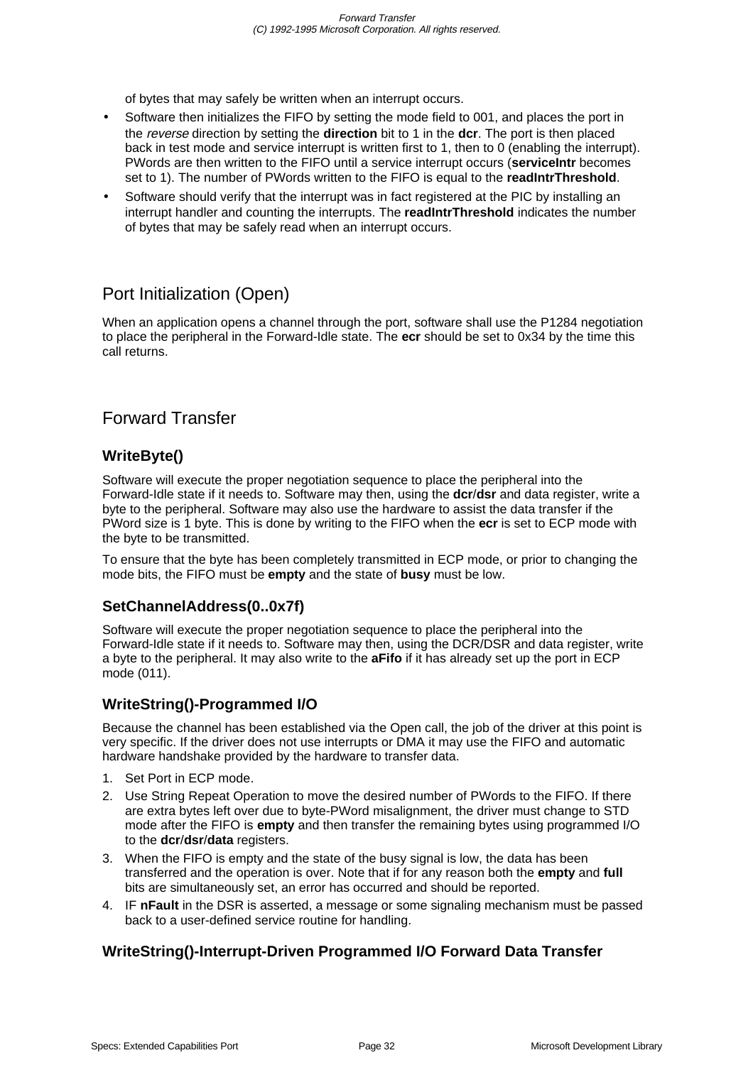of bytes that may safely be written when an interrupt occurs.

- Software then initializes the FIFO by setting the mode field to 001, and places the port in the *reverse* direction by setting the **direction** bit to 1 in the **dcr**. The port is then placed back in test mode and service interrupt is written first to 1, then to 0 (enabling the interrupt). PWords are then written to the FIFO until a service interrupt occurs (**serviceIntr** becomes set to 1). The number of PWords written to the FIFO is equal to the **readIntrThreshold**.
- Software should verify that the interrupt was in fact registered at the PIC by installing an interrupt handler and counting the interrupts. The **readIntrThreshold** indicates the number of bytes that may be safely read when an interrupt occurs.

## Port Initialization (Open)

When an application opens a channel through the port, software shall use the P1284 negotiation to place the peripheral in the Forward-Idle state. The **ecr** should be set to 0x34 by the time this call returns.

## Forward Transfer

### WriteByte()

Software will execute the proper negotiation sequence to place the peripheral into the Forward-Idle state if it needs to. Software may then, using the **dcr**/**dsr** and data register, write a byte to the peripheral. Software may also use the hardware to assist the data transfer if the PWord size is 1 byte. This is done by writing to the FIFO when the **ecr** is set to ECP mode with the byte to be transmitted.

To ensure that the byte has been completely transmitted in ECP mode, or prior to changing the mode bits, the FIFO must be **empty** and the state of **busy** must be low.

### SetChannelAddress(0..0x7f)

Software will execute the proper negotiation sequence to place the peripheral into the Forward-Idle state if it needs to. Software may then, using the DCR/DSR and data register, write a byte to the peripheral. It may also write to the **aFifo** if it has already set up the port in ECP mode (011).

### WriteString()-Programmed I/O

Because the channel has been established via the Open call, the job of the driver at this point is very specific. If the driver does not use interrupts or DMA it may use the FIFO and automatic hardware handshake provided by the hardware to transfer data.

1. Set Port in ECP mode.
2. Use String Repeat Operation to move the desired number of PWords to the FIFO. If there are extra bytes left over due to byte-PWord misalignment, the driver must change to STD mode after the FIFO is **empty** and then transfer the remaining bytes using programmed I/O to the **dcr**/**dsr**/**data** registers.
3. When the FIFO is empty and the state of the busy signal is low, the data has been transferred and the operation is over. Note that if for any reason both the **empty** and **full** bits are simultaneously set, an error has occurred and should be reported.
4. IF **nFault** in the DSR is asserted, a message or some signaling mechanism must be passed back to a user-defined service routine for handling.

### WriteString()-Interrupt-Driven Programmed I/O Forward Data Transfer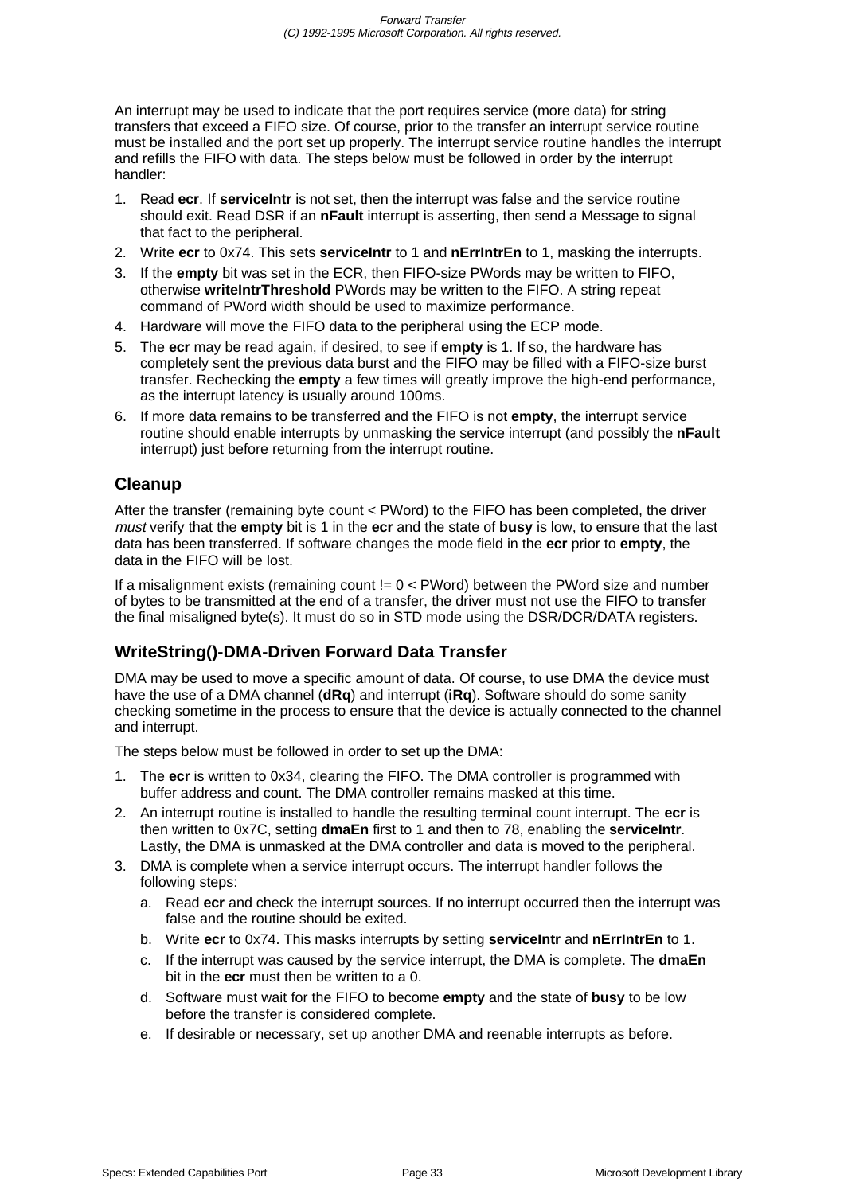An interrupt may be used to indicate that the port requires service (more data) for string transfers that exceed a FIFO size. Of course, prior to the transfer an interrupt service routine must be installed and the port set up properly. The interrupt service routine handles the interrupt and refills the FIFO with data. The steps below must be followed in order by the interrupt handler:

1. Read **ecr**. If **serviceIntr** is not set, then the interrupt was false and the service routine should exit. Read DSR if an **nFault** interrupt is asserting, then send a Message to signal that fact to the peripheral.
2. Write **ecr** to 0x74. This sets **serviceIntr** to 1 and **nErrIntrEn** to 1, masking the interrupts.
3. If the **empty** bit was set in the ECR, then FIFO-size PWords may be written to FIFO, otherwise **writeIntrThreshold** PWords may be written to the FIFO. A string repeat command of PWord width should be used to maximize performance.
4. Hardware will move the FIFO data to the peripheral using the ECP mode.
5. The **ecr** may be read again, if desired, to see if **empty** is 1. If so, the hardware has completely sent the previous data burst and the FIFO may be filled with a FIFO-size burst transfer. Rechecking the **empty** a few times will greatly improve the high-end performance, as the interrupt latency is usually around 100ms.
6. If more data remains to be transferred and the FIFO is not **empty**, the interrupt service routine should enable interrupts by unmasking the service interrupt (and possibly the **nFault** interrupt) just before returning from the interrupt routine.

### Cleanup

After the transfer (remaining byte count < PWord) to the FIFO has been completed, the driver *must* verify that the **empty** bit is 1 in the **ecr** and the state of **busy** is low, to ensure that the last data has been transferred. If software changes the mode field in the **ecr** prior to **empty**, the data in the FIFO will be lost.

If a misalignment exists (remaining count != 0 < PWord) between the PWord size and number of bytes to be transmitted at the end of a transfer, the driver must not use the FIFO to transfer the final misaligned byte(s). It must do so in STD mode using the DSR/DCR/DATA registers.

### WriteString()-DMA-Driven Forward Data Transfer

DMA may be used to move a specific amount of data. Of course, to use DMA the device must have the use of a DMA channel (**dRq**) and interrupt (**iRq**). Software should do some sanity checking sometime in the process to ensure that the device is actually connected to the channel and interrupt.

The steps below must be followed in order to set up the DMA:

1. The **ecr** is written to 0x34, clearing the FIFO. The DMA controller is programmed with buffer address and count. The DMA controller remains masked at this time.
2. An interrupt routine is installed to handle the resulting terminal count interrupt. The **ecr** is then written to 0x7C, setting **dmaEn** first to 1 and then to 78, enabling the **serviceIntr**. Lastly, the DMA is unmasked at the DMA controller and data is moved to the peripheral.
3. DMA is complete when a service interrupt occurs. The interrupt handler follows the following steps:
   a. Read **ecr** and check the interrupt sources. If no interrupt occurred then the interrupt was false and the routine should be exited.
   b. Write **ecr** to 0x74. This masks interrupts by setting **serviceIntr** and **nErrIntrEn** to 1.
   c. If the interrupt was caused by the service interrupt, the DMA is complete. The **dmaEn** bit in the **ecr** must then be written to a 0.
   d. Software must wait for the FIFO to become **empty** and the state of **busy** to be low before the transfer is considered complete.
   e. If desirable or necessary, set up another DMA and reenable interrupts as before.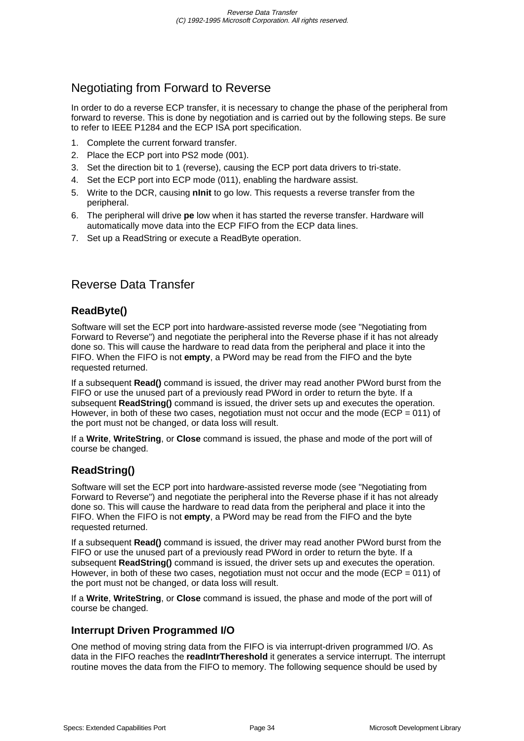## Negotiating from Forward to Reverse

In order to do a reverse ECP transfer, it is necessary to change the phase of the peripheral from forward to reverse. This is done by negotiation and is carried out by the following steps. Be sure to refer to IEEE P1284 and the ECP ISA port specification.

1. Complete the current forward transfer.
2. Place the ECP port into PS2 mode (001).
3. Set the direction bit to 1 (reverse), causing the ECP port data drivers to tri-state.
4. Set the ECP port into ECP mode (011), enabling the hardware assist.
5. Write to the DCR, causing **nInit** to go low. This requests a reverse transfer from the peripheral.
6. The peripheral will drive **pe** low when it has started the reverse transfer. Hardware will automatically move data into the ECP FIFO from the ECP data lines.
7. Set up a ReadString or execute a ReadByte operation.

## Reverse Data Transfer

### ReadByte()

Software will set the ECP port into hardware-assisted reverse mode (see "Negotiating from Forward to Reverse") and negotiate the peripheral into the Reverse phase if it has not already done so. This will cause the hardware to read data from the peripheral and place it into the FIFO. When the FIFO is not **empty**, a PWord may be read from the FIFO and the byte requested returned.

If a subsequent **Read()** command is issued, the driver may read another PWord burst from the FIFO or use the unused part of a previously read PWord in order to return the byte. If a subsequent **ReadString()** command is issued, the driver sets up and executes the operation. However, in both of these two cases, negotiation must not occur and the mode (ECP = 011) of the port must not be changed, or data loss will result.

If a **Write**, **WriteString**, or **Close** command is issued, the phase and mode of the port will of course be changed.

### ReadString()

Software will set the ECP port into hardware-assisted reverse mode (see "Negotiating from Forward to Reverse") and negotiate the peripheral into the Reverse phase if it has not already done so. This will cause the hardware to read data from the peripheral and place it into the FIFO. When the FIFO is not **empty**, a PWord may be read from the FIFO and the byte requested returned.

If a subsequent **Read()** command is issued, the driver may read another PWord burst from the FIFO or use the unused part of a previously read PWord in order to return the byte. If a subsequent **ReadString()** command is issued, the driver sets up and executes the operation. However, in both of these two cases, negotiation must not occur and the mode (ECP = 011) of the port must not be changed, or data loss will result.

If a **Write**, **WriteString**, or **Close** command is issued, the phase and mode of the port will of course be changed.

### Interrupt Driven Programmed I/O

One method of moving string data from the FIFO is via interrupt-driven programmed I/O. As data in the FIFO reaches the **readIntrThereshold** it generates a service interrupt. The interrupt routine moves the data from the FIFO to memory. The following sequence should be used by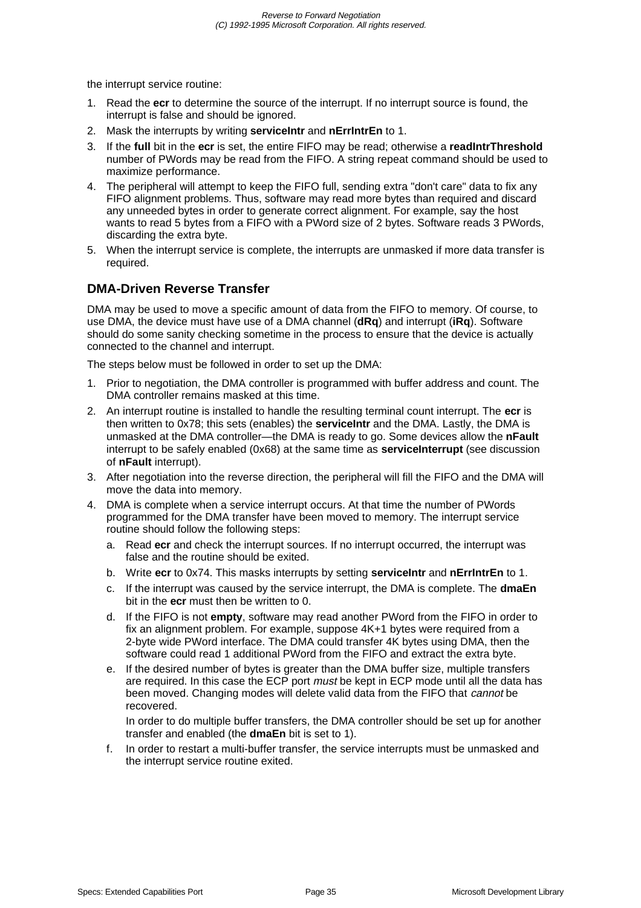the interrupt service routine:

1. Read the **ecr** to determine the source of the interrupt. If no interrupt source is found, the interrupt is false and should be ignored.
2. Mask the interrupts by writing **serviceIntr** and **nErrIntrEn** to 1.
3. If the **full** bit in the **ecr** is set, the entire FIFO may be read; otherwise a **readIntrThreshold** number of PWords may be read from the FIFO. A string repeat command should be used to maximize performance.
4. The peripheral will attempt to keep the FIFO full, sending extra "don't care" data to fix any FIFO alignment problems. Thus, software may read more bytes than required and discard any unneeded bytes in order to generate correct alignment. For example, say the host wants to read 5 bytes from a FIFO with a PWord size of 2 bytes. Software reads 3 PWords, discarding the extra byte.
5. When the interrupt service is complete, the interrupts are unmasked if more data transfer is required.

### DMA-Driven Reverse Transfer

DMA may be used to move a specific amount of data from the FIFO to memory. Of course, to use DMA, the device must have use of a DMA channel (**dRq**) and interrupt (**iRq**). Software should do some sanity checking sometime in the process to ensure that the device is actually connected to the channel and interrupt.

The steps below must be followed in order to set up the DMA:

1. Prior to negotiation, the DMA controller is programmed with buffer address and count. The DMA controller remains masked at this time.
2. An interrupt routine is installed to handle the resulting terminal count interrupt. The **ecr** is then written to 0x78; this sets (enables) the **serviceIntr** and the DMA. Lastly, the DMA is unmasked at the DMA controller—the DMA is ready to go. Some devices allow the **nFault** interrupt to be safely enabled (0x68) at the same time as **serviceInterrupt** (see discussion of **nFault** interrupt).
3. After negotiation into the reverse direction, the peripheral will fill the FIFO and the DMA will move the data into memory.
4. DMA is complete when a service interrupt occurs. At that time the number of PWords programmed for the DMA transfer have been moved to memory. The interrupt service routine should follow the following steps:
   a. Read **ecr** and check the interrupt sources. If no interrupt occurred, the interrupt was false and the routine should be exited.
   b. Write **ecr** to 0x74. This masks interrupts by setting **serviceIntr** and **nErrIntrEn** to 1.
   c. If the interrupt was caused by the service interrupt, the DMA is complete. The **dmaEn** bit in the **ecr** must then be written to 0.
   d. If the FIFO is not **empty**, software may read another PWord from the FIFO in order to fix an alignment problem. For example, suppose 4K+1 bytes were required from a 2-byte wide PWord interface. The DMA could transfer 4K bytes using DMA, then the software could read 1 additional PWord from the FIFO and extract the extra byte.
   e. If the desired number of bytes is greater than the DMA buffer size, multiple transfers are required. In this case the ECP port *must* be kept in ECP mode until all the data has been moved. Changing modes will delete valid data from the FIFO that *cannot* be recovered.

      In order to do multiple buffer transfers, the DMA controller should be set up for another transfer and enabled (the **dmaEn** bit is set to 1).
   f. In order to restart a multi-buffer transfer, the service interrupts must be unmasked and the interrupt service routine exited.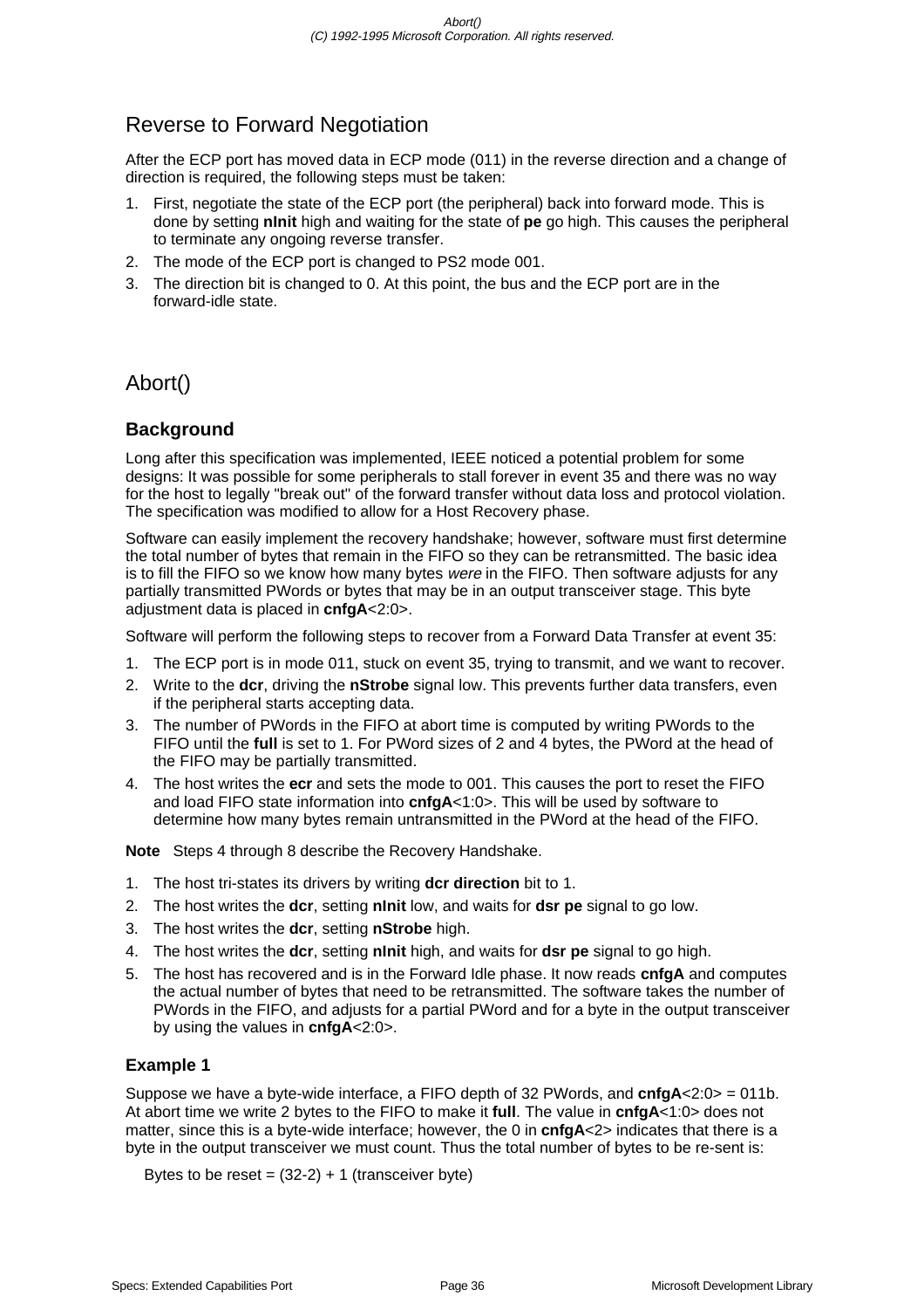## Reverse to Forward Negotiation

After the ECP port has moved data in ECP mode (011) in the reverse direction and a change of direction is required, the following steps must be taken:

1. First, negotiate the state of the ECP port (the peripheral) back into forward mode. This is done by setting **nInit** high and waiting for the state of **pe** go high. This causes the peripheral to terminate any ongoing reverse transfer.
2. The mode of the ECP port is changed to PS2 mode 001.
3. The direction bit is changed to 0. At this point, the bus and the ECP port are in the forward-idle state.

## Abort()

### Background

Long after this specification was implemented, IEEE noticed a potential problem for some designs: It was possible for some peripherals to stall forever in event 35 and there was no way for the host to legally "break out" of the forward transfer without data loss and protocol violation. The specification was modified to allow for a Host Recovery phase.

Software can easily implement the recovery handshake; however, software must first determine the total number of bytes that remain in the FIFO so they can be retransmitted. The basic idea is to fill the FIFO so we know how many bytes *were* in the FIFO. Then software adjusts for any partially transmitted PWords or bytes that may be in an output transceiver stage. This byte adjustment data is placed in **cnfgA**<2:0>.

Software will perform the following steps to recover from a Forward Data Transfer at event 35:

1. The ECP port is in mode 011, stuck on event 35, trying to transmit, and we want to recover.
2. Write to the **dcr**, driving the **nStrobe** signal low. This prevents further data transfers, even if the peripheral starts accepting data.
3. The number of PWords in the FIFO at abort time is computed by writing PWords to the FIFO until the **full** is set to 1. For PWord sizes of 2 and 4 bytes, the PWord at the head of the FIFO may be partially transmitted.
4. The host writes the **ecr** and sets the mode to 001. This causes the port to reset the FIFO and load FIFO state information into **cnfgA**<1:0>. This will be used by software to determine how many bytes remain untransmitted in the PWord at the head of the FIFO.

**Note** Steps 4 through 8 describe the Recovery Handshake.

1. The host tri-states its drivers by writing **dcr direction** bit to 1.
2. The host writes the **dcr**, setting **nInit** low, and waits for **dsr pe** signal to go low.
3. The host writes the **dcr**, setting **nStrobe** high.
4. The host writes the **dcr**, setting **nInit** high, and waits for **dsr pe** signal to go high.
5. The host has recovered and is in the Forward Idle phase. It now reads **cnfgA** and computes the actual number of bytes that need to be retransmitted. The software takes the number of PWords in the FIFO, and adjusts for a partial PWord and for a byte in the output transceiver by using the values in **cnfgA**<2:0>.

### Example 1

Suppose we have a byte-wide interface, a FIFO depth of 32 PWords, and **cnfgA**<2:0> = 011b. At abort time we write 2 bytes to the FIFO to make it **full**. The value in **cnfgA**<1:0> does not matter, since this is a byte-wide interface; however, the 0 in **cnfgA**<2> indicates that there is a byte in the output transceiver we must count. Thus the total number of bytes to be re-sent is:

Bytes to be reset = (32-2) + 1 (transceiver byte)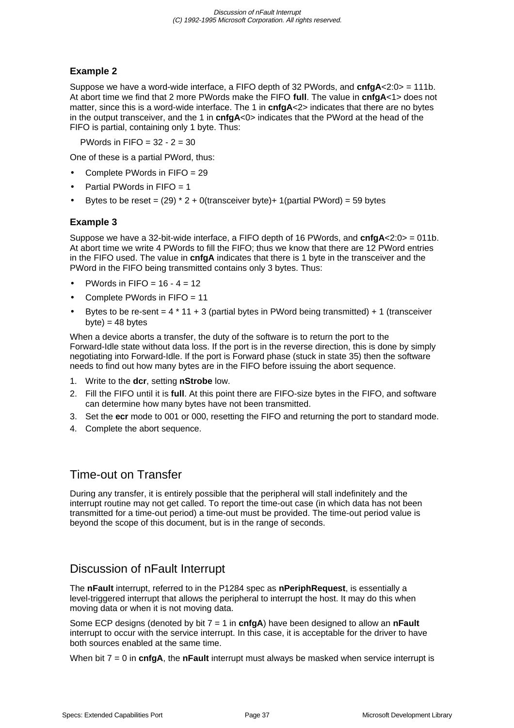### Example 2

Suppose we have a word-wide interface, a FIFO depth of 32 PWords, and **cnfgA**<2:0> = 111b. At abort time we find that 2 more PWords make the FIFO **full**. The value in **cnfgA**<1> does not matter, since this is a word-wide interface. The 1 in **cnfgA**<2> indicates that there are no bytes in the output transceiver, and the 1 in **cnfgA**<0> indicates that the PWord at the head of the FIFO is partial, containing only 1 byte. Thus:

PWords in FIFO = 32 - 2 = 30

One of these is a partial PWord, thus:

- Complete PWords in FIFO = 29
- Partial PWords in FIFO = 1
- Bytes to be reset = (29) * 2 + 0(transceiver byte)+ 1(partial PWord) = 59 bytes

### Example 3

Suppose we have a 32-bit-wide interface, a FIFO depth of 16 PWords, and **cnfgA**<2:0> = 011b. At abort time we write 4 PWords to fill the FIFO; thus we know that there are 12 PWord entries in the FIFO used. The value in **cnfgA** indicates that there is 1 byte in the transceiver and the PWord in the FIFO being transmitted contains only 3 bytes. Thus:

- PWords in FIFO = 16 - 4 = 12
- Complete PWords in FIFO = 11
- Bytes to be re-sent = 4 * 11 + 3 (partial bytes in PWord being transmitted) + 1 (transceiver byte) = 48 bytes

When a device aborts a transfer, the duty of the software is to return the port to the Forward-Idle state without data loss. If the port is in the reverse direction, this is done by simply negotiating into Forward-Idle. If the port is Forward phase (stuck in state 35) then the software needs to find out how many bytes are in the FIFO before issuing the abort sequence.

1. Write to the **dcr**, setting **nStrobe** low.
2. Fill the FIFO until it is **full**. At this point there are FIFO-size bytes in the FIFO, and software can determine how many bytes have not been transmitted.
3. Set the **ecr** mode to 001 or 000, resetting the FIFO and returning the port to standard mode.
4. Complete the abort sequence.

## Time-out on Transfer

During any transfer, it is entirely possible that the peripheral will stall indefinitely and the interrupt routine may not get called. To report the time-out case (in which data has not been transmitted for a time-out period) a time-out must be provided. The time-out period value is beyond the scope of this document, but is in the range of seconds.

## Discussion of nFault Interrupt

The **nFault** interrupt, referred to in the P1284 spec as **nPeriphRequest**, is essentially a level-triggered interrupt that allows the peripheral to interrupt the host. It may do this when moving data or when it is not moving data.

Some ECP designs (denoted by bit 7 = 1 in **cnfgA**) have been designed to allow an **nFault** interrupt to occur with the service interrupt. In this case, it is acceptable for the driver to have both sources enabled at the same time.

When bit 7 = 0 in **cnfgA**, the **nFault** interrupt must always be masked when service interrupt is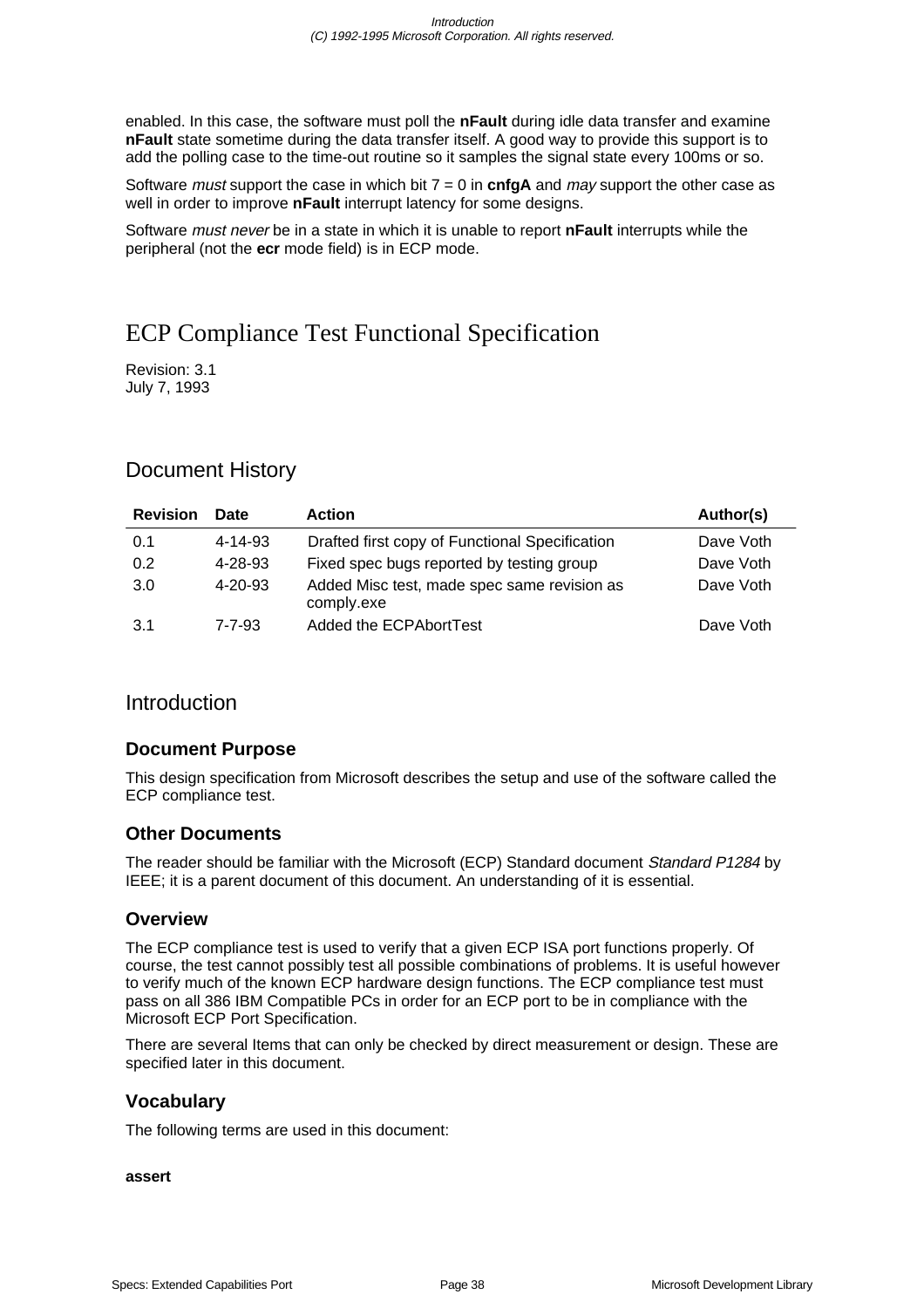enabled. In this case, the software must poll the **nFault** during idle data transfer and examine **nFault** state sometime during the data transfer itself. A good way to provide this support is to add the polling case to the time-out routine so it samples the signal state every 100ms or so.

Software *must* support the case in which bit 7 = 0 in **cnfgA** and *may* support the other case as well in order to improve **nFault** interrupt latency for some designs.

Software *must never* be in a state in which it is unable to report **nFault** interrupts while the peripheral (not the **ecr** mode field) is in ECP mode.

# ECP Compliance Test Functional Specification

Revision: 3.1
July 7, 1993

## Document History

| Revision | Date | Action | Author(s) |
|---|---|---|---|
| 0.1 | 4-14-93 | Drafted first copy of Functional Specification | Dave Voth |
| 0.2 | 4-28-93 | Fixed spec bugs reported by testing group | Dave Voth |
| 3.0 | 4-20-93 | Added Misc test, made spec same revision as comply.exe | Dave Voth |
| 3.1 | 7-7-93 | Added the ECPAbortTest | Dave Voth |

## Introduction

### Document Purpose

This design specification from Microsoft describes the setup and use of the software called the ECP compliance test.

### Other Documents

The reader should be familiar with the Microsoft (ECP) Standard document *Standard P1284* by IEEE; it is a parent document of this document. An understanding of it is essential.

### Overview

The ECP compliance test is used to verify that a given ECP ISA port functions properly. Of course, the test cannot possibly test all possible combinations of problems. It is useful however to verify much of the known ECP hardware design functions. The ECP compliance test must pass on all 386 IBM Compatible PCs in order for an ECP port to be in compliance with the Microsoft ECP Port Specification.

There are several Items that can only be checked by direct measurement or design. These are specified later in this document.

### Vocabulary

The following terms are used in this document:

**assert**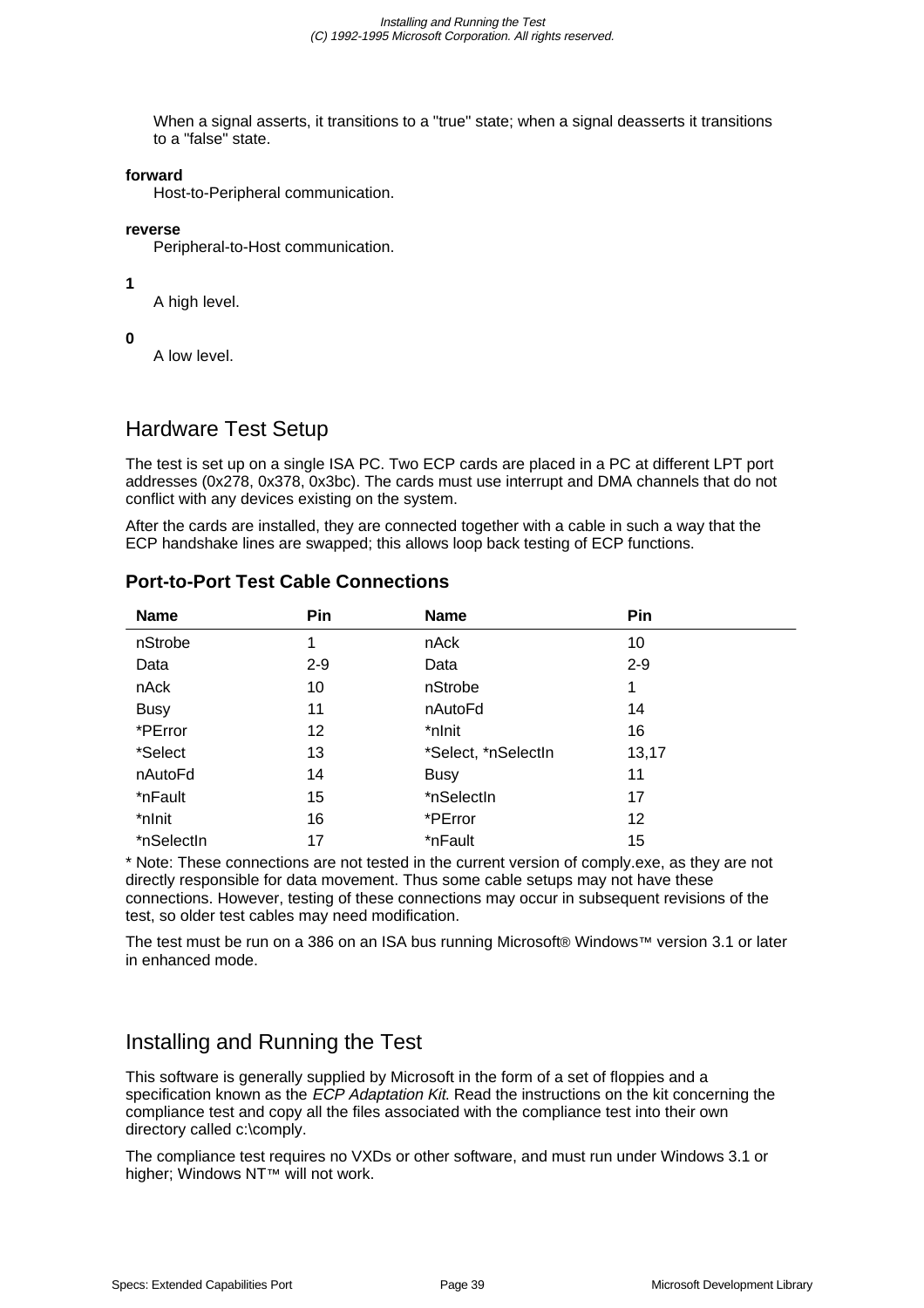When a signal asserts, it transitions to a "true" state; when a signal deasserts it transitions to a "false" state.

**forward**
Host-to-Peripheral communication.

**reverse**
Peripheral-to-Host communication.

**1**
A high level.

**0**
A low level.

## Hardware Test Setup

The test is set up on a single ISA PC. Two ECP cards are placed in a PC at different LPT port addresses (0x278, 0x378, 0x3bc). The cards must use interrupt and DMA channels that do not conflict with any devices existing on the system.

After the cards are installed, they are connected together with a cable in such a way that the ECP handshake lines are swapped; this allows loop back testing of ECP functions.

### Port-to-Port Test Cable Connections

| Name | Pin | Name | Pin |
|---|---|---|---|
| nStrobe | 1 | nAck | 10 |
| Data | 2-9 | Data | 2-9 |
| nAck | 10 | nStrobe | 1 |
| Busy | 11 | nAutoFd | 14 |
| *PError | 12 | *nInit | 16 |
| *Select | 13 | *Select, *nSelectIn | 13,17 |
| nAutoFd | 14 | Busy | 11 |
| *nFault | 15 | *nSelectIn | 17 |
| *nInit | 16 | *PError | 12 |
| *nSelectIn | 17 | *nFault | 15 |

* Note: These connections are not tested in the current version of comply.exe, as they are not directly responsible for data movement. Thus some cable setups may not have these connections. However, testing of these connections may occur in subsequent revisions of the test, so older test cables may need modification.

The test must be run on a 386 on an ISA bus running Microsoft® Windows™ version 3.1 or later in enhanced mode.

## Installing and Running the Test

This software is generally supplied by Microsoft in the form of a set of floppies and a specification known as the *ECP Adaptation Kit*. Read the instructions on the kit concerning the compliance test and copy all the files associated with the compliance test into their own directory called c:\comply.

The compliance test requires no VXDs or other software, and must run under Windows 3.1 or higher; Windows NT™ will not work.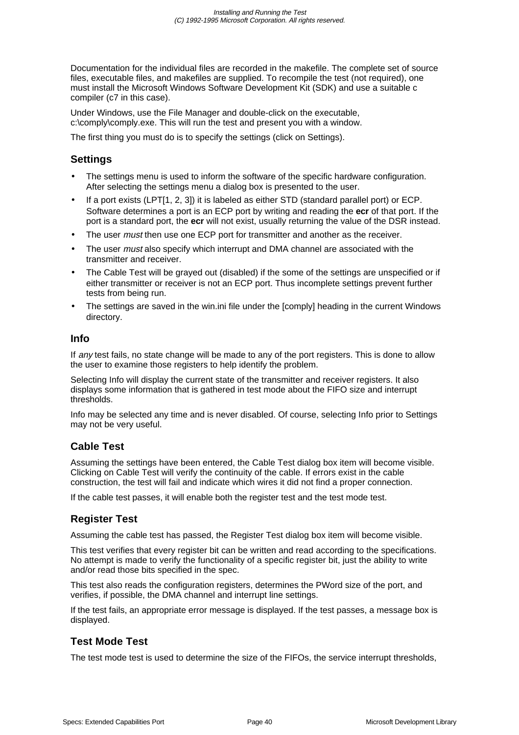Documentation for the individual files are recorded in the makefile. The complete set of source files, executable files, and makefiles are supplied. To recompile the test (not required), one must install the Microsoft Windows Software Development Kit (SDK) and use a suitable c compiler (c7 in this case).

Under Windows, use the File Manager and double-click on the executable, c:\comply\comply.exe. This will run the test and present you with a window.

The first thing you must do is to specify the settings (click on Settings).

### Settings

- The settings menu is used to inform the software of the specific hardware configuration. After selecting the settings menu a dialog box is presented to the user.
- If a port exists (LPT[1, 2, 3]) it is labeled as either STD (standard parallel port) or ECP. Software determines a port is an ECP port by writing and reading the **ecr** of that port. If the port is a standard port, the **ecr** will not exist, usually returning the value of the DSR instead.
- The user *must* then use one ECP port for transmitter and another as the receiver.
- The user *must* also specify which interrupt and DMA channel are associated with the transmitter and receiver.
- The Cable Test will be grayed out (disabled) if the some of the settings are unspecified or if either transmitter or receiver is not an ECP port. Thus incomplete settings prevent further tests from being run.
- The settings are saved in the win.ini file under the [comply] heading in the current Windows directory.

### Info

If *any* test fails, no state change will be made to any of the port registers. This is done to allow the user to examine those registers to help identify the problem.

Selecting Info will display the current state of the transmitter and receiver registers. It also displays some information that is gathered in test mode about the FIFO size and interrupt thresholds.

Info may be selected any time and is never disabled. Of course, selecting Info prior to Settings may not be very useful.

### Cable Test

Assuming the settings have been entered, the Cable Test dialog box item will become visible. Clicking on Cable Test will verify the continuity of the cable. If errors exist in the cable construction, the test will fail and indicate which wires it did not find a proper connection.

If the cable test passes, it will enable both the register test and the test mode test.

### Register Test

Assuming the cable test has passed, the Register Test dialog box item will become visible.

This test verifies that every register bit can be written and read according to the specifications. No attempt is made to verify the functionality of a specific register bit, just the ability to write and/or read those bits specified in the spec.

This test also reads the configuration registers, determines the PWord size of the port, and verifies, if possible, the DMA channel and interrupt line settings.

If the test fails, an appropriate error message is displayed. If the test passes, a message box is displayed.

### Test Mode Test

The test mode test is used to determine the size of the FIFOs, the service interrupt thresholds,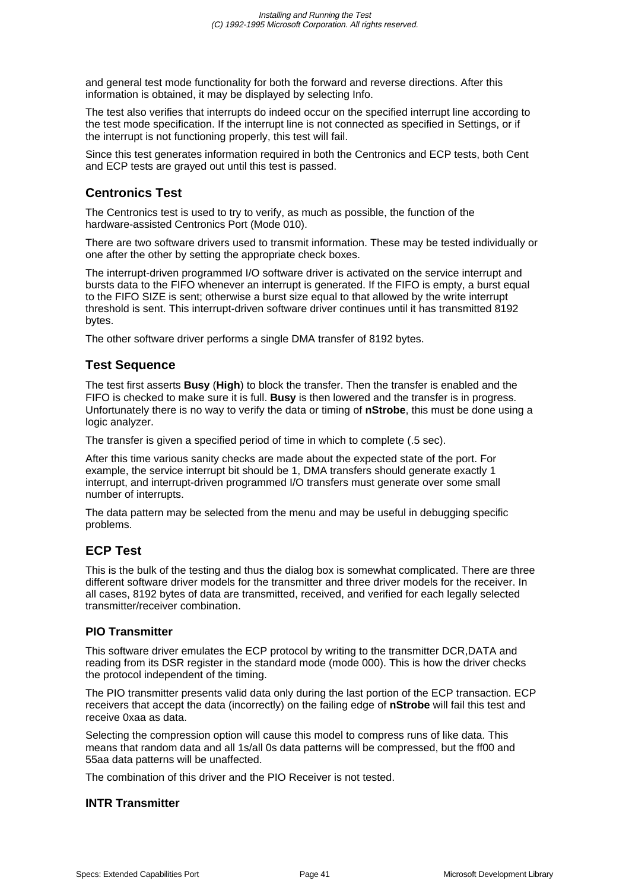and general test mode functionality for both the forward and reverse directions. After this information is obtained, it may be displayed by selecting Info.

The test also verifies that interrupts do indeed occur on the specified interrupt line according to the test mode specification. If the interrupt line is not connected as specified in Settings, or if the interrupt is not functioning properly, this test will fail.

Since this test generates information required in both the Centronics and ECP tests, both Cent and ECP tests are grayed out until this test is passed.

## Centronics Test

The Centronics test is used to try to verify, as much as possible, the function of the hardware-assisted Centronics Port (Mode 010).

There are two software drivers used to transmit information. These may be tested individually or one after the other by setting the appropriate check boxes.

The interrupt-driven programmed I/O software driver is activated on the service interrupt and bursts data to the FIFO whenever an interrupt is generated. If the FIFO is empty, a burst equal to the FIFO SIZE is sent; otherwise a burst size equal to that allowed by the write interrupt threshold is sent. This interrupt-driven software driver continues until it has transmitted 8192 bytes.

The other software driver performs a single DMA transfer of 8192 bytes.

## Test Sequence

The test first asserts **Busy** (**High**) to block the transfer. Then the transfer is enabled and the FIFO is checked to make sure it is full. **Busy** is then lowered and the transfer is in progress. Unfortunately there is no way to verify the data or timing of **nStrobe**, this must be done using a logic analyzer.

The transfer is given a specified period of time in which to complete (.5 sec).

After this time various sanity checks are made about the expected state of the port. For example, the service interrupt bit should be 1, DMA transfers should generate exactly 1 interrupt, and interrupt-driven programmed I/O transfers must generate over some small number of interrupts.

The data pattern may be selected from the menu and may be useful in debugging specific problems.

## ECP Test

This is the bulk of the testing and thus the dialog box is somewhat complicated. There are three different software driver models for the transmitter and three driver models for the receiver. In all cases, 8192 bytes of data are transmitted, received, and verified for each legally selected transmitter/receiver combination.

### PIO Transmitter

This software driver emulates the ECP protocol by writing to the transmitter DCR,DATA and reading from its DSR register in the standard mode (mode 000). This is how the driver checks the protocol independent of the timing.

The PIO transmitter presents valid data only during the last portion of the ECP transaction. ECP receivers that accept the data (incorrectly) on the failing edge of **nStrobe** will fail this test and receive 0xaa as data.

Selecting the compression option will cause this model to compress runs of like data. This means that random data and all 1s/all 0s data patterns will be compressed, but the ff00 and 55aa data patterns will be unaffected.

The combination of this driver and the PIO Receiver is not tested.

### INTR Transmitter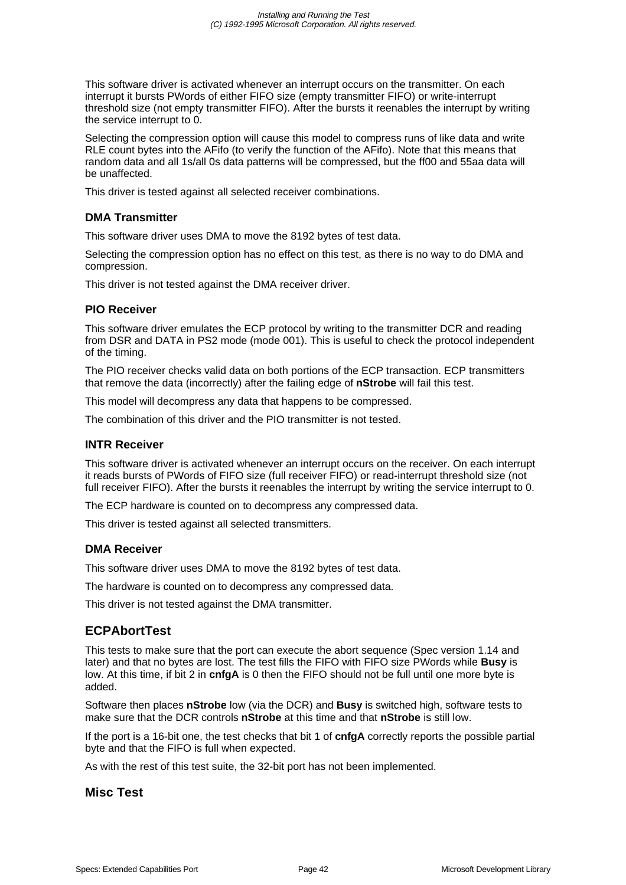This software driver is activated whenever an interrupt occurs on the transmitter. On each interrupt it bursts PWords of either FIFO size (empty transmitter FIFO) or write-interrupt threshold size (not empty transmitter FIFO). After the bursts it reenables the interrupt by writing the service interrupt to 0.

Selecting the compression option will cause this model to compress runs of like data and write RLE count bytes into the AFifo (to verify the function of the AFifo). Note that this means that random data and all 1s/all 0s data patterns will be compressed, but the ff00 and 55aa data will be unaffected.

This driver is tested against all selected receiver combinations.

### DMA Transmitter

This software driver uses DMA to move the 8192 bytes of test data.

Selecting the compression option has no effect on this test, as there is no way to do DMA and compression.

This driver is not tested against the DMA receiver driver.

### PIO Receiver

This software driver emulates the ECP protocol by writing to the transmitter DCR and reading from DSR and DATA in PS2 mode (mode 001). This is useful to check the protocol independent of the timing.

The PIO receiver checks valid data on both portions of the ECP transaction. ECP transmitters that remove the data (incorrectly) after the failing edge of **nStrobe** will fail this test.

This model will decompress any data that happens to be compressed.

The combination of this driver and the PIO transmitter is not tested.

### INTR Receiver

This software driver is activated whenever an interrupt occurs on the receiver. On each interrupt it reads bursts of PWords of FIFO size (full receiver FIFO) or read-interrupt threshold size (not full receiver FIFO). After the bursts it reenables the interrupt by writing the service interrupt to 0.

The ECP hardware is counted on to decompress any compressed data.

This driver is tested against all selected transmitters.

### DMA Receiver

This software driver uses DMA to move the 8192 bytes of test data.

The hardware is counted on to decompress any compressed data.

This driver is not tested against the DMA transmitter.

## ECPAbortTest

This tests to make sure that the port can execute the abort sequence (Spec version 1.14 and later) and that no bytes are lost. The test fills the FIFO with FIFO size PWords while **Busy** is low. At this time, if bit 2 in **cnfgA** is 0 then the FIFO should not be full until one more byte is added.

Software then places **nStrobe** low (via the DCR) and **Busy** is switched high, software tests to make sure that the DCR controls **nStrobe** at this time and that **nStrobe** is still low.

If the port is a 16-bit one, the test checks that bit 1 of **cnfgA** correctly reports the possible partial byte and that the FIFO is full when expected.

As with the rest of this test suite, the 32-bit port has not been implemented.

## Misc Test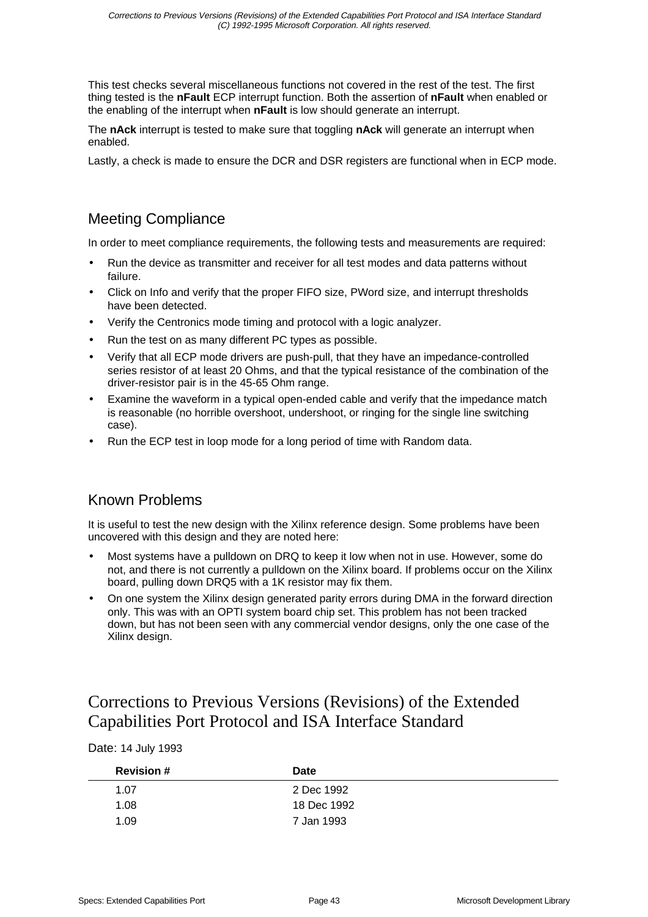This test checks several miscellaneous functions not covered in the rest of the test. The first thing tested is the **nFault** ECP interrupt function. Both the assertion of **nFault** when enabled or the enabling of the interrupt when **nFault** is low should generate an interrupt.

The **nAck** interrupt is tested to make sure that toggling **nAck** will generate an interrupt when enabled.

Lastly, a check is made to ensure the DCR and DSR registers are functional when in ECP mode.

## Meeting Compliance

In order to meet compliance requirements, the following tests and measurements are required:

- Run the device as transmitter and receiver for all test modes and data patterns without failure.
- Click on Info and verify that the proper FIFO size, PWord size, and interrupt thresholds have been detected.
- Verify the Centronics mode timing and protocol with a logic analyzer.
- Run the test on as many different PC types as possible.
- Verify that all ECP mode drivers are push-pull, that they have an impedance-controlled series resistor of at least 20 Ohms, and that the typical resistance of the combination of the driver-resistor pair is in the 45-65 Ohm range.
- Examine the waveform in a typical open-ended cable and verify that the impedance match is reasonable (no horrible overshoot, undershoot, or ringing for the single line switching case).
- Run the ECP test in loop mode for a long period of time with Random data.

## Known Problems

It is useful to test the new design with the Xilinx reference design. Some problems have been uncovered with this design and they are noted here:

- Most systems have a pulldown on DRQ to keep it low when not in use. However, some do not, and there is not currently a pulldown on the Xilinx board. If problems occur on the Xilinx board, pulling down DRQ5 with a 1K resistor may fix them.
- On one system the Xilinx design generated parity errors during DMA in the forward direction only. This was with an OPTI system board chip set. This problem has not been tracked down, but has not been seen with any commercial vendor designs, only the one case of the Xilinx design.

# Corrections to Previous Versions (Revisions) of the Extended Capabilities Port Protocol and ISA Interface Standard

Date: 14 July 1993

| Revision # | Date |
|---|---|
| 1.07 | 2 Dec 1992 |
| 1.08 | 18 Dec 1992 |
| 1.09 | 7 Jan 1993 |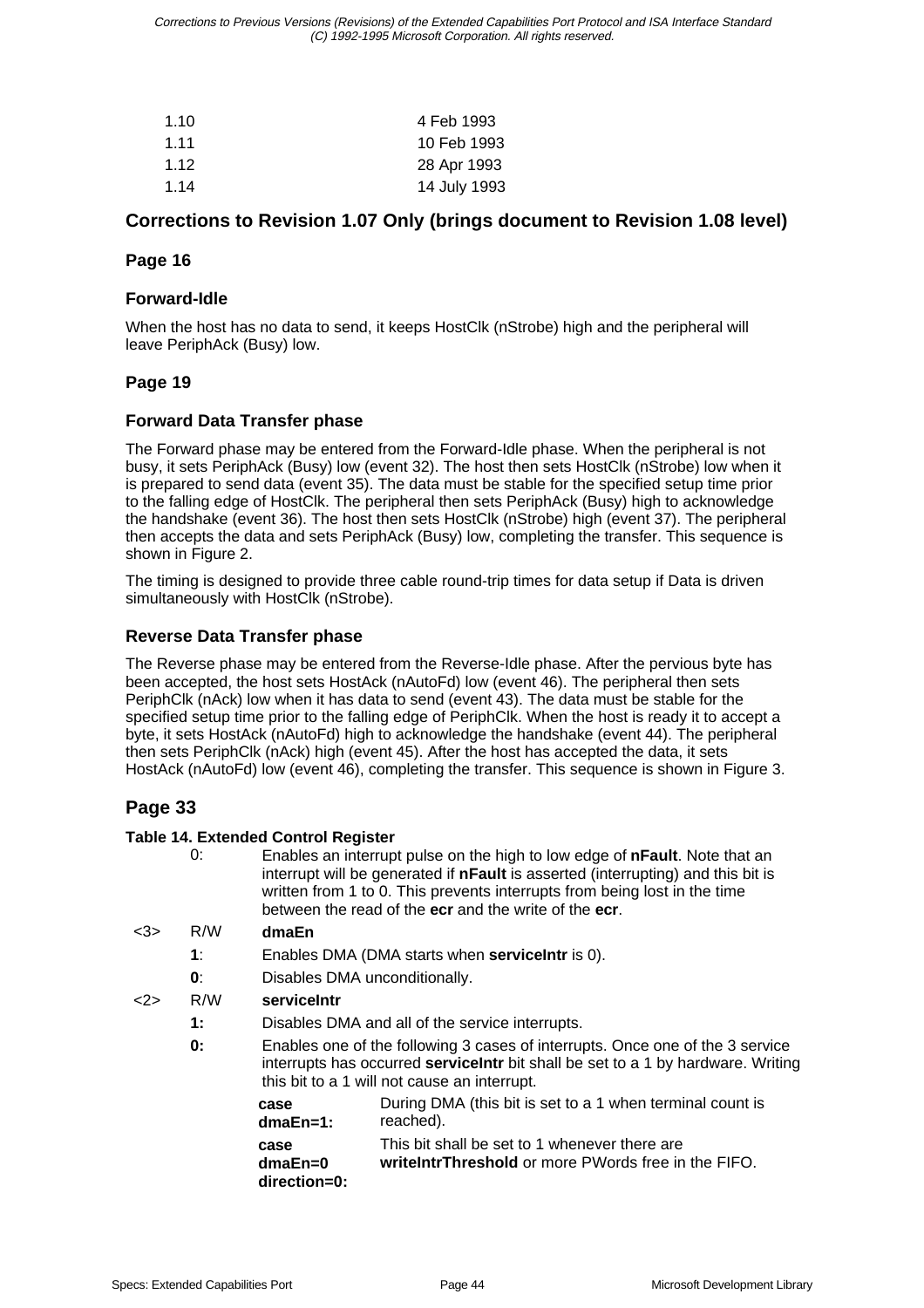| | |
|---|---|
| 1.10 | 4 Feb 1993 |
| 1.11 | 10 Feb 1993 |
| 1.12 | 28 Apr 1993 |
| 1.14 | 14 July 1993 |

## Corrections to Revision 1.07 Only (brings document to Revision 1.08 level)

### Page 16

### Forward-Idle

When the host has no data to send, it keeps HostClk (nStrobe) high and the peripheral will leave PeriphAck (Busy) low.

### Page 19

### Forward Data Transfer phase

The Forward phase may be entered from the Forward-Idle phase. When the peripheral is not busy, it sets PeriphAck (Busy) low (event 32). The host then sets HostClk (nStrobe) low when it is prepared to send data (event 35). The data must be stable for the specified setup time prior to the falling edge of HostClk. The peripheral then sets PeriphAck (Busy) high to acknowledge the handshake (event 36). The host then sets HostClk (nStrobe) high (event 37). The peripheral then accepts the data and sets PeriphAck (Busy) low, completing the transfer. This sequence is shown in Figure 2.

The timing is designed to provide three cable round-trip times for data setup if Data is driven simultaneously with HostClk (nStrobe).

### Reverse Data Transfer phase

The Reverse phase may be entered from the Reverse-Idle phase. After the pervious byte has been accepted, the host sets HostAck (nAutoFd) low (event 46). The peripheral then sets PeriphClk (nAck) low when it has data to send (event 43). The data must be stable for the specified setup time prior to the falling edge of PeriphClk. When the host is ready it to accept a byte, it sets HostAck (nAutoFd) high to acknowledge the handshake (event 44). The peripheral then sets PeriphClk (nAck) high (event 45). After the host has accepted the data, it sets HostAck (nAutoFd) low (event 46), completing the transfer. This sequence is shown in Figure 3.

## Page 33

**Table 14. Extended Control Register**

| | | |
|---|---|---|
| | 0: | Enables an interrupt pulse on the high to low edge of **nFault**. Note that an interrupt will be generated if **nFault** is asserted (interrupting) and this bit is written from 1 to 0. This prevents interrupts from being lost in the time between the read of the **ecr** and the write of the **ecr**. |
| <3> | R/W | **dmaEn** |
| | **1**: | Enables DMA (DMA starts when **serviceIntr** is 0). |
| | **0**: | Disables DMA unconditionally. |
| <2> | R/W | **serviceIntr** |
| | **1:** | Disables DMA and all of the service interrupts. |
| | **0:** | Enables one of the following 3 cases of interrupts. Once one of the 3 service interrupts has occurred **serviceIntr** bit shall be set to a 1 by hardware. Writing this bit to a 1 will not cause an interrupt. |
| | | **case dmaEn=1:** During DMA (this bit is set to a 1 when terminal count is reached). |
| | | **case dmaEn=0 direction=0:** This bit shall be set to 1 whenever there are **writeIntrThreshold** or more PWords free in the FIFO. |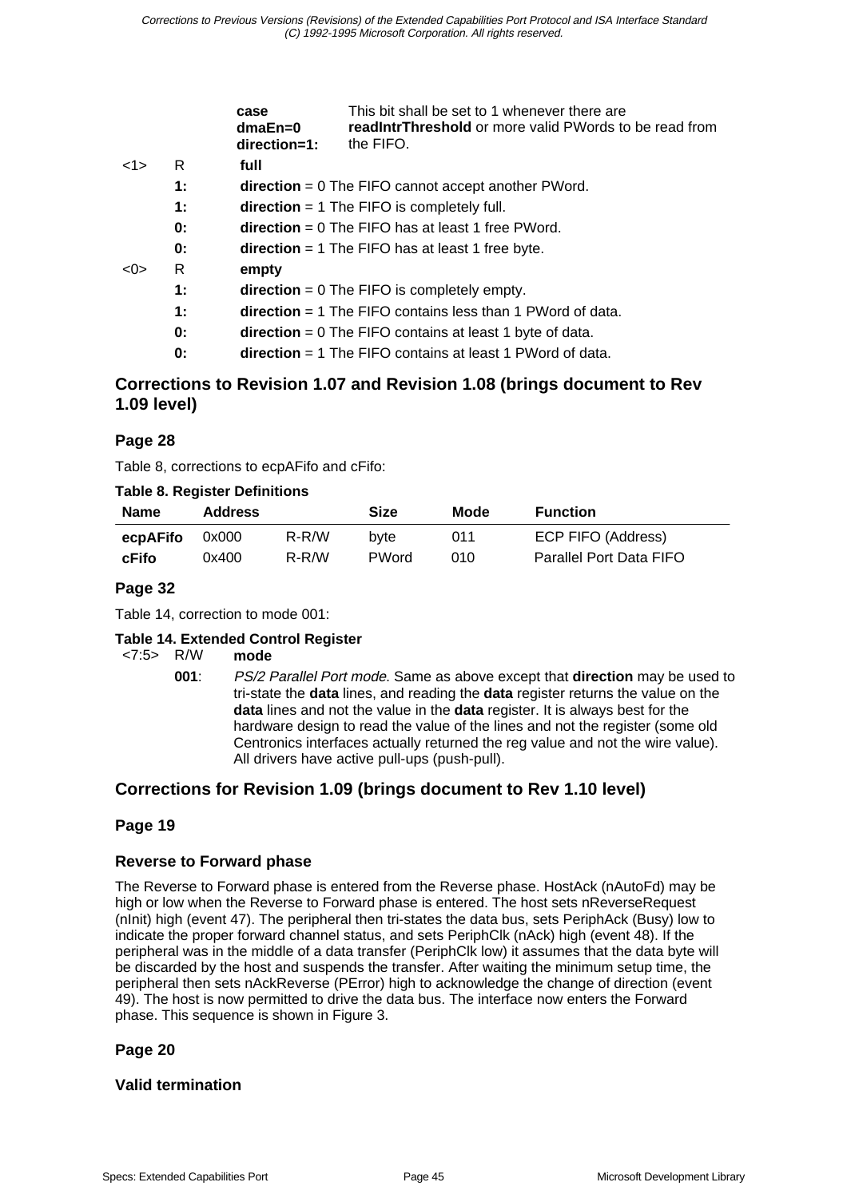| | | | |
|---|---|---|---|
| | | **case dmaEn=0 direction=1:** | This bit shall be set to 1 whenever there are **readIntrThreshold** or more valid PWords to be read from the FIFO. |
| <1> | R | **full** | |
| | **1:** | **direction** = 0 The FIFO cannot accept another PWord. | |
| | **1:** | **direction** = 1 The FIFO is completely full. | |
| | **0:** | **direction** = 0 The FIFO has at least 1 free PWord. | |
| | **0:** | **direction** = 1 The FIFO has at least 1 free byte. | |
| <0> | R | **empty** | |
| | **1:** | **direction** = 0 The FIFO is completely empty. | |
| | **1:** | **direction** = 1 The FIFO contains less than 1 PWord of data. | |
| | **0:** | **direction** = 0 The FIFO contains at least 1 byte of data. | |
| | **0:** | **direction** = 1 The FIFO contains at least 1 PWord of data. | |

## Corrections to Revision 1.07 and Revision 1.08 (brings document to Rev 1.09 level)

### Page 28

Table 8, corrections to ecpAFifo and cFifo:

**Table 8. Register Definitions**

| Name | Address | | Size | Mode | Function |
|---|---|---|---|---|---|
| **ecpAFifo** | 0x000 | R-R/W | byte | 011 | ECP FIFO (Address) |
| **cFifo** | 0x400 | R-R/W | PWord | 010 | Parallel Port Data FIFO |

### Page 32

Table 14, correction to mode 001:

**Table 14. Extended Control Register**

| | | | |
|---|---|---|---|
| <7:5> | R/W | **mode** | |
| | | **001**: | *PS/2 Parallel Port mode.* Same as above except that **direction** may be used to tri-state the **data** lines, and reading the **data** register returns the value on the **data** lines and not the value in the **data** register. It is always best for the hardware design to read the value of the lines and not the register (some old Centronics interfaces actually returned the reg value and not the wire value). All drivers have active pull-ups (push-pull). |

## Corrections for Revision 1.09 (brings document to Rev 1.10 level)

### Page 19

### Reverse to Forward phase

The Reverse to Forward phase is entered from the Reverse phase. HostAck (nAutoFd) may be high or low when the Reverse to Forward phase is entered. The host sets nReverseRequest (nInit) high (event 47). The peripheral then tri-states the data bus, sets PeriphAck (Busy) low to indicate the proper forward channel status, and sets PeriphClk (nAck) high (event 48). If the peripheral was in the middle of a data transfer (PeriphClk low) it assumes that the data byte will be discarded by the host and suspends the transfer. After waiting the minimum setup time, the peripheral then sets nAckReverse (PError) high to acknowledge the change of direction (event 49). The host is now permitted to drive the data bus. The interface now enters the Forward phase. This sequence is shown in Figure 3.

### Page 20

### Valid termination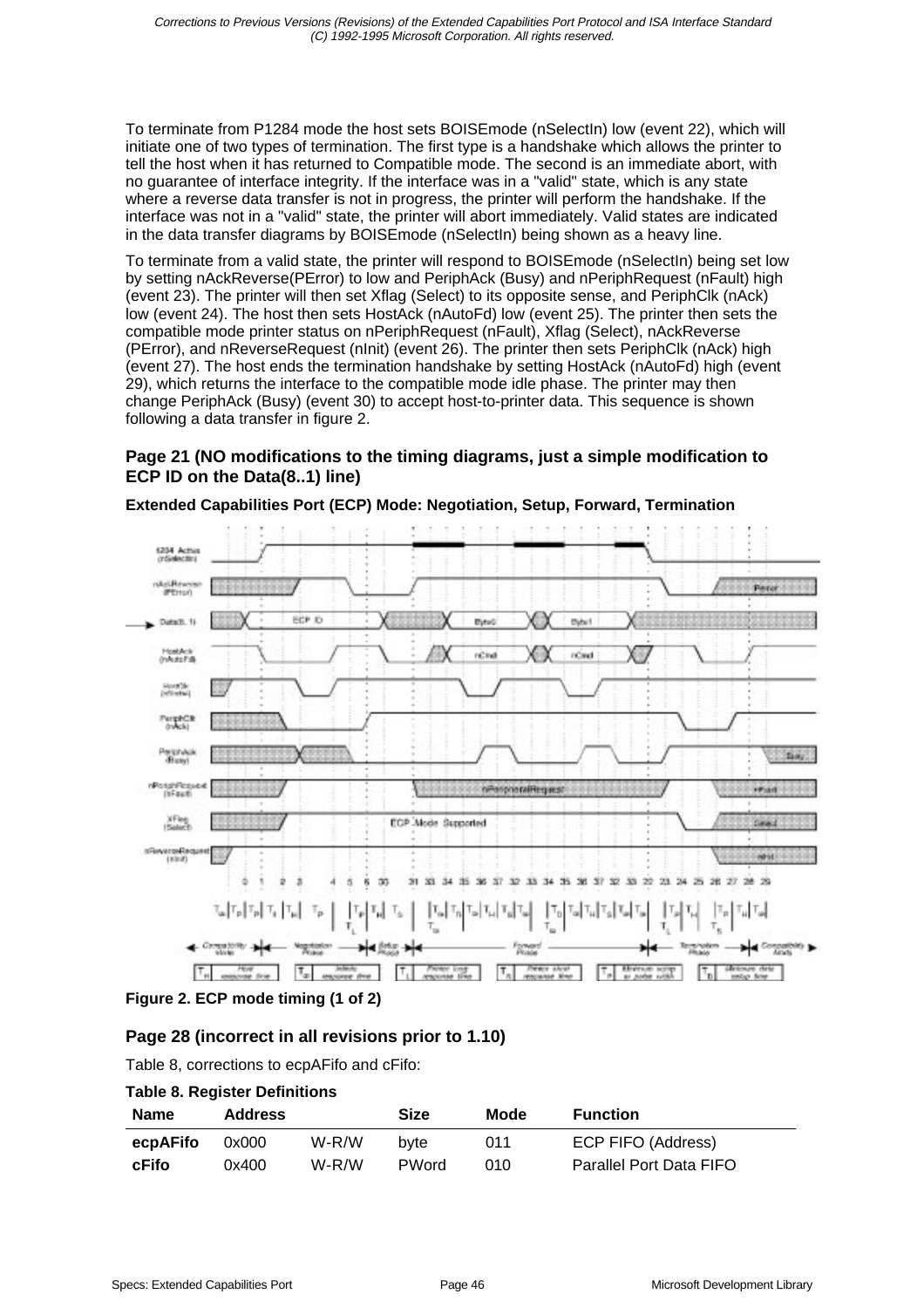To terminate from P1284 mode the host sets BOISEmode (nSelectIn) low (event 22), which will initiate one of two types of termination. The first type is a handshake which allows the printer to tell the host when it has returned to Compatible mode. The second is an immediate abort, with no guarantee of interface integrity. If the interface was in a "valid" state, which is any state where a reverse data transfer is not in progress, the printer will perform the handshake. If the interface was not in a "valid" state, the printer will abort immediately. Valid states are indicated in the data transfer diagrams by BOISEmode (nSelectIn) being shown as a heavy line.

To terminate from a valid state, the printer will respond to BOISEmode (nSelectIn) being set low by setting nAckReverse(PError) to low and PeriphAck (Busy) and nPeriphRequest (nFault) high (event 23). The printer will then set Xflag (Select) to its opposite sense, and PeriphClk (nAck) low (event 24). The host then sets HostAck (nAutoFd) low (event 25). The printer then sets the compatible mode printer status on nPeriphRequest (nFault), Xflag (Select), nAckReverse (PError), and nReverseRequest (nInit) (event 26). The printer then sets PeriphClk (nAck) high (event 27). The host ends the termination handshake by setting HostAck (nAutoFd) high (event 29), which returns the interface to the compatible mode idle phase. The printer may then change PeriphAck (Busy) (event 30) to accept host-to-printer data. This sequence is shown following a data transfer in figure 2.

### Page 21 (NO modifications to the timing diagrams, just a simple modification to ECP ID on the Data(8..1) line)

**Extended Capabilities Port (ECP) Mode: Negotiation, Setup, Forward, Termination**

**Figure 2. ECP mode timing (1 of 2)**

### Page 28 (incorrect in all revisions prior to 1.10)

Table 8, corrections to ecpAFifo and cFifo:

**Table 8. Register Definitions**

| Name | Address | | Size | Mode | Function |
|---|---|---|---|---|---|
| **ecpAFifo** | 0x000 | W-R/W | byte | 011 | ECP FIFO (Address) |
| **cFifo** | 0x400 | W-R/W | PWord | 010 | Parallel Port Data FIFO |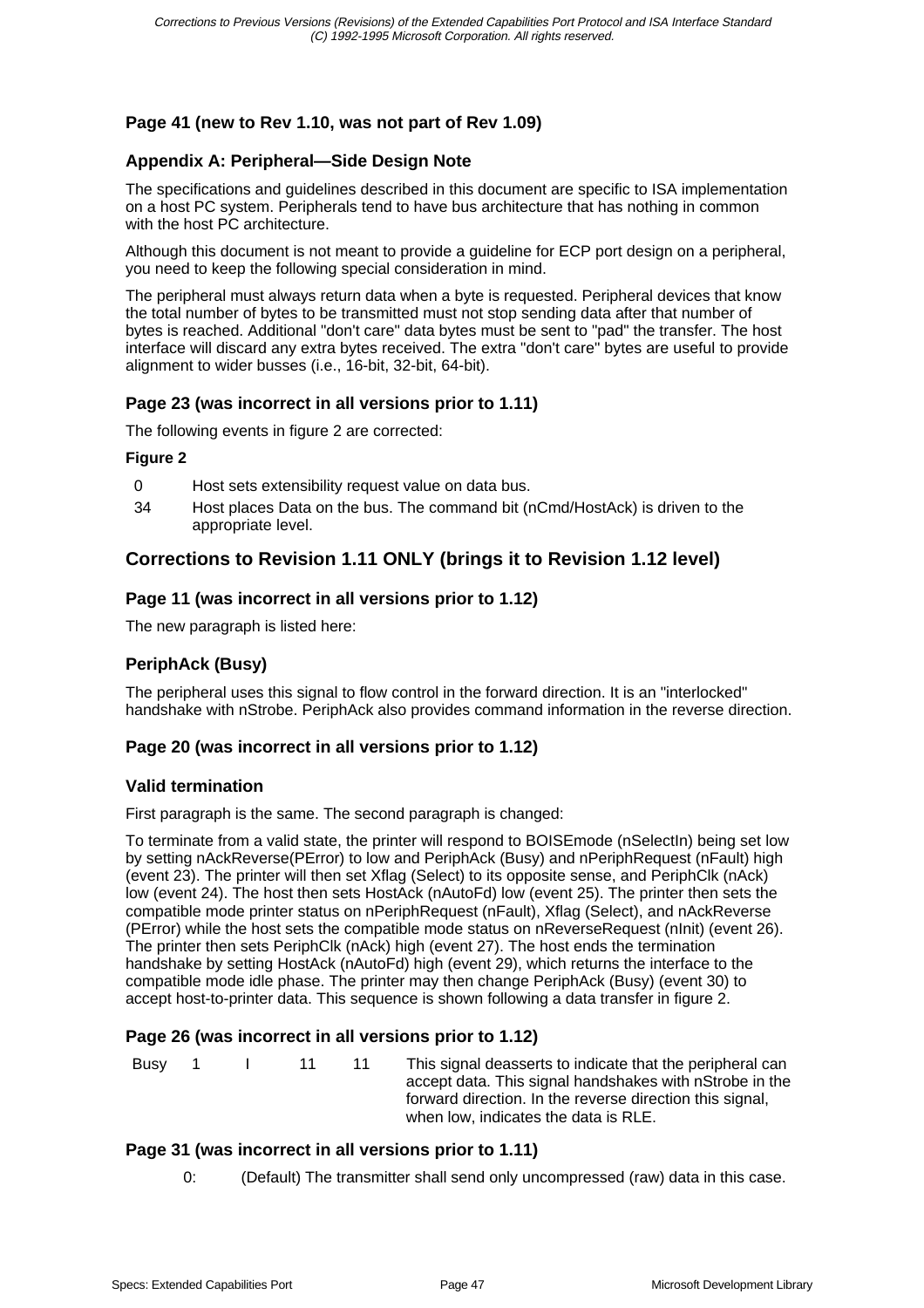### Page 41 (new to Rev 1.10, was not part of Rev 1.09)

### Appendix A: Peripheral—Side Design Note

The specifications and guidelines described in this document are specific to ISA implementation on a host PC system. Peripherals tend to have bus architecture that has nothing in common with the host PC architecture.

Although this document is not meant to provide a guideline for ECP port design on a peripheral, you need to keep the following special consideration in mind.

The peripheral must always return data when a byte is requested. Peripheral devices that know the total number of bytes to be transmitted must not stop sending data after that number of bytes is reached. Additional "don't care" data bytes must be sent to "pad" the transfer. The host interface will discard any extra bytes received. The extra "don't care" bytes are useful to provide alignment to wider busses (i.e., 16-bit, 32-bit, 64-bit).

### Page 23 (was incorrect in all versions prior to 1.11)

The following events in figure 2 are corrected:

**Figure 2**

| | |
|---|---|
| 0 | Host sets extensibility request value on data bus. |
| 34 | Host places Data on the bus. The command bit (nCmd/HostAck) is driven to the appropriate level. |

## Corrections to Revision 1.11 ONLY (brings it to Revision 1.12 level)

### Page 11 (was incorrect in all versions prior to 1.12)

The new paragraph is listed here:

### PeriphAck (Busy)

The peripheral uses this signal to flow control in the forward direction. It is an "interlocked" handshake with nStrobe. PeriphAck also provides command information in the reverse direction.

### Page 20 (was incorrect in all versions prior to 1.12)

### Valid termination

First paragraph is the same. The second paragraph is changed:

To terminate from a valid state, the printer will respond to BOISEmode (nSelectIn) being set low by setting nAckReverse(PError) to low and PeriphAck (Busy) and nPeriphRequest (nFault) high (event 23). The printer will then set Xflag (Select) to its opposite sense, and PeriphClk (nAck) low (event 24). The host then sets HostAck (nAutoFd) low (event 25). The printer then sets the compatible mode printer status on nPeriphRequest (nFault), Xflag (Select), and nAckReverse (PError) while the host sets the compatible mode status on nReverseRequest (nInit) (event 26). The printer then sets PeriphClk (nAck) high (event 27). The host ends the termination handshake by setting HostAck (nAutoFd) high (event 29), which returns the interface to the compatible mode idle phase. The printer may then change PeriphAck (Busy) (event 30) to accept host-to-printer data. This sequence is shown following a data transfer in figure 2.

### Page 26 (was incorrect in all versions prior to 1.12)

| | | | | | |
|---|---|---|---|---|---|
| Busy | 1 | I | 11 | 11 | This signal deasserts to indicate that the peripheral can accept data. This signal handshakes with nStrobe in the forward direction. In the reverse direction this signal, when low, indicates the data is RLE. |

### Page 31 (was incorrect in all versions prior to 1.11)

0: (Default) The transmitter shall send only uncompressed (raw) data in this case.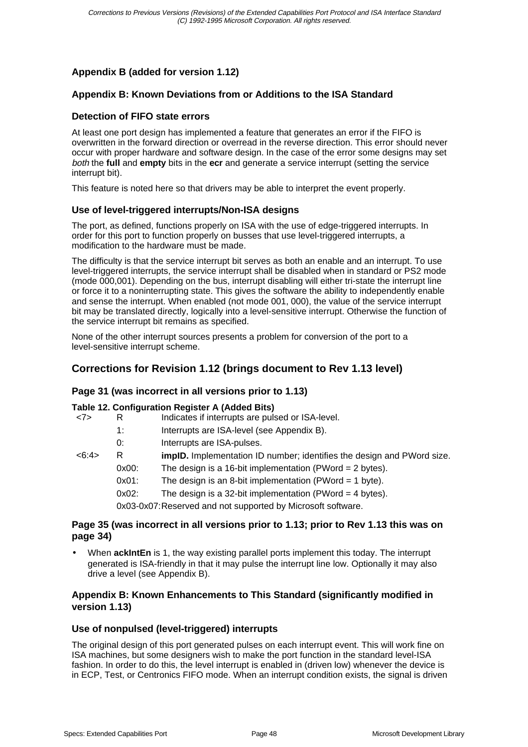## Appendix B (added for version 1.12)

### Appendix B: Known Deviations from or Additions to the ISA Standard

#### Detection of FIFO state errors

At least one port design has implemented a feature that generates an error if the FIFO is overwritten in the forward direction or overread in the reverse direction. This error should never occur with proper hardware and software design. In the case of the error some designs may set *both* the **full** and **empty** bits in the **ecr** and generate a service interrupt (setting the service interrupt bit).

This feature is noted here so that drivers may be able to interpret the event properly.

#### Use of level-triggered interrupts/Non-ISA designs

The port, as defined, functions properly on ISA with the use of edge-triggered interrupts. In order for this port to function properly on busses that use level-triggered interrupts, a modification to the hardware must be made.

The difficulty is that the service interrupt bit serves as both an enable and an interrupt. To use level-triggered interrupts, the service interrupt shall be disabled when in standard or PS2 mode (mode 000,001). Depending on the bus, interrupt disabling will either tri-state the interrupt line or force it to a noninterrupting state. This gives the software the ability to independently enable and sense the interrupt. When enabled (not mode 001, 000), the value of the service interrupt bit may be translated directly, logically into a level-sensitive interrupt. Otherwise the function of the service interrupt bit remains as specified.

None of the other interrupt sources presents a problem for conversion of the port to a level-sensitive interrupt scheme.

## Corrections for Revision 1.12 (brings document to Rev 1.13 level)

### Page 31 (was incorrect in all versions prior to 1.13)

**Table 12. Configuration Register A (Added Bits)**

| | | |
|---|---|---|
| <7> | R | Indicates if interrupts are pulsed or ISA-level. |
| | 1: | Interrupts are ISA-level (see Appendix B). |
| | 0: | Interrupts are ISA-pulses. |
| <6:4> | R | **impID.** Implementation ID number; identifies the design and PWord size. |
| | 0x00: | The design is a 16-bit implementation (PWord = 2 bytes). |
| | 0x01: | The design is an 8-bit implementation (PWord = 1 byte). |
| | 0x02: | The design is a 32-bit implementation (PWord = 4 bytes). |
| | 0x03-0x07: | Reserved and not supported by Microsoft software. |

### Page 35 (was incorrect in all versions prior to 1.13; prior to Rev 1.13 this was on page 34)

- When **ackIntEn** is 1, the way existing parallel ports implement this today. The interrupt generated is ISA-friendly in that it may pulse the interrupt line low. Optionally it may also drive a level (see Appendix B).

### Appendix B: Known Enhancements to This Standard (significantly modified in version 1.13)

#### Use of nonpulsed (level-triggered) interrupts

The original design of this port generated pulses on each interrupt event. This will work fine on ISA machines, but some designers wish to make the port function in the standard level-ISA fashion. In order to do this, the level interrupt is enabled in (driven low) whenever the device is in ECP, Test, or Centronics FIFO mode. When an interrupt condition exists, the signal is driven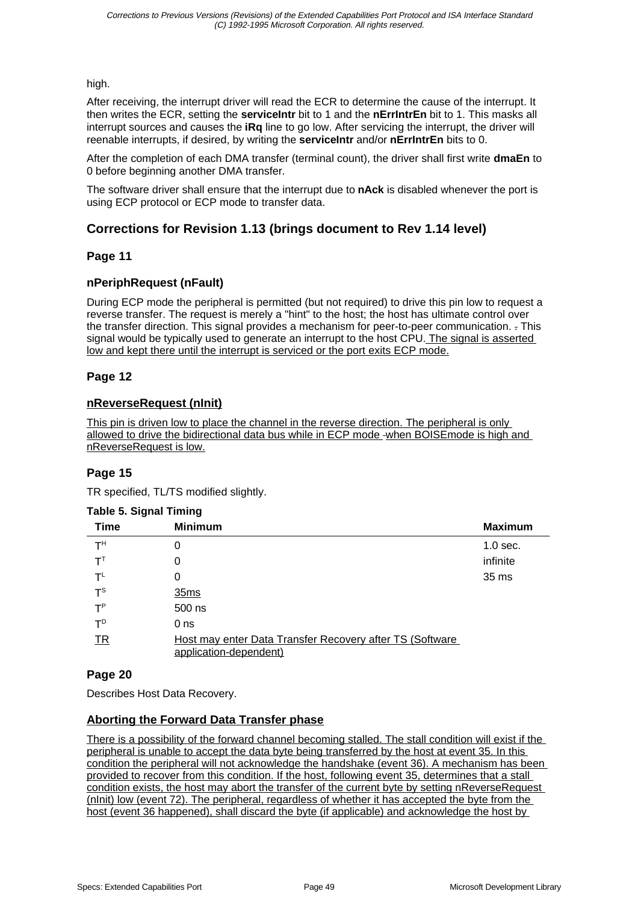high.

After receiving, the interrupt driver will read the ECR to determine the cause of the interrupt. It then writes the ECR, setting the **serviceIntr** bit to 1 and the **nErrIntrEn** bit to 1. This masks all interrupt sources and causes the **iRq** line to go low. After servicing the interrupt, the driver will reenable interrupts, if desired, by writing the **serviceIntr** and/or **nErrIntrEn** bits to 0.

After the completion of each DMA transfer (terminal count), the driver shall first write **dmaEn** to 0 before beginning another DMA transfer.

The software driver shall ensure that the interrupt due to **nAck** is disabled whenever the port is using ECP protocol or ECP mode to transfer data.

## Corrections for Revision 1.13 (brings document to Rev 1.14 level)

### Page 11

### nPeriphRequest (nFault)

During ECP mode the peripheral is permitted (but not required) to drive this pin low to request a reverse transfer. The request is merely a "hint" to the host; the host has ultimate control over the transfer direction. This signal provides a mechanism for peer-to-peer communication. . This signal would be typically used to generate an interrupt to the host CPU. The signal is asserted low and kept there until the interrupt is serviced or the port exits ECP mode.

### Page 12

### nReverseRequest (nInit)

This pin is driven low to place the channel in the reverse direction. The peripheral is only allowed to drive the bidirectional data bus while in ECP mode when BOISEmode is high and nReverseRequest is low.

### Page 15

TR specified, TL/TS modified slightly.

**Table 5. Signal Timing**

| Time | Minimum | Maximum |
|---|---|---|
| $T^H$ | 0 | 1.0 sec. |
| $T^T$ | 0 | infinite |
| $T^L$ | 0 | 35 ms |
| $T^S$ | 35ms | |
| $T^P$ | 500 ns | |
| $T^D$ | 0 ns | |
| TR | Host may enter Data Transfer Recovery after TS (Software application-dependent) | |

### Page 20

Describes Host Data Recovery.

### Aborting the Forward Data Transfer phase

There is a possibility of the forward channel becoming stalled. The stall condition will exist if the peripheral is unable to accept the data byte being transferred by the host at event 35. In this condition the peripheral will not acknowledge the handshake (event 36). A mechanism has been provided to recover from this condition. If the host, following event 35, determines that a stall condition exists, the host may abort the transfer of the current byte by setting nReverseRequest (nInit) low (event 72). The peripheral, regardless of whether it has accepted the byte from the host (event 36 happened), shall discard the byte (if applicable) and acknowledge the host by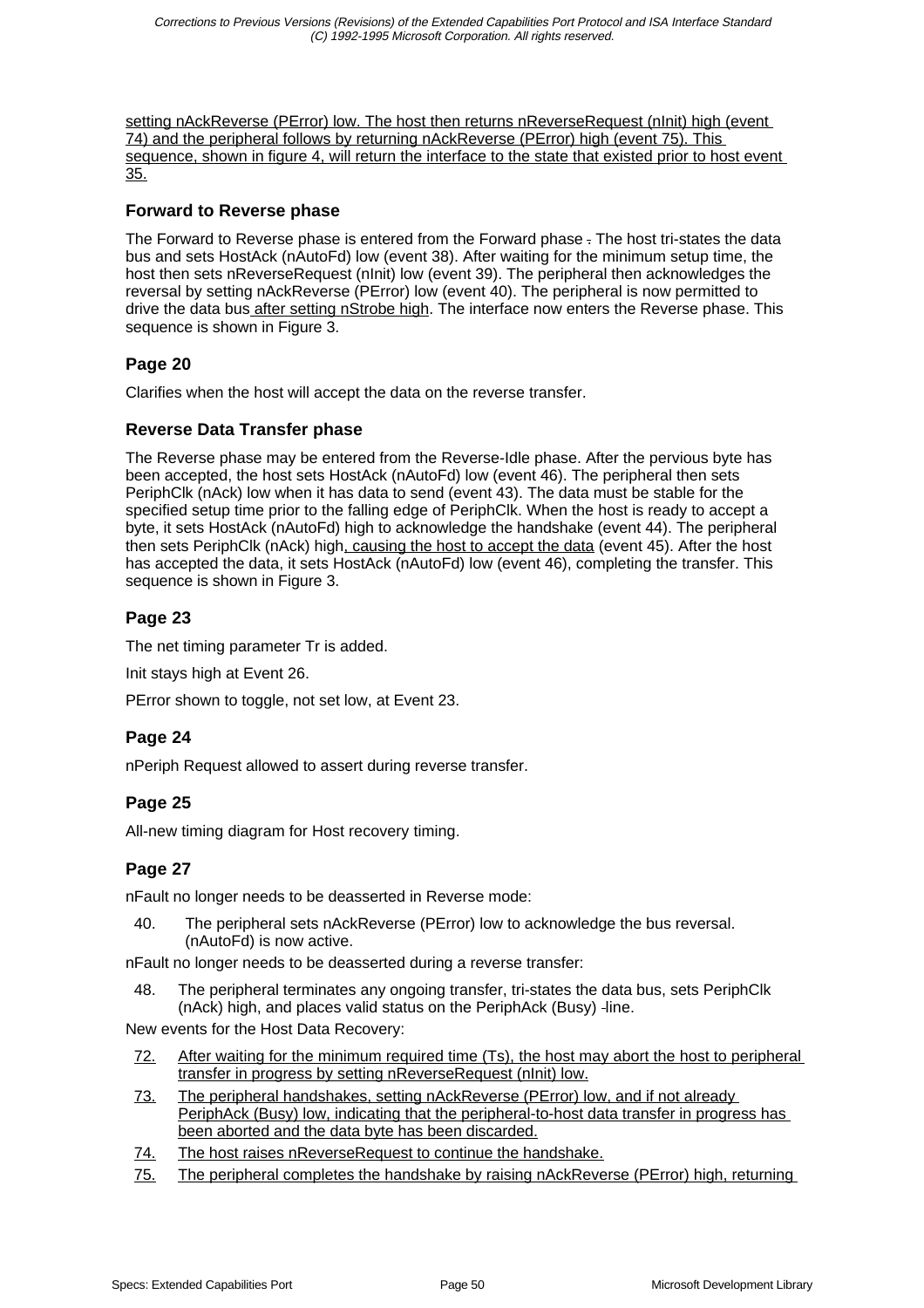setting nAckReverse (PError) low. The host then returns nReverseRequest (nInit) high (event 74) and the peripheral follows by returning nAckReverse (PError) high (event 75). This sequence, shown in figure 4, will return the interface to the state that existed prior to host event 35.

### Forward to Reverse phase

The Forward to Reverse phase is entered from the Forward phase. The host tri-states the data bus and sets HostAck (nAutoFd) low (event 38). After waiting for the minimum setup time, the host then sets nReverseRequest (nInit) low (event 39). The peripheral then acknowledges the reversal by setting nAckReverse (PError) low (event 40). The peripheral is now permitted to drive the data bus after setting nStrobe high. The interface now enters the Reverse phase. This sequence is shown in Figure 3.

### Page 20

Clarifies when the host will accept the data on the reverse transfer.

### Reverse Data Transfer phase

The Reverse phase may be entered from the Reverse-Idle phase. After the pervious byte has been accepted, the host sets HostAck (nAutoFd) low (event 46). The peripheral then sets PeriphClk (nAck) low when it has data to send (event 43). The data must be stable for the specified setup time prior to the falling edge of PeriphClk. When the host is ready to accept a byte, it sets HostAck (nAutoFd) high to acknowledge the handshake (event 44). The peripheral then sets PeriphClk (nAck) high, causing the host to accept the data (event 45). After the host has accepted the data, it sets HostAck (nAutoFd) low (event 46), completing the transfer. This sequence is shown in Figure 3.

### Page 23

The net timing parameter Tr is added.

Init stays high at Event 26.

PError shown to toggle, not set low, at Event 23.

### Page 24

nPeriph Request allowed to assert during reverse transfer.

### Page 25

All-new timing diagram for Host recovery timing.

### Page 27

nFault no longer needs to be deasserted in Reverse mode:

40. The peripheral sets nAckReverse (PError) low to acknowledge the bus reversal. (nAutoFd) is now active.

nFault no longer needs to be deasserted during a reverse transfer:

48. The peripheral terminates any ongoing transfer, tri-states the data bus, sets PeriphClk (nAck) high, and places valid status on the PeriphAck (Busy) line.

New events for the Host Data Recovery:

72. After waiting for the minimum required time (Ts), the host may abort the host to peripheral transfer in progress by setting nReverseRequest (nInit) low.
73. The peripheral handshakes, setting nAckReverse (PError) low, and if not already PeriphAck (Busy) low, indicating that the peripheral-to-host data transfer in progress has been aborted and the data byte has been discarded.
74. The host raises nReverseRequest to continue the handshake.
75. The peripheral completes the handshake by raising nAckReverse (PError) high, returning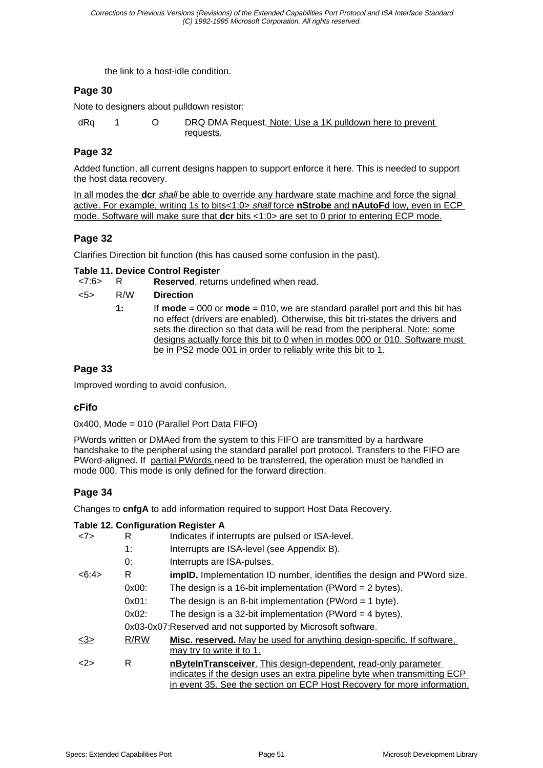the link to a host-idle condition.

### Page 30

Note to designers about pulldown resistor:

| | | | |
|---|---|---|---|
| dRq | 1 | O | DRQ DMA Request, Note: Use a 1K pulldown here to prevent requests. |

### Page 32

Added function, all current designs happen to support enforce it here. This is needed to support the host data recovery.

In all modes the **dcr** *shall* be able to override any hardware state machine and force the signal active. For example, writing 1s to bits<1:0> *shall* force **nStrobe** and **nAutoFd** low, even in ECP mode. Software will make sure that **dcr** bits <1:0> are set to 0 prior to entering ECP mode.

### Page 32

Clarifies Direction bit function (this has caused some confusion in the past).

**Table 11. Device Control Register**

| | | |
|---|---|---|
| <7:6> | R | **Reserved**, returns undefined when read. |
| <5> | R/W | **Direction** |
| | **1:** | If **mode** = 000 or **mode** = 010, we are standard parallel port and this bit has no effect (drivers are enabled). Otherwise, this bit tri-states the drivers and sets the direction so that data will be read from the peripheral. Note: some designs actually force this bit to 0 when in modes 000 or 010. Software must be in PS2 mode 001 in order to reliably write this bit to 1. |

### Page 33

Improved wording to avoid confusion.

### cFifo

0x400, Mode = 010 (Parallel Port Data FIFO)

PWords written or DMAed from the system to this FIFO are transmitted by a hardware handshake to the peripheral using the standard parallel port protocol. Transfers to the FIFO are PWord-aligned. If partial PWords need to be transferred, the operation must be handled in mode 000. This mode is only defined for the forward direction.

### Page 34

Changes to **cnfgA** to add information required to support Host Data Recovery.

**Table 12. Configuration Register A**

| | | |
|---|---|---|
| <7> | R | Indicates if interrupts are pulsed or ISA-level. |
| | 1: | Interrupts are ISA-level (see Appendix B). |
| | 0: | Interrupts are ISA-pulses. |
| <6:4> | R | **impID.** Implementation ID number, identifies the design and PWord size. |
| | 0x00: | The design is a 16-bit implementation (PWord = 2 bytes). |
| | 0x01: | The design is an 8-bit implementation (PWord = 1 byte). |
| | 0x02: | The design is a 32-bit implementation (PWord = 4 bytes). |
| | 0x03-0x07: | Reserved and not supported by Microsoft software. |
| <3> | R/RW | **Misc. reserved.** May be used for anything design-specific. If software, may try to write it to 1. |
| <2> | R | **nByteInTransceiver**. This design-dependent, read-only parameter indicates if the design uses an extra pipeline byte when transmitting ECP in event 35. See the section on ECP Host Recovery for more information. |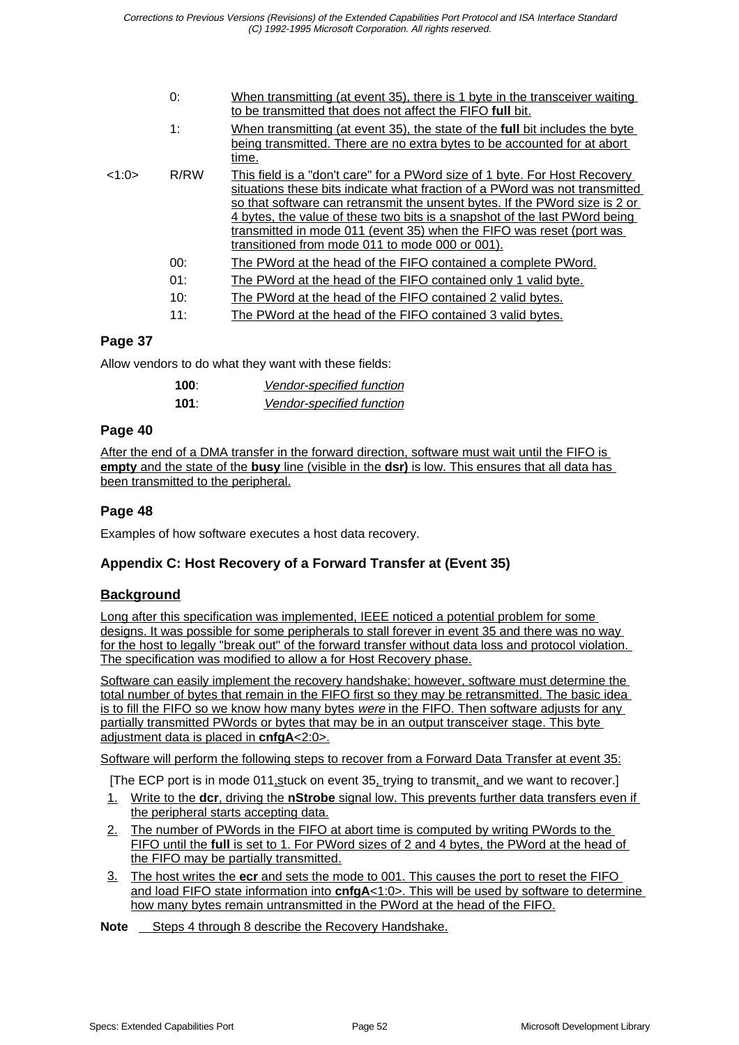| | | |
|---|---|---|
| | 0: | When transmitting (at event 35), there is 1 byte in the transceiver waiting to be transmitted that does not affect the FIFO **full** bit. |
| | 1: | When transmitting (at event 35), the state of the **full** bit includes the byte being transmitted. There are no extra bytes to be accounted for at abort time. |
| <1:0> | R/RW | This field is a "don't care" for a PWord size of 1 byte. For Host Recovery situations these bits indicate what fraction of a PWord was not transmitted so that software can retransmit the unsent bytes. If the PWord size is 2 or 4 bytes, the value of these two bits is a snapshot of the last PWord being transmitted in mode 011 (event 35) when the FIFO was reset (port was transitioned from mode 011 to mode 000 or 001). |
| | 00: | The PWord at the head of the FIFO contained a complete PWord. |
| | 01: | The PWord at the head of the FIFO contained only 1 valid byte. |
| | 10: | The PWord at the head of the FIFO contained 2 valid bytes. |
| | 11: | The PWord at the head of the FIFO contained 3 valid bytes. |

### Page 37

Allow vendors to do what they want with these fields:

| | |
|---|---|
| **100**: | *Vendor-specified function* |
| **101**: | *Vendor-specified function* |

### Page 40

After the end of a DMA transfer in the forward direction, software must wait until the FIFO is **empty** and the state of the **busy** line (visible in the **dsr)** is low. This ensures that all data has been transmitted to the peripheral.

### Page 48

Examples of how software executes a host data recovery.

### Appendix C: Host Recovery of a Forward Transfer at (Event 35)

#### Background

Long after this specification was implemented, IEEE noticed a potential problem for some designs. It was possible for some peripherals to stall forever in event 35 and there was no way for the host to legally "break out" of the forward transfer without data loss and protocol violation. The specification was modified to allow a for Host Recovery phase.

Software can easily implement the recovery handshake; however, software must determine the total number of bytes that remain in the FIFO first so they may be retransmitted. The basic idea is to fill the FIFO so we know how many bytes *were* in the FIFO. Then software adjusts for any partially transmitted PWords or bytes that may be in an output transceiver stage. This byte adjustment data is placed in **cnfgA**<2:0>.

Software will perform the following steps to recover from a Forward Data Transfer at event 35:

[The ECP port is in mode 011, stuck on event 35, trying to transmit, and we want to recover.]

1. Write to the **dcr**, driving the **nStrobe** signal low. This prevents further data transfers even if the peripheral starts accepting data.
2. The number of PWords in the FIFO at abort time is computed by writing PWords to the FIFO until the **full** is set to 1. For PWord sizes of 2 and 4 bytes, the PWord at the head of the FIFO may be partially transmitted.
3. The host writes the **ecr** and sets the mode to 001. This causes the port to reset the FIFO and load FIFO state information into **cnfgA**<1:0>. This will be used by software to determine how many bytes remain untransmitted in the PWord at the head of the FIFO.

**Note** Steps 4 through 8 describe the Recovery Handshake.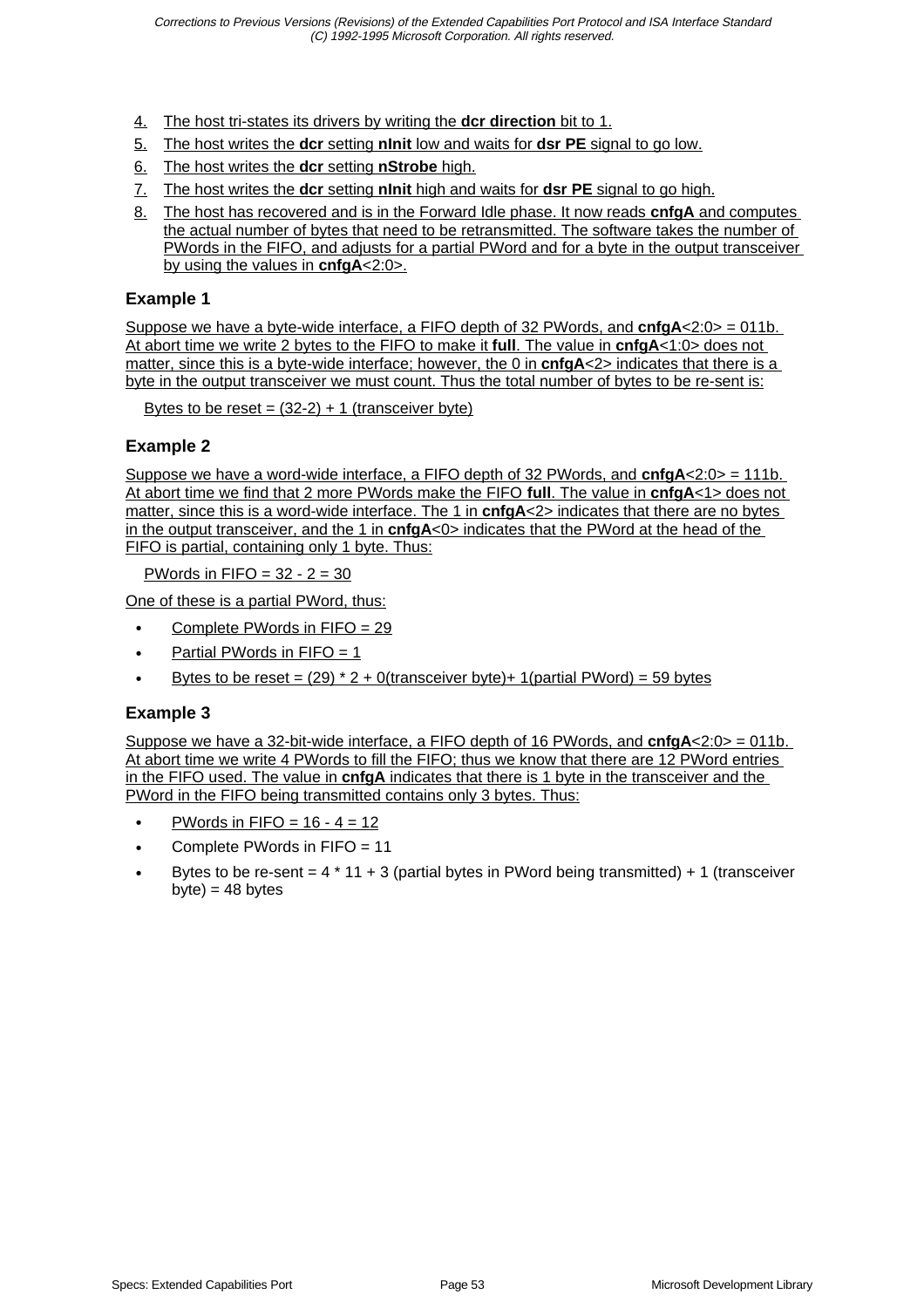4. The host tri-states its drivers by writing the **dcr direction** bit to 1.
5. The host writes the **dcr** setting **nInit** low and waits for **dsr PE** signal to go low.
6. The host writes the **dcr** setting **nStrobe** high.
7. The host writes the **dcr** setting **nInit** high and waits for **dsr PE** signal to go high.
8. The host has recovered and is in the Forward Idle phase. It now reads **cnfgA** and computes the actual number of bytes that need to be retransmitted. The software takes the number of PWords in the FIFO, and adjusts for a partial PWord and for a byte in the output transceiver by using the values in **cnfgA**<2:0>.

### Example 1

Suppose we have a byte-wide interface, a FIFO depth of 32 PWords, and **cnfgA**<2:0> = 011b. At abort time we write 2 bytes to the FIFO to make it **full**. The value in **cnfgA**<1:0> does not matter, since this is a byte-wide interface; however, the 0 in **cnfgA**<2> indicates that there is a byte in the output transceiver we must count. Thus the total number of bytes to be re-sent is:

Bytes to be reset = (32-2) + 1 (transceiver byte)

### Example 2

Suppose we have a word-wide interface, a FIFO depth of 32 PWords, and **cnfgA**<2:0> = 111b. At abort time we find that 2 more PWords make the FIFO **full**. The value in **cnfgA**<1> does not matter, since this is a word-wide interface. The 1 in **cnfgA**<2> indicates that there are no bytes in the output transceiver, and the 1 in **cnfgA**<0> indicates that the PWord at the head of the FIFO is partial, containing only 1 byte. Thus:

PWords in FIFO = 32 - 2 = 30

One of these is a partial PWord, thus:

- Complete PWords in FIFO = 29
- Partial PWords in FIFO = 1
- Bytes to be reset = (29) * 2 + 0(transceiver byte)+ 1(partial PWord) = 59 bytes

### Example 3

Suppose we have a 32-bit-wide interface, a FIFO depth of 16 PWords, and **cnfgA**<2:0> = 011b. At abort time we write 4 PWords to fill the FIFO; thus we know that there are 12 PWord entries in the FIFO used. The value in **cnfgA** indicates that there is 1 byte in the transceiver and the PWord in the FIFO being transmitted contains only 3 bytes. Thus:

- PWords in FIFO = 16 - 4 = 12
- Complete PWords in FIFO = 11
- Bytes to be re-sent = 4 * 11 + 3 (partial bytes in PWord being transmitted) + 1 (transceiver byte) = 48 bytes